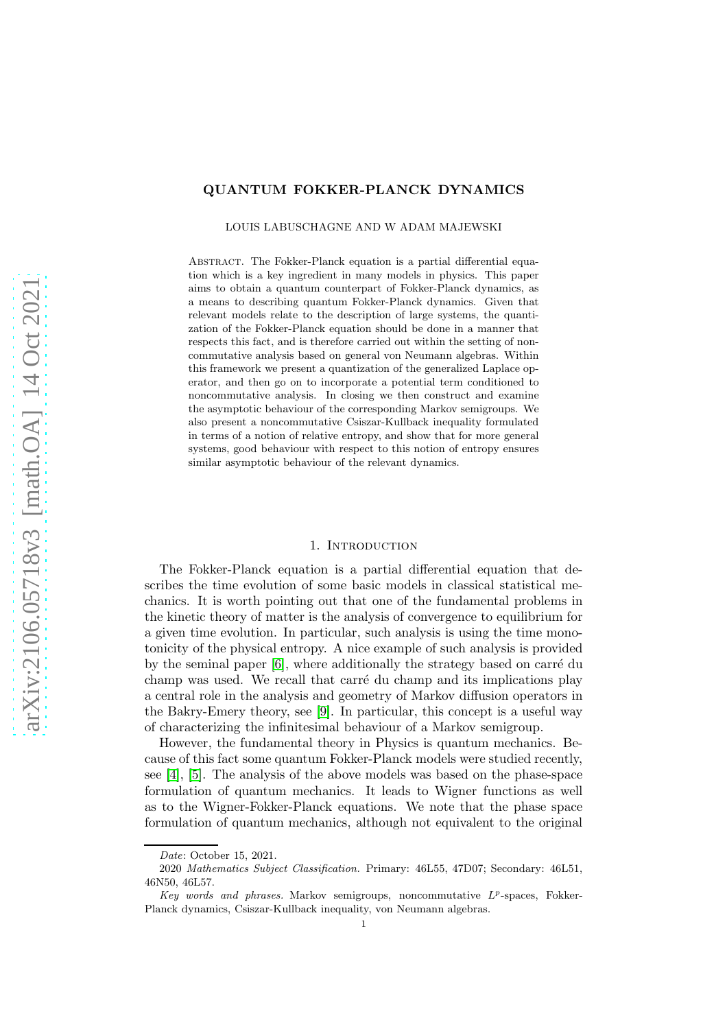# QUANTUM FOKKER-PLANCK DYNAMICS

LOUIS LABUSCHAGNE AND W ADAM MAJEWSKI

Abstract. The Fokker-Planck equation is a partial differential equation which is a key ingredient in many models in physics. This paper aims to obtain a quantum counterpart of Fokker-Planck dynamics, as a means to describing quantum Fokker-Planck dynamics. Given that relevant models relate to the description of large systems, the quantization of the Fokker-Planck equation should be done in a manner that respects this fact, and is therefore carried out within the setting of noncommutative analysis based on general von Neumann algebras. Within this framework we present a quantization of the generalized Laplace operator, and then go on to incorporate a potential term conditioned to noncommutative analysis. In closing we then construct and examine the asymptotic behaviour of the corresponding Markov semigroups. We also present a noncommutative Csiszar-Kullback inequality formulated in terms of a notion of relative entropy, and show that for more general systems, good behaviour with respect to this notion of entropy ensures similar asymptotic behaviour of the relevant dynamics.

## 1. Introduction

The Fokker-Planck equation is a partial differential equation that describes the time evolution of some basic models in classical statistical mechanics. It is worth pointing out that one of the fundamental problems in the kinetic theory of matter is the analysis of convergence to equilibrium for a given time evolution. In particular, such analysis is using the time monotonicity of the physical entropy. A nice example of such analysis is provided by the seminal paper [6], where additionally the strategy based on carré du champ was used. We recall that carré du champ and its implications play a central role in the analysis and geometry of Markov diffusion operators in the Bakry-Emery theory, see [9]. In particular, this concept is a useful way of characterizing the infinitesimal behaviour of a Markov semigroup.

However, the fundamental theory in Physics is quantum mechanics. Because of this fact some quantum Fokker-Planck models were studied recently, see [4], [5]. The analysis of the above models was based on the phase-space formulation of quantum mechanics. It leads to Wigner functions as well as to the Wigner-Fokker-Planck equations. We note that the phase space formulation of quantum mechanics, although not equivalent to the original

*Date*: October 15, 2021.

2020 *Mathematics Subject Classification.* Primary: 46L55, 47D07; Secondary: 46L51, 46N50, 46L57.

*Key words and phrases.* Markov semigroups, noncommutative $L^p$-spaces, Fokker-Planck dynamics, Csiszar-Kullback inequality, von Neumann algebras.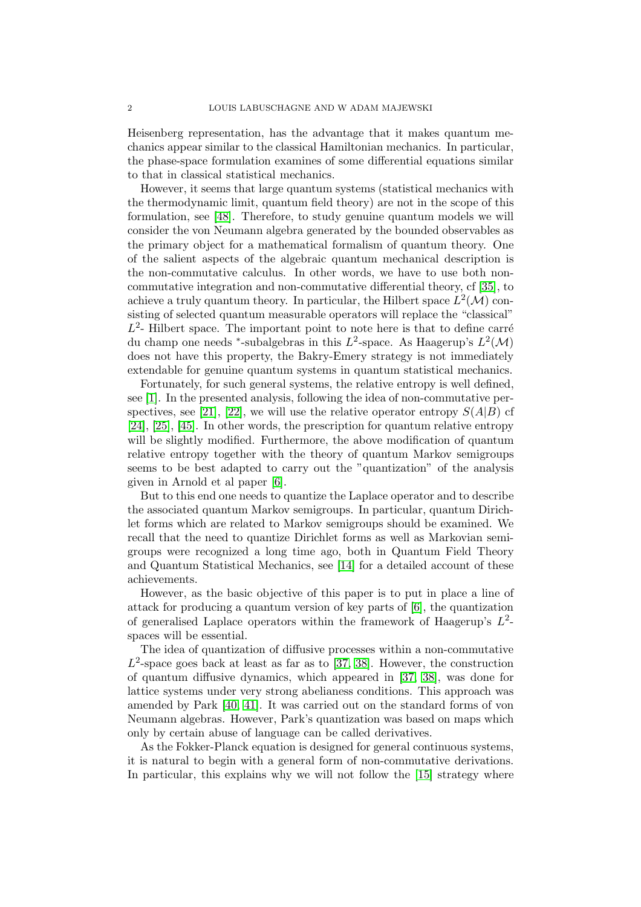Heisenberg representation, has the advantage that it makes quantum mechanics appear similar to the classical Hamiltonian mechanics. In particular, the phase-space formulation examines of some differential equations similar to that in classical statistical mechanics.

However, it seems that large quantum systems (statistical mechanics with the thermodynamic limit, quantum field theory) are not in the scope of this formulation, see [48]. Therefore, to study genuine quantum models we will consider the von Neumann algebra generated by the bounded observables as the primary object for a mathematical formalism of quantum theory. One of the salient aspects of the algebraic quantum mechanical description is the non-commutative calculus. In other words, we have to use both non-commutative integration and non-commutative differential theory, cf [35], to achieve a truly quantum theory. In particular, the Hilbert space $L^2(\mathcal{M})$ consisting of selected quantum measurable operators will replace the "classical" $L^2$- Hilbert space. The important point to note here is that to define carré du champ one needs $^*$-subalgebras in this $L^2$-space. As Haagerup's $L^2(\mathcal{M})$ does not have this property, the Bakry-Emery strategy is not immediately extendable for genuine quantum systems in quantum statistical mechanics.

Fortunately, for such general systems, the relative entropy is well defined, see [1]. In the presented analysis, following the idea of non-commutative perspectives, see [21], [22], we will use the relative operator entropy $S(A|B)$ cf [24], [25], [45]. In other words, the prescription for quantum relative entropy will be slightly modified. Furthermore, the above modification of quantum relative entropy together with the theory of quantum Markov semigroups seems to be best adapted to carry out the "quantization" of the analysis given in Arnold et al paper [6].

But to this end one needs to quantize the Laplace operator and to describe the associated quantum Markov semigroups. In particular, quantum Dirichlet forms which are related to Markov semigroups should be examined. We recall that the need to quantize Dirichlet forms as well as Markovian semigroups were recognized a long time ago, both in Quantum Field Theory and Quantum Statistical Mechanics, see [14] for a detailed account of these achievements.

However, as the basic objective of this paper is to put in place a line of attack for producing a quantum version of key parts of [6], the quantization of generalised Laplace operators within the framework of Haagerup's $L^2$-spaces will be essential.

The idea of quantization of diffusive processes within a non-commutative $L^2$-space goes back at least as far as to [37, 38]. However, the construction of quantum diffusive dynamics, which appeared in [37, 38], was done for lattice systems under very strong abelianess conditions. This approach was amended by Park [40, 41]. It was carried out on the standard forms of von Neumann algebras. However, Park's quantization was based on maps which only by certain abuse of language can be called derivatives.

As the Fokker-Planck equation is designed for general continuous systems, it is natural to begin with a general form of non-commutative derivations. In particular, this explains why we will not follow the [15] strategy where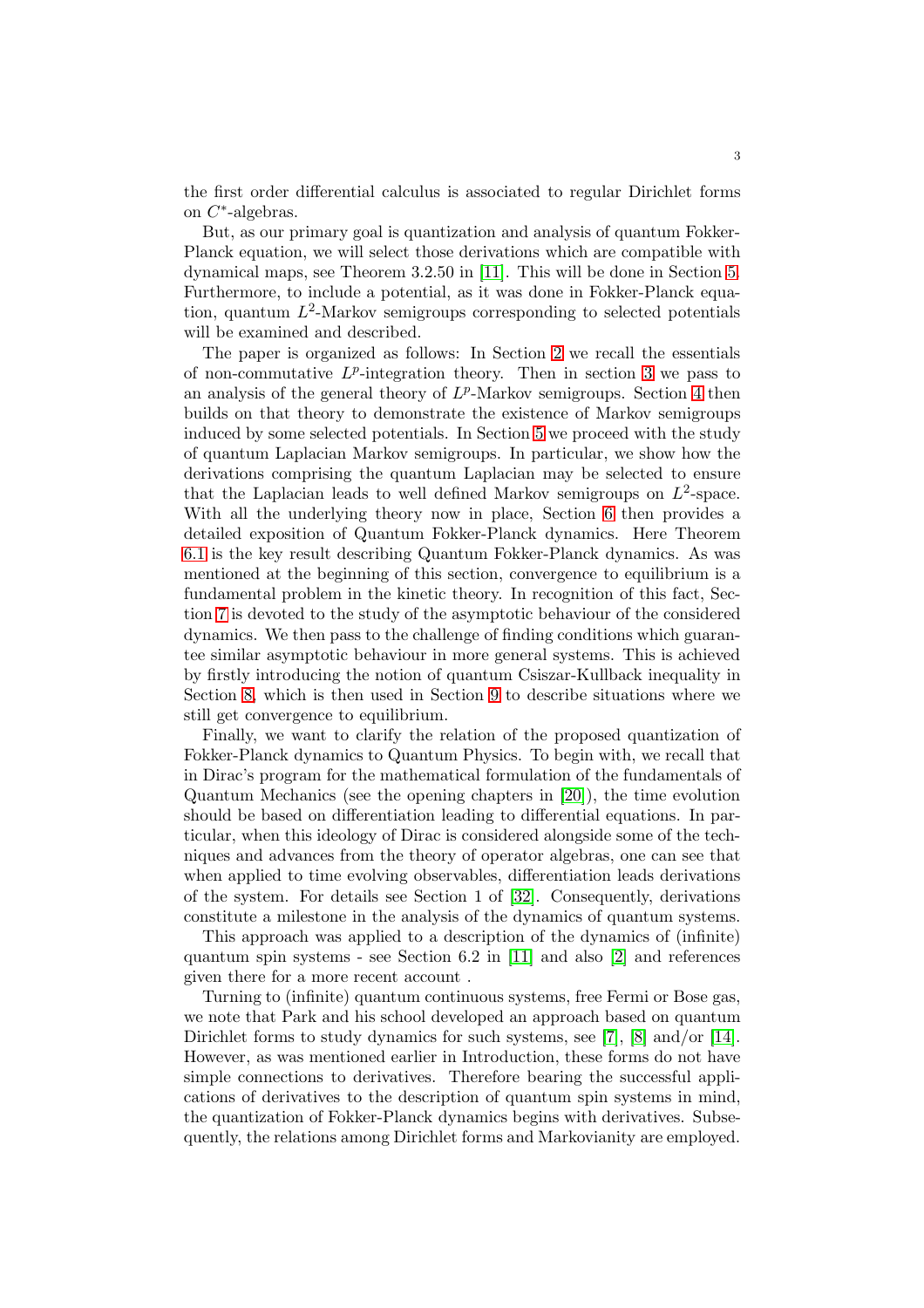the first order differential calculus is associated to regular Dirichlet forms on $C^*$-algebras.

But, as our primary goal is quantization and analysis of quantum Fokker-Planck equation, we will select those derivations which are compatible with dynamical maps, see Theorem 3.2.50 in [11]. This will be done in Section 5. Furthermore, to include a potential, as it was done in Fokker-Planck equation, quantum $L^2$-Markov semigroups corresponding to selected potentials will be examined and described.

The paper is organized as follows: In Section 2 we recall the essentials of non-commutative $L^p$-integration theory. Then in section 3 we pass to an analysis of the general theory of $L^p$-Markov semigroups. Section 4 then builds on that theory to demonstrate the existence of Markov semigroups induced by some selected potentials. In Section 5 we proceed with the study of quantum Laplacian Markov semigroups. In particular, we show how the derivations comprising the quantum Laplacian may be selected to ensure that the Laplacian leads to well defined Markov semigroups on $L^2$-space. With all the underlying theory now in place, Section 6 then provides a detailed exposition of Quantum Fokker-Planck dynamics. Here Theorem 6.1 is the key result describing Quantum Fokker-Planck dynamics. As was mentioned at the beginning of this section, convergence to equilibrium is a fundamental problem in the kinetic theory. In recognition of this fact, Section 7 is devoted to the study of the asymptotic behaviour of the considered dynamics. We then pass to the challenge of finding conditions which guarantee similar asymptotic behaviour in more general systems. This is achieved by firstly introducing the notion of quantum Csiszar-Kullback inequality in Section 8, which is then used in Section 9 to describe situations where we still get convergence to equilibrium.

Finally, we want to clarify the relation of the proposed quantization of Fokker-Planck dynamics to Quantum Physics. To begin with, we recall that in Dirac's program for the mathematical formulation of the fundamentals of Quantum Mechanics (see the opening chapters in [20]), the time evolution should be based on differentiation leading to differential equations. In particular, when this ideology of Dirac is considered alongside some of the techniques and advances from the theory of operator algebras, one can see that when applied to time evolving observables, differentiation leads derivations of the system. For details see Section 1 of [32]. Consequently, derivations constitute a milestone in the analysis of the dynamics of quantum systems.

This approach was applied to a description of the dynamics of (infinite) quantum spin systems - see Section 6.2 in [11] and also [2] and references given there for a more recent account .

Turning to (infinite) quantum continuous systems, free Fermi or Bose gas, we note that Park and his school developed an approach based on quantum Dirichlet forms to study dynamics for such systems, see [7], [8] and/or [14]. However, as was mentioned earlier in Introduction, these forms do not have simple connections to derivatives. Therefore bearing the successful applications of derivatives to the description of quantum spin systems in mind, the quantization of Fokker-Planck dynamics begins with derivatives. Subsequently, the relations among Dirichlet forms and Markovianity are employed.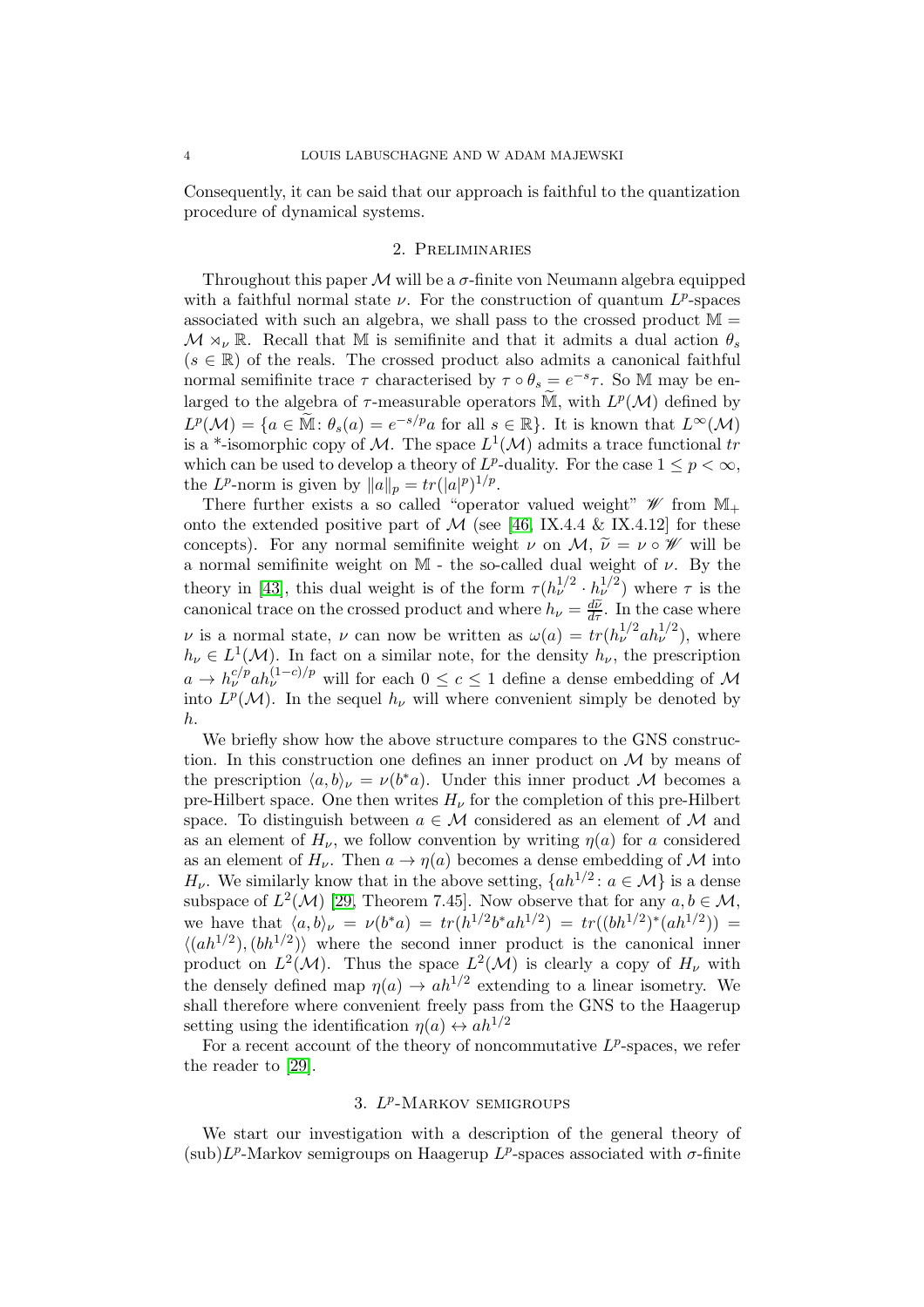Consequently, it can be said that our approach is faithful to the quantization procedure of dynamical systems.

## 2. Preliminaries

Throughout this paper $\mathcal{M}$ will be a $\sigma$-finite von Neumann algebra equipped with a faithful normal state $\nu$. For the construction of quantum $L^p$-spaces associated with such an algebra, we shall pass to the crossed product $\mathbb{M} = \mathcal{M} \rtimes_\nu \mathbb{R}$. Recall that $\mathbb{M}$ is semifinite and that it admits a dual action $\theta_s$ ($s \in \mathbb{R}$) of the reals. The crossed product also admits a canonical faithful normal semifinite trace $\tau$ characterised by $\tau \circ \theta_s = e^{-s}\tau$. So $\mathbb{M}$ may be enlarged to the algebra of $\tau$-measurable operators $\widetilde{\mathbb{M}}$, with $L^p(\mathcal{M})$ defined by $L^p(\mathcal{M}) = \{a \in \widetilde{\mathbb{M}} \colon \theta_s(a) = e^{-s/p}a \text{ for all } s \in \mathbb{R}\}$. It is known that $L^\infty(\mathcal{M})$ is a \*-isomorphic copy of $\mathcal{M}$. The space $L^1(\mathcal{M})$ admits a trace functional $tr$ which can be used to develop a theory of $L^p$-duality. For the case $1 \leq p < \infty$, the $L^p$-norm is given by $\|a\|_p = tr(|a|^p)^{1/p}$.

There further exists a so called "operator valued weight" $\mathscr{W}$ from $\mathbb{M}_+$ onto the extended positive part of $\mathcal{M}$ (see [46, IX.4.4 & IX.4.12] for these concepts). For any normal semifinite weight $\nu$ on $\mathcal{M}$, $\widetilde{\nu} = \nu \circ \mathscr{W}$ will be a normal semifinite weight on $\mathbb{M}$ - the so-called dual weight of $\nu$. By the theory in [43], this dual weight is of the form $\tau(h_\nu^{1/2} \cdot h_\nu^{1/2})$ where $\tau$ is the canonical trace on the crossed product and where $h_\nu = \frac{d\widetilde{\nu}}{d\tau}$. In the case where $\nu$ is a normal state, $\nu$ can now be written as $\omega(a) = tr(h_\nu^{1/2} a h_\nu^{1/2})$, where $h_\nu \in L^1(\mathcal{M})$. In fact on a similar note, for the density $h_\nu$, the prescription $a \to h_\nu^{c/p} a h_\nu^{(1-c)/p}$ will for each $0 \leq c \leq 1$ define a dense embedding of $\mathcal{M}$ into $L^p(\mathcal{M})$. In the sequel $h_\nu$ will where convenient simply be denoted by $h$.

We briefly show how the above structure compares to the GNS construction. In this construction one defines an inner product on $\mathcal{M}$ by means of the prescription $\langle a, b \rangle_\nu = \nu(b^*a)$. Under this inner product $\mathcal{M}$ becomes a pre-Hilbert space. One then writes $H_\nu$ for the completion of this pre-Hilbert space. To distinguish between $a \in \mathcal{M}$ considered as an element of $\mathcal{M}$ and as an element of $H_\nu$, we follow convention by writing $\eta(a)$ for $a$ considered as an element of $H_\nu$. Then $a \to \eta(a)$ becomes a dense embedding of $\mathcal{M}$ into $H_\nu$. We similarly know that in the above setting, $\{ah^{1/2} \colon a \in \mathcal{M}\}$ is a dense subspace of $L^2(\mathcal{M})$ [29, Theorem 7.45]. Now observe that for any $a, b \in \mathcal{M}$, we have that $\langle a, b \rangle_\nu = \nu(b^*a) = tr(h^{1/2}b^*ah^{1/2}) = tr((bh^{1/2})^*(ah^{1/2})) = \langle (ah^{1/2}), (bh^{1/2}) \rangle$ where the second inner product is the canonical inner product on $L^2(\mathcal{M})$. Thus the space $L^2(\mathcal{M})$ is clearly a copy of $H_\nu$ with the densely defined map $\eta(a) \to ah^{1/2}$ extending to a linear isometry. We shall therefore where convenient freely pass from the GNS to the Haagerup setting using the identification $\eta(a) \leftrightarrow ah^{1/2}$

For a recent account of the theory of noncommutative $L^p$-spaces, we refer the reader to [29].

## 3. $L^p$-Markov semigroups

We start our investigation with a description of the general theory of (sub)$L^p$-Markov semigroups on Haagerup $L^p$-spaces associated with $\sigma$-finite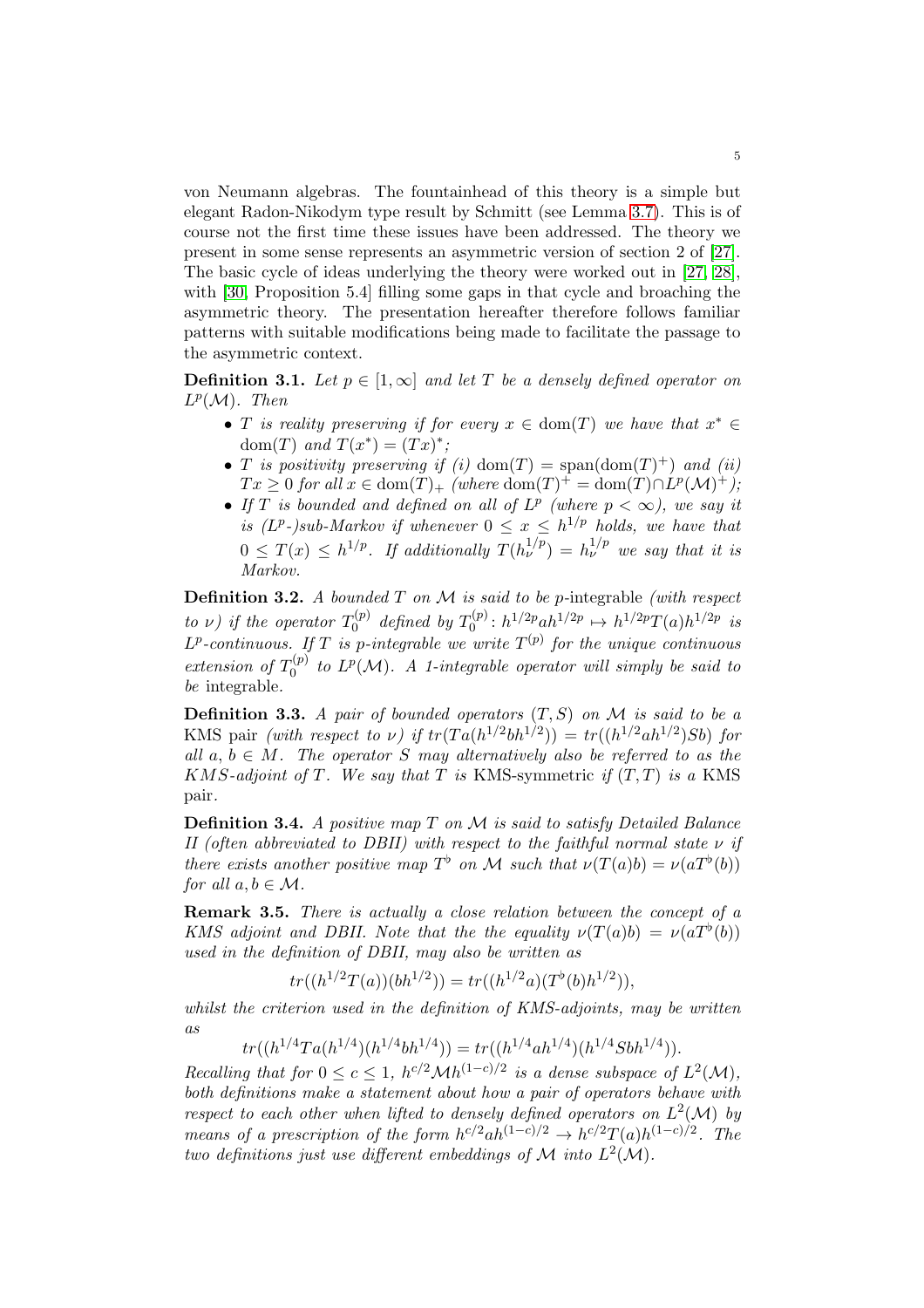von Neumann algebras. The fountainhead of this theory is a simple but elegant Radon-Nikodym type result by Schmitt (see Lemma 3.7). This is of course not the first time these issues have been addressed. The theory we present in some sense represents an asymmetric version of section 2 of [27]. The basic cycle of ideas underlying the theory were worked out in [27, 28], with [30, Proposition 5.4] filling some gaps in that cycle and broaching the asymmetric theory. The presentation hereafter therefore follows familiar patterns with suitable modifications being made to facilitate the passage to the asymmetric context.

**Definition 3.1.** *Let $p \in [1, \infty]$ and let $T$ be a densely defined operator on $L^p(\mathcal{M})$. Then*

- *$T$ is reality preserving if for every $x \in \mathrm{dom}(T)$ we have that $x^* \in \mathrm{dom}(T)$ and $T(x^*) = (Tx)^*$;*
- *$T$ is positivity preserving if (i) $\mathrm{dom}(T) = \mathrm{span}(\mathrm{dom}(T)^+)$ and (ii) $Tx \geq 0$ for all $x \in \mathrm{dom}(T)_+$ (where $\mathrm{dom}(T)^+ = \mathrm{dom}(T) \cap L^p(\mathcal{M})^+$);*
- *If $T$ is bounded and defined on all of $L^p$ (where $p < \infty$), we say it is ($L^p$-)sub-Markov if whenever $0 \leq x \leq h^{1/p}$ holds, we have that $0 \leq T(x) \leq h^{1/p}$. If additionally $T(h_\nu^{1/p}) = h_\nu^{1/p}$ we say that it is Markov.*

**Definition 3.2.** *A bounded $T$ on $\mathcal{M}$ is said to be $p$-integrable (with respect to $\nu$) if the operator $T_0^{(p)}$ defined by $T_0^{(p)} \colon h^{1/2p} a h^{1/2p} \mapsto h^{1/2p} T(a) h^{1/2p}$ is $L^p$-continuous. If $T$ is $p$-integrable we write $T^{(p)}$ for the unique continuous extension of $T_0^{(p)}$ to $L^p(\mathcal{M})$. A 1-integrable operator will simply be said to be integrable.*

**Definition 3.3.** *A pair of bounded operators $(T, S)$ on $\mathcal{M}$ is said to be a KMS pair (with respect to $\nu$) if $tr(Ta(h^{1/2}bh^{1/2})) = tr((h^{1/2}ah^{1/2})Sb)$ for all $a$, $b \in M$. The operator $S$ may alternatively also be referred to as the KMS-adjoint of $T$. We say that $T$ is KMS-symmetric if $(T, T)$ is a KMS pair.*

**Definition 3.4.** *A positive map $T$ on $\mathcal{M}$ is said to satisfy Detailed Balance II (often abbreviated to DBII) with respect to the faithful normal state $\nu$ if there exists another positive map $T^\flat$ on $\mathcal{M}$ such that $\nu(T(a)b) = \nu(aT^\flat(b))$ for all $a, b \in \mathcal{M}$.*

**Remark 3.5.** *There is actually a close relation between the concept of a KMS adjoint and DBII. Note that the the equality $\nu(T(a)b) = \nu(aT^\flat(b))$ used in the definition of DBII, may also be written as*

$$tr((h^{1/2}T(a))(bh^{1/2})) = tr((h^{1/2}a)(T^\flat(b)h^{1/2})),$$

*whilst the criterion used in the definition of KMS-adjoints, may be written as*

$$tr((h^{1/4}Ta(h^{1/4})(h^{1/4}bh^{1/4})) = tr((h^{1/4}ah^{1/4})(h^{1/4}Sbh^{1/4})).$$

*Recalling that for $0 \leq c \leq 1$, $h^{c/2}\mathcal{M}h^{(1-c)/2}$ is a dense subspace of $L^2(\mathcal{M})$, both definitions make a statement about how a pair of operators behave with respect to each other when lifted to densely defined operators on $L^2(\mathcal{M})$ by means of a prescription of the form $h^{c/2}ah^{(1-c)/2} \to h^{c/2}T(a)h^{(1-c)/2}$. The two definitions just use different embeddings of $\mathcal{M}$ into $L^2(\mathcal{M})$.*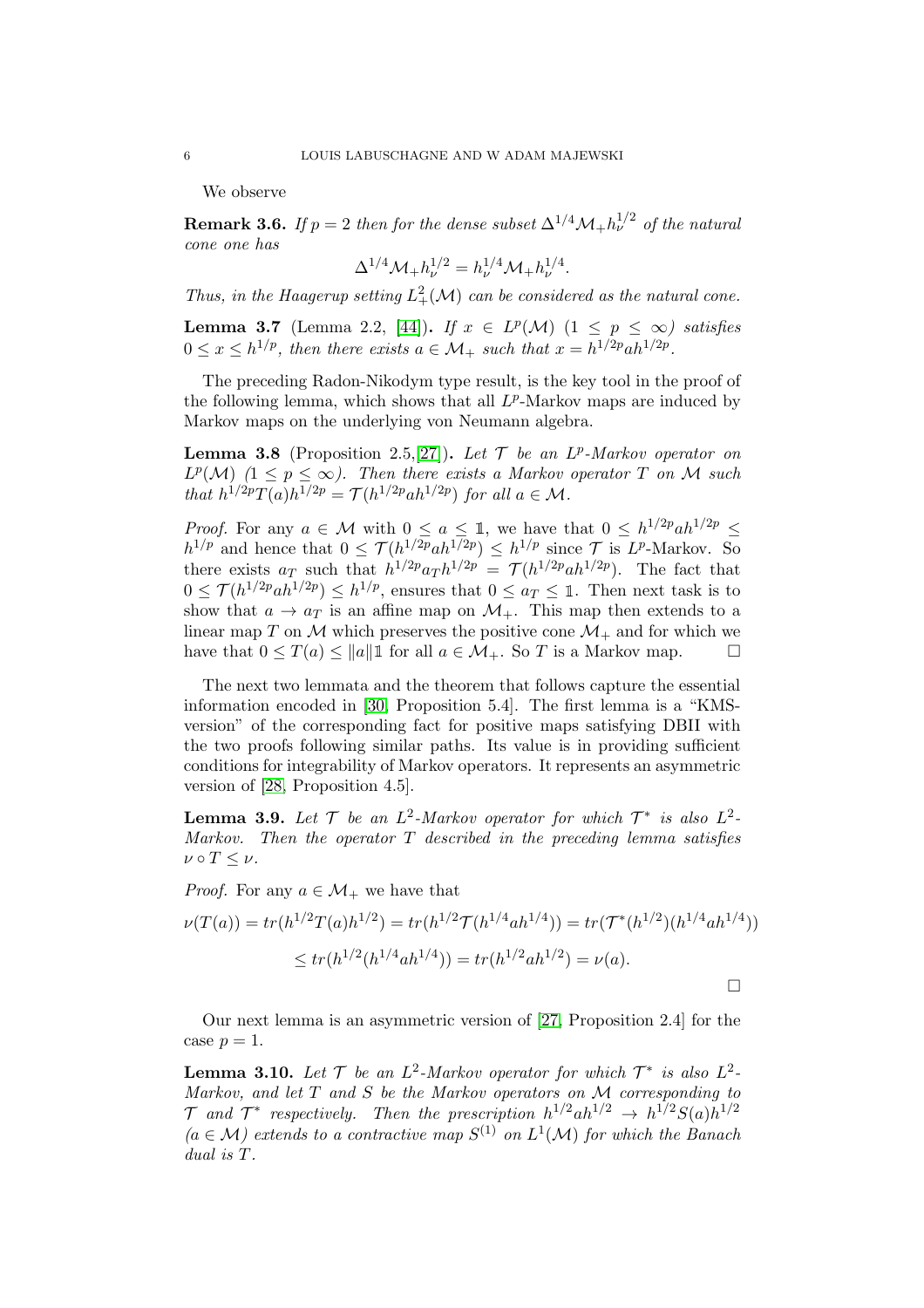We observe

**Remark 3.6.** *If $p = 2$ then for the dense subset $\Delta^{1/4}\mathcal{M}_+ h_\nu^{1/2}$ of the natural cone one has*

$$\Delta^{1/4}\mathcal{M}_+ h_\nu^{1/2} = h_\nu^{1/4}\mathcal{M}_+ h_\nu^{1/4}.$$

*Thus, in the Haagerup setting $L^2_+(\mathcal{M})$ can be considered as the natural cone.*

**Lemma 3.7** (Lemma 2.2, [44])**.** *If $x \in L^p(\mathcal{M})$ $(1 \leq p \leq \infty)$ satisfies $0 \leq x \leq h^{1/p}$, then there exists $a \in \mathcal{M}_+$ such that $x = h^{1/2p} a h^{1/2p}$.*

The preceding Radon-Nikodym type result, is the key tool in the proof of the following lemma, which shows that all $L^p$-Markov maps are induced by Markov maps on the underlying von Neumann algebra.

**Lemma 3.8** (Proposition 2.5,[27])**.** *Let $\mathcal{T}$ be an $L^p$-Markov operator on $L^p(\mathcal{M})$ $(1 \leq p \leq \infty)$. Then there exists a Markov operator $T$ on $\mathcal{M}$ such that $h^{1/2p}T(a)h^{1/2p} = \mathcal{T}(h^{1/2p}ah^{1/2p})$ for all $a \in \mathcal{M}$.*

*Proof.* For any $a \in \mathcal{M}$ with $0 \leq a \leq \mathbb{1}$, we have that $0 \leq h^{1/2p}ah^{1/2p} \leq h^{1/p}$ and hence that $0 \leq \mathcal{T}(h^{1/2p}ah^{1/2p}) \leq h^{1/p}$ since $\mathcal{T}$ is $L^p$-Markov. So there exists $a_T$ such that $h^{1/2p}a_T h^{1/2p} = \mathcal{T}(h^{1/2p}ah^{1/2p})$. The fact that $0 \leq \mathcal{T}(h^{1/2p}ah^{1/2p}) \leq h^{1/p}$, ensures that $0 \leq a_T \leq \mathbb{1}$. Then next task is to show that $a \to a_T$ is an affine map on $\mathcal{M}_+$. This map then extends to a linear map $T$ on $\mathcal{M}$ which preserves the positive cone $\mathcal{M}_+$ and for which we have that $0 \leq T(a) \leq \|a\|\mathbb{1}$ for all $a \in \mathcal{M}_+$. So $T$ is a Markov map. □

The next two lemmata and the theorem that follows capture the essential information encoded in [30, Proposition 5.4]. The first lemma is a "KMS-version" of the corresponding fact for positive maps satisfying DBII with the two proofs following similar paths. Its value is in providing sufficient conditions for integrability of Markov operators. It represents an asymmetric version of [28, Proposition 4.5].

**Lemma 3.9.** *Let $\mathcal{T}$ be an $L^2$-Markov operator for which $\mathcal{T}^*$ is also $L^2$-Markov. Then the operator $T$ described in the preceding lemma satisfies $\nu \circ T \leq \nu$.*

*Proof.* For any $a \in \mathcal{M}_+$ we have that

$$\nu(T(a)) = tr(h^{1/2}T(a)h^{1/2}) = tr(h^{1/2}\mathcal{T}(h^{1/4}ah^{1/4})) = tr(\mathcal{T}^*(h^{1/2})(h^{1/4}ah^{1/4}))$$
$$\leq tr(h^{1/2}(h^{1/4}ah^{1/4})) = tr(h^{1/2}ah^{1/2}) = \nu(a).$$

□

Our next lemma is an asymmetric version of [27, Proposition 2.4] for the case $p = 1$.

**Lemma 3.10.** *Let $\mathcal{T}$ be an $L^2$-Markov operator for which $\mathcal{T}^*$ is also $L^2$-Markov, and let $T$ and $S$ be the Markov operators on $\mathcal{M}$ corresponding to $\mathcal{T}$ and $\mathcal{T}^*$ respectively. Then the prescription $h^{1/2}ah^{1/2} \to h^{1/2}S(a)h^{1/2}$ $(a \in \mathcal{M})$ extends to a contractive map $S^{(1)}$ on $L^1(\mathcal{M})$ for which the Banach dual is $T$.*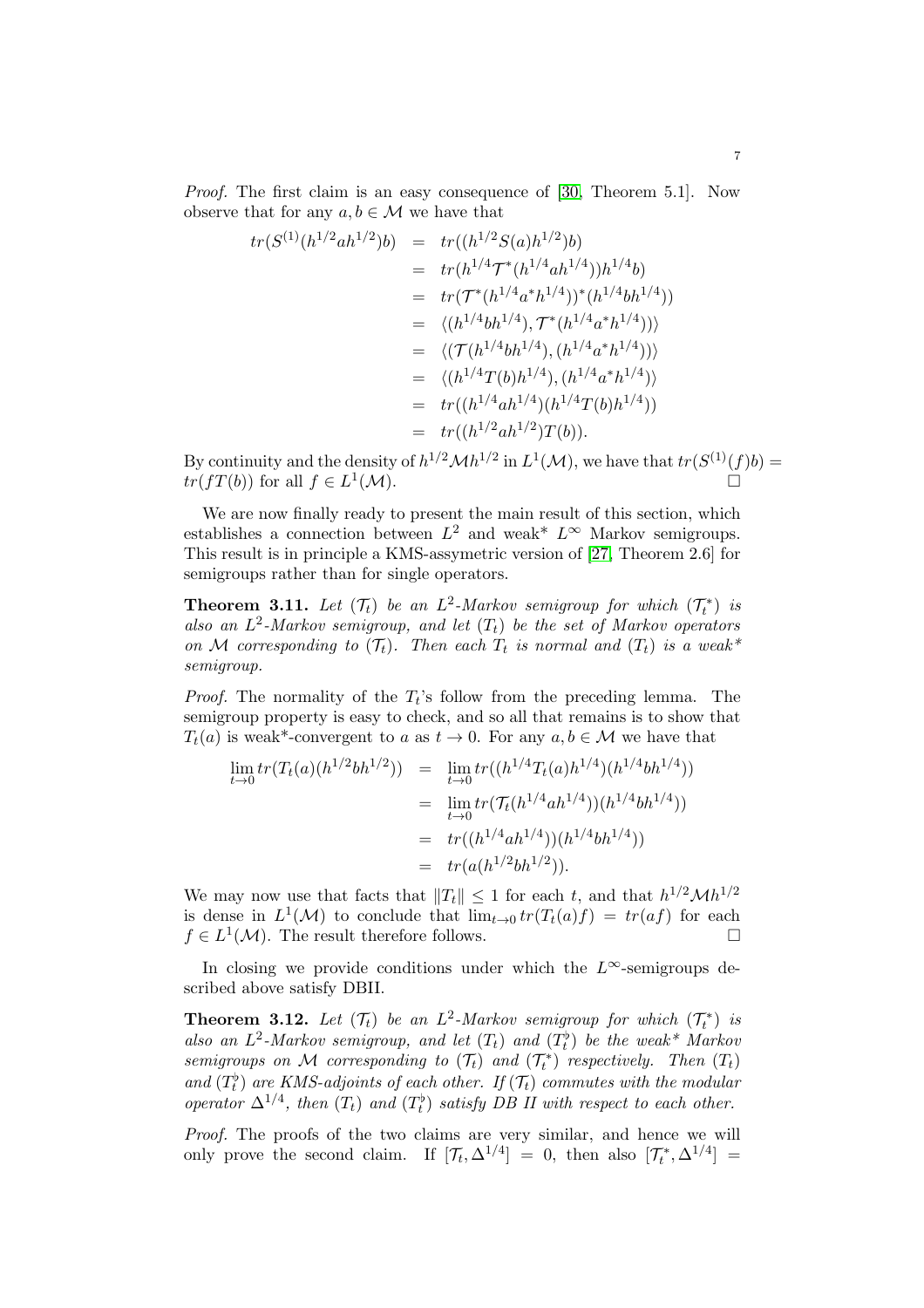*Proof.* The first claim is an easy consequence of [30, Theorem 5.1]. Now observe that for any $a, b \in \mathcal{M}$ we have that

$$
\begin{aligned}
tr(S^{(1)}(h^{1/2}ah^{1/2})b) &= tr((h^{1/2}S(a)h^{1/2})b) \\
&= tr(h^{1/4}\mathcal{T}^*(h^{1/4}ah^{1/4}))h^{1/4}b) \\
&= tr(\mathcal{T}^*(h^{1/4}a^*h^{1/4}))^*(h^{1/4}bh^{1/4})) \\
&= \langle (h^{1/4}bh^{1/4}), \mathcal{T}^*(h^{1/4}a^*h^{1/4}))\rangle \\
&= \langle (\mathcal{T}(h^{1/4}bh^{1/4}), (h^{1/4}a^*h^{1/4}))\rangle \\
&= \langle (h^{1/4}T(b)h^{1/4}), (h^{1/4}a^*h^{1/4})\rangle \\
&= tr((h^{1/4}ah^{1/4})(h^{1/4}T(b)h^{1/4})) \\
&= tr((h^{1/2}ah^{1/2})T(b)).
\end{aligned}
$$

By continuity and the density of $h^{1/2}\mathcal{M}h^{1/2}$ in $L^1(\mathcal{M})$, we have that $tr(S^{(1)}(f)b) = tr(fT(b))$ for all $f \in L^1(\mathcal{M})$. □

We are now finally ready to present the main result of this section, which establishes a connection between $L^2$ and weak* $L^\infty$ Markov semigroups. This result is in principle a KMS-assymetric version of [27, Theorem 2.6] for semigroups rather than for single operators.

**Theorem 3.11.** *Let $(\mathcal{T}_t)$ be an $L^2$-Markov semigroup for which $(\mathcal{T}_t^*)$ is also an $L^2$-Markov semigroup, and let $(T_t)$ be the set of Markov operators on $\mathcal{M}$ corresponding to $(\mathcal{T}_t)$. Then each $T_t$ is normal and $(T_t)$ is a weak\* semigroup.*

*Proof.* The normality of the $T_t$'s follow from the preceding lemma. The semigroup property is easy to check, and so all that remains is to show that $T_t(a)$ is weak\*-convergent to $a$ as $t \to 0$. For any $a, b \in \mathcal{M}$ we have that

$$
\begin{aligned}
\lim_{t\to 0} tr(T_t(a)(h^{1/2}bh^{1/2})) &= \lim_{t\to 0} tr((h^{1/4}T_t(a)h^{1/4})(h^{1/4}bh^{1/4})) \\
&= \lim_{t\to 0} tr(\mathcal{T}_t(h^{1/4}ah^{1/4}))(h^{1/4}bh^{1/4})) \\
&= tr((h^{1/4}ah^{1/4}))(h^{1/4}bh^{1/4})) \\
&= tr(a(h^{1/2}bh^{1/2})).
\end{aligned}
$$

We may now use that facts that $\|T_t\| \leq 1$ for each $t$, and that $h^{1/2}\mathcal{M}h^{1/2}$ is dense in $L^1(\mathcal{M})$ to conclude that $\lim_{t\to 0} tr(T_t(a)f) = tr(af)$ for each $f \in L^1(\mathcal{M})$. The result therefore follows. □

In closing we provide conditions under which the $L^\infty$-semigroups described above satisfy DBII.

**Theorem 3.12.** *Let $(\mathcal{T}_t)$ be an $L^2$-Markov semigroup for which $(\mathcal{T}_t^*)$ is also an $L^2$-Markov semigroup, and let $(T_t)$ and $(T_t^\flat)$ be the weak\* Markov semigroups on $\mathcal{M}$ corresponding to $(\mathcal{T}_t)$ and $(\mathcal{T}_t^*)$ respectively. Then $(T_t)$ and $(T_t^\flat)$ are KMS-adjoints of each other. If $(\mathcal{T}_t)$ commutes with the modular operator $\Delta^{1/4}$, then $(T_t)$ and $(T_t^\flat)$ satisfy DB II with respect to each other.*

*Proof.* The proofs of the two claims are very similar, and hence we will only prove the second claim. If $[\mathcal{T}_t, \Delta^{1/4}] = 0$, then also $[\mathcal{T}_t^*, \Delta^{1/4}] =$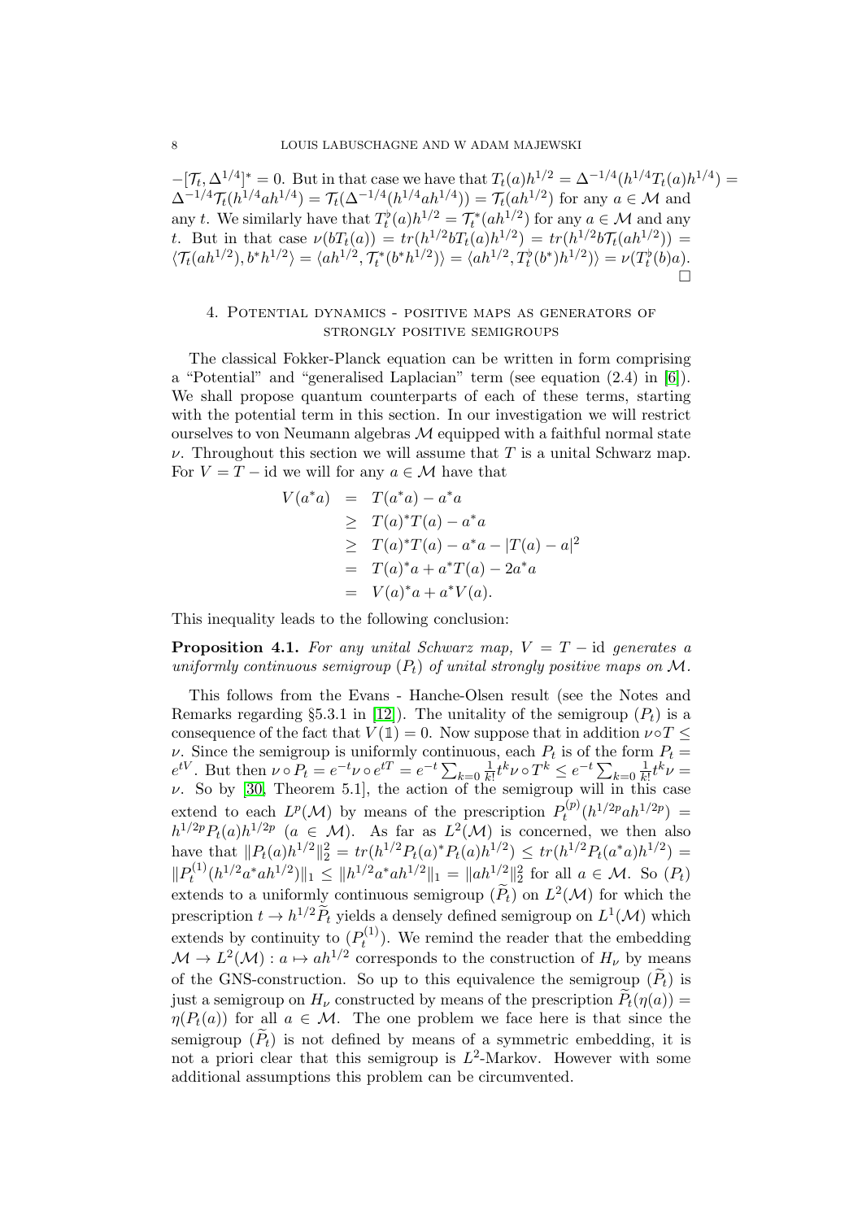$-[\mathcal{T}_t, \Delta^{1/4}]^* = 0$. But in that case we have that $T_t(a)h^{1/2} = \Delta^{-1/4}(h^{1/4}T_t(a)h^{1/4}) = \Delta^{-1/4}\mathcal{T}_t(h^{1/4}ah^{1/4}) = \mathcal{T}_t(\Delta^{-1/4}(h^{1/4}ah^{1/4})) = \mathcal{T}_t(ah^{1/2})$ for any $a \in \mathcal{M}$ and any $t$. We similarly have that $T_t^\flat(a)h^{1/2} = \mathcal{T}_t^*(ah^{1/2})$ for any $a \in \mathcal{M}$ and any $t$. But in that case $\nu(bT_t(a)) = tr(h^{1/2}bT_t(a)h^{1/2}) = tr(h^{1/2}b\mathcal{T}_t(ah^{1/2})) = \langle \mathcal{T}_t(ah^{1/2}), b^*h^{1/2}\rangle = \langle ah^{1/2}, \mathcal{T}_t^*(b^*h^{1/2})\rangle = \langle ah^{1/2}, T_t^\flat(b^*)h^{1/2}\rangle\rangle = \nu(T_t^\flat(b)a)$. □

## 4. Potential dynamics - positive maps as generators of strongly positive semigroups

The classical Fokker-Planck equation can be written in form comprising a "Potential" and "generalised Laplacian" term (see equation (2.4) in [6]). We shall propose quantum counterparts of each of these terms, starting with the potential term in this section. In our investigation we will restrict ourselves to von Neumann algebras $\mathcal{M}$ equipped with a faithful normal state $\nu$. Throughout this section we will assume that $T$ is a unital Schwarz map. For $V = T - \mathrm{id}$ we will for any $a \in \mathcal{M}$ have that

$$\begin{aligned} V(a^*a) &= T(a^*a) - a^*a \\ &\geq T(a)^*T(a) - a^*a \\ &\geq T(a)^*T(a) - a^*a - |T(a) - a|^2 \\ &= T(a)^*a + a^*T(a) - 2a^*a \\ &= V(a)^*a + a^*V(a). \end{aligned}$$

This inequality leads to the following conclusion:

**Proposition 4.1.** *For any unital Schwarz map, $V = T - \mathrm{id}$ generates a uniformly continuous semigroup $(P_t)$ of unital strongly positive maps on $\mathcal{M}$.*

This follows from the Evans - Hanche-Olsen result (see the Notes and Remarks regarding §5.3.1 in [12]). The unitality of the semigroup $(P_t)$ is a consequence of the fact that $V(\mathbb{1}) = 0$. Now suppose that in addition $\nu \circ T \leq \nu$. Since the semigroup is uniformly continuous, each $P_t$ is of the form $P_t = e^{tV}$. But then $\nu \circ P_t = e^{-t}\nu \circ e^{tT} = e^{-t}\sum_{k=0}\frac{1}{k!}t^k\nu \circ T^k \leq e^{-t}\sum_{k=0}\frac{1}{k!}t^k\nu = \nu$. So by [30, Theorem 5.1], the action of the semigroup will in this case extend to each $L^p(\mathcal{M})$ by means of the prescription $P_t^{(p)}(h^{1/2p}ah^{1/2p}) = h^{1/2p}P_t(a)h^{1/2p}$ $(a \in \mathcal{M})$. As far as $L^2(\mathcal{M})$ is concerned, we then also have that $\|P_t(a)h^{1/2}\|_2^2 = tr(h^{1/2}P_t(a)^*P_t(a)h^{1/2}) \leq tr(h^{1/2}P_t(a^*a)h^{1/2}) = \|P_t^{(1)}(h^{1/2}a^*ah^{1/2})\|_1 \leq \|h^{1/2}a^*ah^{1/2}\|_1 = \|ah^{1/2}\|_2^2$ for all $a \in \mathcal{M}$. So $(P_t)$ extends to a uniformly continuous semigroup $(\widetilde{P}_t)$ on $L^2(\mathcal{M})$ for which the prescription $t \to h^{1/2}\widetilde{P}_t$ yields a densely defined semigroup on $L^1(\mathcal{M})$ which extends by continuity to $(P_t^{(1)})$. We remind the reader that the embedding $\mathcal{M} \to L^2(\mathcal{M}) : a \mapsto ah^{1/2}$ corresponds to the construction of $H_\nu$ by means of the GNS-construction. So up to this equivalence the semigroup $(\widetilde{P}_t)$ is just a semigroup on $H_\nu$ constructed by means of the prescription $\widetilde{P}_t(\eta(a)) = \eta(P_t(a))$ for all $a \in \mathcal{M}$. The one problem we face here is that since the semigroup $(\widetilde{P}_t)$ is not defined by means of a symmetric embedding, it is not a priori clear that this semigroup is $L^2$-Markov. However with some additional assumptions this problem can be circumvented.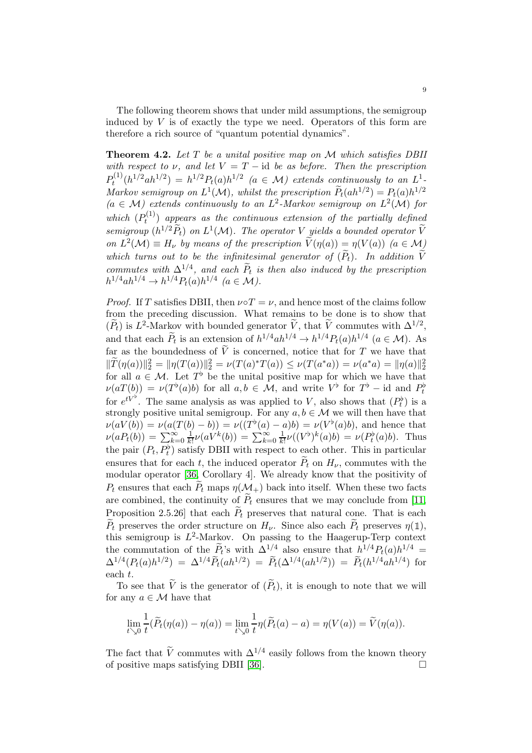The following theorem shows that under mild assumptions, the semigroup induced by $V$ is of exactly the type we need. Operators of this form are therefore a rich source of "quantum potential dynamics".

**Theorem 4.2.** *Let $T$ be a unital positive map on $\mathcal{M}$ which satisfies DBII with respect to $\nu$, and let $V = T - \mathrm{id}$ be as before. Then the prescription $P_t^{(1)}(h^{1/2}ah^{1/2}) = h^{1/2}P_t(a)h^{1/2}$ $(a \in \mathcal{M})$ extends continuously to an $L^1$-Markov semigroup on $L^1(\mathcal{M})$, whilst the prescription $\widetilde{P}_t(ah^{1/2}) = P_t(a)h^{1/2}$ $(a \in \mathcal{M})$ extends continuously to an $L^2$-Markov semigroup on $L^2(\mathcal{M})$ for which $(P_t^{(1)})$ appears as the continuous extension of the partially defined semigroup $(h^{1/2}\widetilde{P}_t)$ on $L^1(\mathcal{M})$. The operator $V$ yields a bounded operator $\widetilde{V}$ on $L^2(\mathcal{M}) \equiv H_\nu$ by means of the prescription $\widetilde{V}(\eta(a)) = \eta(V(a))$ $(a \in \mathcal{M})$ which turns out to be the infinitesimal generator of $(\widetilde{P}_t)$. In addition $\widetilde{V}$ commutes with $\Delta^{1/4}$, and each $\widetilde{P}_t$ is then also induced by the prescription $h^{1/4}ah^{1/4} \to h^{1/4}P_t(a)h^{1/4}$ $(a \in \mathcal{M})$.*

*Proof.* If $T$ satisfies DBII, then $\nu \circ T = \nu$, and hence most of the claims follow from the preceding discussion. What remains to be done is to show that $(\widetilde{P}_t)$ is $L^2$-Markov with bounded generator $\widetilde{V}$, that $\widetilde{V}$ commutes with $\Delta^{1/2}$, and that each $\widetilde{P}_t$ is an extension of $h^{1/4}ah^{1/4} \to h^{1/4}P_t(a)h^{1/4}$ $(a \in \mathcal{M})$. As far as the boundedness of $\widetilde{V}$ is concerned, notice that for $T$ we have that $\|\widetilde{T}(\eta(a))\|_2^2 = \|\eta(T(a))\|_2^2 = \nu(T(a)^*T(a)) \leq \nu(T(a^*a)) = \nu(a^*a) = \|\eta(a)\|_2^2$ for all $a \in \mathcal{M}$. Let $T^\flat$ be the unital positive map for which we have that $\nu(aT(b)) = \nu(T^\flat(a)b)$ for all $a, b \in \mathcal{M}$, and write $V^\flat$ for $T^\flat - \mathrm{id}$ and $P_t^\flat$ for $e^{tV^\flat}$. The same analysis as was applied to $V$, also shows that $(P_t^\flat)$ is a strongly positive unital semigroup. For any $a, b \in \mathcal{M}$ we will then have that $\nu(aV(b)) = \nu(a(T(b) - b)) = \nu((T^\flat(a) - a)b) = \nu(V^\flat(a)b)$, and hence that $\nu(aP_t(b)) = \sum_{k=0}^{\infty} \frac{1}{k!}\nu(aV^k(b)) = \sum_{k=0}^{\infty} \frac{1}{k!}\nu((V^\flat)^k(a)b) = \nu(P_t^\flat(a)b)$. Thus the pair $(P_t, P_t^\flat)$ satisfy DBII with respect to each other. This in particular ensures that for each $t$, the induced operator $\widetilde{P}_t$ on $H_\nu$, commutes with the modular operator [36, Corollary 4]. We already know that the positivity of $P_t$ ensures that each $\widetilde{P}_t$ maps $\eta(\mathcal{M}_+)$ back into itself. When these two facts are combined, the continuity of $\widetilde{P}_t$ ensures that we may conclude from [11, Proposition 2.5.26] that each $\widetilde{P}_t$ preserves that natural cone. That is each $\widetilde{P}_t$ preserves the order structure on $H_\nu$. Since also each $\widetilde{P}_t$ preserves $\eta(\mathbb{1})$, this semigroup is $L^2$-Markov. On passing to the Haagerup-Terp context the commutation of the $\widetilde{P}_t$'s with $\Delta^{1/4}$ also ensure that $h^{1/4}P_t(a)h^{1/4} = \Delta^{1/4}(P_t(a)h^{1/2}) = \Delta^{1/4}\widetilde{P}_t(ah^{1/2}) = \widetilde{P}_t(\Delta^{1/4}(ah^{1/2})) = \widetilde{P}_t(h^{1/4}ah^{1/4})$ for each $t$.

To see that $\widetilde{V}$ is the generator of $(\widetilde{P}_t)$, it is enough to note that we will for any $a \in \mathcal{M}$ have that

$$\lim_{t \searrow 0} \frac{1}{t}(\widetilde{P}_t(\eta(a)) - \eta(a)) = \lim_{t \searrow 0} \frac{1}{t}\eta(\widetilde{P}_t(a) - a) = \eta(V(a)) = \widetilde{V}(\eta(a)).$$

The fact that $\widetilde{V}$ commutes with $\Delta^{1/4}$ easily follows from the known theory of positive maps satisfying DBII [36]. $\square$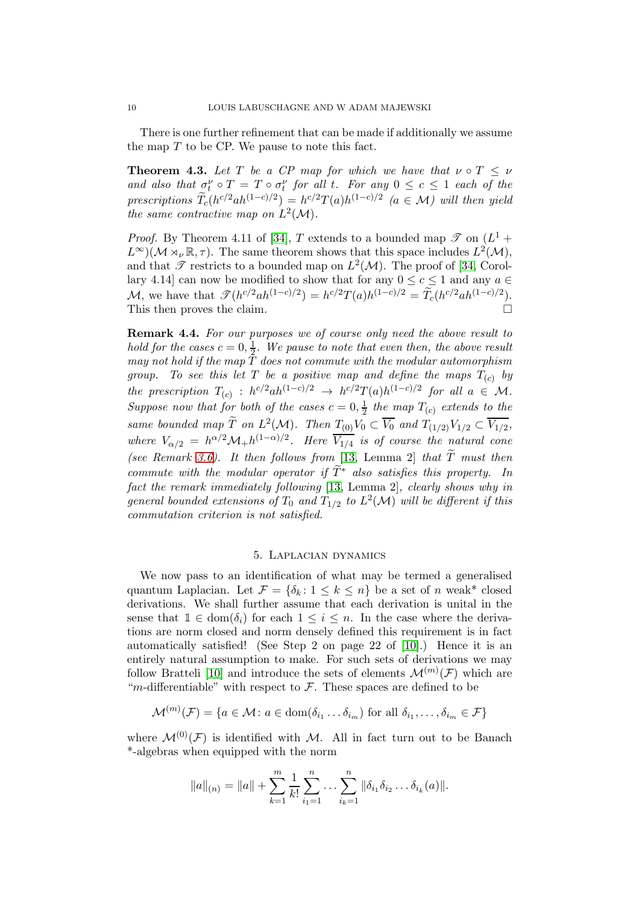There is one further refinement that can be made if additionally we assume the map $T$ to be CP. We pause to note this fact.

**Theorem 4.3.** *Let $T$ be a CP map for which we have that $\nu \circ T \leq \nu$ and also that $\sigma_t^\nu \circ T = T \circ \sigma_t^\nu$ for all $t$. For any $0 \leq c \leq 1$ each of the prescriptions $\widetilde{T}_c(h^{c/2}ah^{(1-c)/2}) = h^{c/2}T(a)h^{(1-c)/2}$ $(a \in \mathcal{M})$ will then yield the same contractive map on $L^2(\mathcal{M})$.*

*Proof.* By Theorem 4.11 of [34], $T$ extends to a bounded map $\mathscr{T}$ on $(L^1 + L^\infty)(\mathcal{M} \rtimes_\nu \mathbb{R}, \tau)$. The same theorem shows that this space includes $L^2(\mathcal{M})$, and that $\mathscr{T}$ restricts to a bounded map on $L^2(\mathcal{M})$. The proof of [34, Corollary 4.14] can now be modified to show that for any $0 \leq c \leq 1$ and any $a \in \mathcal{M}$, we have that $\mathscr{T}(h^{c/2}ah^{(1-c)/2}) = h^{c/2}T(a)h^{(1-c)/2} = \widetilde{T}_c(h^{c/2}ah^{(1-c)/2})$. This then proves the claim. □

**Remark 4.4.** *For our purposes we of course only need the above result to hold for the cases $c = 0, \frac{1}{2}$. We pause to note that even then, the above result may not hold if the map $\widetilde{T}$ does not commute with the modular automorphism group. To see this let $T$ be a positive map and define the maps $T_{(c)}$ by the prescription $T_{(c)} : h^{c/2}ah^{(1-c)/2} \to h^{c/2}T(a)h^{(1-c)/2}$ for all $a \in \mathcal{M}$. Suppose now that for both of the cases $c = 0, \frac{1}{2}$ the map $T_{(c)}$ extends to the same bounded map $\widetilde{T}$ on $L^2(\mathcal{M})$. Then $T_{(0)}V_0 \subset \overline{V_0}$ and $T_{(1/2)}V_{1/2} \subset \overline{V_{1/2}}$, where $V_{\alpha/2} = h^{\alpha/2}\mathcal{M}_+h^{(1-\alpha)/2}$. Here $\overline{V_{1/4}}$ is of course the natural cone (see Remark 3.6). It then follows from [13, Lemma 2] that $\widetilde{T}$ must then commute with the modular operator if $\widetilde{T}^*$ also satisfies this property. In fact the remark immediately following [13, Lemma 2], clearly shows why in general bounded extensions of $T_0$ and $T_{1/2}$ to $L^2(\mathcal{M})$ will be different if this commutation criterion is not satisfied.*

## 5. Laplacian dynamics

We now pass to an identification of what may be termed a generalised quantum Laplacian. Let $\mathcal{F} = \{\delta_k : 1 \leq k \leq n\}$ be a set of $n$ weak* closed derivations. We shall further assume that each derivation is unital in the sense that $\mathbb{1} \in \mathrm{dom}(\delta_i)$ for each $1 \leq i \leq n$. In the case where the derivations are norm closed and norm densely defined this requirement is in fact automatically satisfied! (See Step 2 on page 22 of [10].) Hence it is an entirely natural assumption to make. For such sets of derivations we may follow Bratteli [10] and introduce the sets of elements $\mathcal{M}^{(m)}(\mathcal{F})$ which are "$m$-differentiable" with respect to $\mathcal{F}$. These spaces are defined to be

$$\mathcal{M}^{(m)}(\mathcal{F}) = \{a \in \mathcal{M} : a \in \mathrm{dom}(\delta_{i_1} \dots \delta_{i_m}) \text{ for all } \delta_{i_1}, \dots, \delta_{i_m} \in \mathcal{F}\}$$

where $\mathcal{M}^{(0)}(\mathcal{F})$ is identified with $\mathcal{M}$. All in fact turn out to be Banach *-algebras when equipped with the norm

$$\|a\|_{(n)} = \|a\| + \sum_{k=1}^{m} \frac{1}{k!} \sum_{i_1=1}^{n} \dots \sum_{i_k=1}^{n} \|\delta_{i_1}\delta_{i_2} \dots \delta_{i_k}(a)\|.$$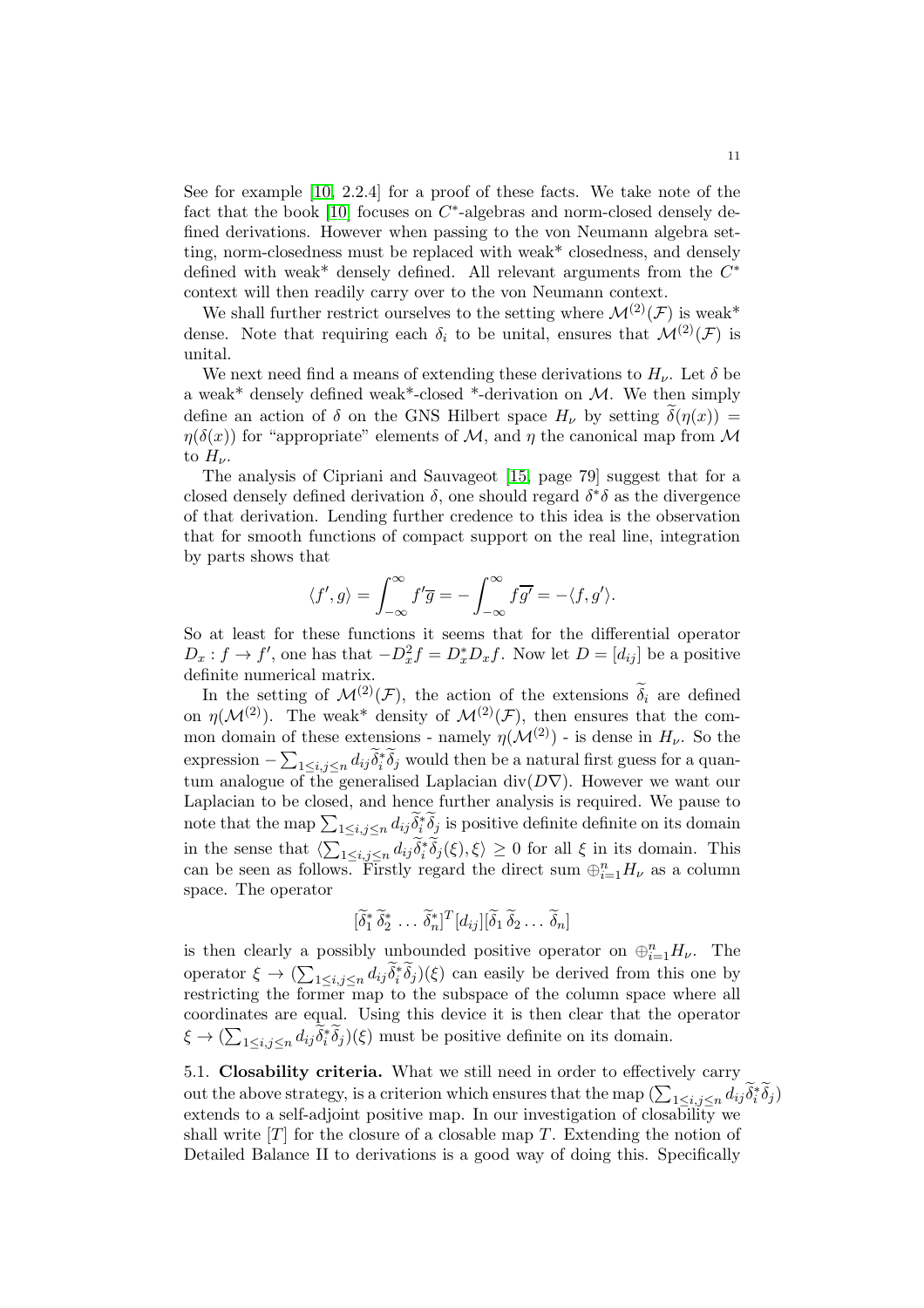See for example [10, 2.2.4] for a proof of these facts. We take note of the fact that the book [10] focuses on $C^*$-algebras and norm-closed densely defined derivations. However when passing to the von Neumann algebra setting, norm-closedness must be replaced with weak* closedness, and densely defined with weak* densely defined. All relevant arguments from the $C^*$ context will then readily carry over to the von Neumann context.

We shall further restrict ourselves to the setting where $\mathcal{M}^{(2)}(\mathcal{F})$ is weak* dense. Note that requiring each $\delta_i$ to be unital, ensures that $\mathcal{M}^{(2)}(\mathcal{F})$ is unital.

We next need find a means of extending these derivations to $H_\nu$. Let $\delta$ be a weak* densely defined weak*-closed *-derivation on $\mathcal{M}$. We then simply define an action of $\delta$ on the GNS Hilbert space $H_\nu$ by setting $\widetilde{\delta}(\eta(x)) = \eta(\delta(x))$ for "appropriate" elements of $\mathcal{M}$, and $\eta$ the canonical map from $\mathcal{M}$ to $H_\nu$.

The analysis of Cipriani and Sauvageot [15, page 79] suggest that for a closed densely defined derivation $\delta$, one should regard $\delta^*\delta$ as the divergence of that derivation. Lending further credence to this idea is the observation that for smooth functions of compact support on the real line, integration by parts shows that

$$\langle f', g\rangle = \int_{-\infty}^{\infty} f'\overline{g} = -\int_{-\infty}^{\infty} f\overline{g'} = -\langle f, g'\rangle.$$

So at least for these functions it seems that for the differential operator $D_x : f \to f'$, one has that $-D_x^2 f = D_x^* D_x f$. Now let $D = [d_{ij}]$ be a positive definite numerical matrix.

In the setting of $\mathcal{M}^{(2)}(\mathcal{F})$, the action of the extensions $\widetilde{\delta}_i$ are defined on $\eta(\mathcal{M}^{(2)})$. The weak* density of $\mathcal{M}^{(2)}(\mathcal{F})$, then ensures that the common domain of these extensions - namely $\eta(\mathcal{M}^{(2)})$ - is dense in $H_\nu$. So the expression $-\sum_{1\leq i,j\leq n} d_{ij}\widetilde{\delta}_i^*\widetilde{\delta}_j$ would then be a natural first guess for a quantum analogue of the generalised Laplacian $\mathrm{div}(D\nabla)$. However we want our Laplacian to be closed, and hence further analysis is required. We pause to note that the map $\sum_{1\leq i,j\leq n} d_{ij}\widetilde{\delta}_i^*\widetilde{\delta}_j$ is positive definite definite on its domain in the sense that $\langle\sum_{1\leq i,j\leq n} d_{ij}\widetilde{\delta}_i^*\widetilde{\delta}_j(\xi), \xi\rangle \geq 0$ for all $\xi$ in its domain. This can be seen as follows. Firstly regard the direct sum $\oplus_{i=1}^n H_\nu$ as a column space. The operator

$$[\widetilde{\delta}_1^*\, \widetilde{\delta}_2^*\, \ldots\, \widetilde{\delta}_n^*]^T[d_{ij}][\widetilde{\delta}_1\, \widetilde{\delta}_2 \ldots \widetilde{\delta}_n]$$

is then clearly a possibly unbounded positive operator on $\oplus_{i=1}^n H_\nu$. The operator $\xi \to (\sum_{1\leq i,j\leq n} d_{ij}\widetilde{\delta}_i^*\widetilde{\delta}_j)(\xi)$ can easily be derived from this one by restricting the former map to the subspace of the column space where all coordinates are equal. Using this device it is then clear that the operator $\xi \to (\sum_{1\leq i,j\leq n} d_{ij}\widetilde{\delta}_i^*\widetilde{\delta}_j)(\xi)$ must be positive definite on its domain.

5.1. **Closability criteria.** What we still need in order to effectively carry out the above strategy, is a criterion which ensures that the map $(\sum_{1\leq i,j\leq n} d_{ij}\widetilde{\delta}_i^*\widetilde{\delta}_j)$ extends to a self-adjoint positive map. In our investigation of closability we shall write $[T]$ for the closure of a closable map $T$. Extending the notion of Detailed Balance II to derivations is a good way of doing this. Specifically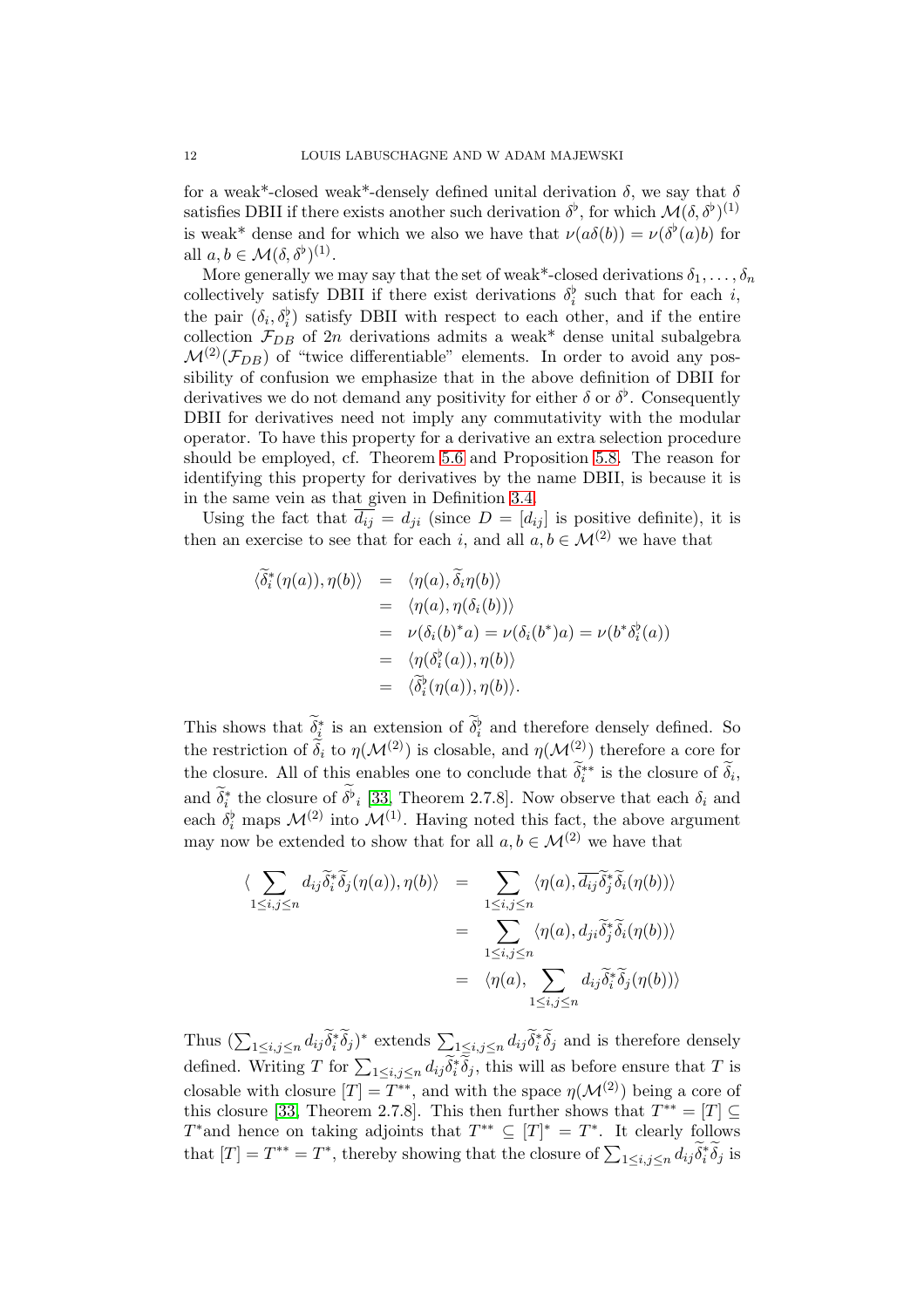for a weak*-closed weak*-densely defined unital derivation $\delta$, we say that $\delta$ satisfies DBII if there exists another such derivation $\delta^\flat$, for which $\mathcal{M}(\delta, \delta^\flat)^{(1)}$ is weak* dense and for which we also we have that $\nu(a\delta(b)) = \nu(\delta^\flat(a)b)$ for all $a, b \in \mathcal{M}(\delta, \delta^\flat)^{(1)}$.

More generally we may say that the set of weak*-closed derivations $\delta_1, \ldots, \delta_n$ collectively satisfy DBII if there exist derivations $\delta_i^\flat$ such that for each $i$, the pair $(\delta_i, \delta_i^\flat)$ satisfy DBII with respect to each other, and if the entire collection $\mathcal{F}_{DB}$ of $2n$ derivations admits a weak* dense unital subalgebra $\mathcal{M}^{(2)}(\mathcal{F}_{DB})$ of "twice differentiable" elements. In order to avoid any possibility of confusion we emphasize that in the above definition of DBII for derivatives we do not demand any positivity for either $\delta$ or $\delta^\flat$. Consequently DBII for derivatives need not imply any commutativity with the modular operator. To have this property for a derivative an extra selection procedure should be employed, cf. Theorem 5.6 and Proposition 5.8. The reason for identifying this property for derivatives by the name DBII, is because it is in the same vein as that given in Definition 3.4.

Using the fact that $\overline{d_{ij}} = d_{ji}$ (since $D = [d_{ij}]$ is positive definite), it is then an exercise to see that for each $i$, and all $a, b \in \mathcal{M}^{(2)}$ we have that

$$
\begin{aligned}
\langle \widetilde{\delta}_i^*(\eta(a)), \eta(b)\rangle &= \langle \eta(a), \widetilde{\delta}_i\eta(b)\rangle \\
&= \langle \eta(a), \eta(\delta_i(b))\rangle \\
&= \nu(\delta_i(b)^*a) = \nu(\delta_i(b^*)a) = \nu(b^*\delta_i^\flat(a)) \\
&= \langle \eta(\delta_i^\flat(a)), \eta(b)\rangle \\
&= \langle \widetilde{\delta}_i^\flat(\eta(a)), \eta(b)\rangle.
\end{aligned}
$$

This shows that $\widetilde{\delta}_i^*$ is an extension of $\widetilde{\delta}_i^\flat$ and therefore densely defined. So the restriction of $\widetilde{\delta}_i$ to $\eta(\mathcal{M}^{(2)})$ is closable, and $\eta(\mathcal{M}^{(2)})$ therefore a core for the closure. All of this enables one to conclude that $\widetilde{\delta}_i^{**}$ is the closure of $\widetilde{\delta}_i$, and $\widetilde{\delta}_i^*$ the closure of $\widetilde{\delta^\flat}_i$ [33, Theorem 2.7.8]. Now observe that each $\delta_i$ and each $\delta_i^\flat$ maps $\mathcal{M}^{(2)}$ into $\mathcal{M}^{(1)}$. Having noted this fact, the above argument may now be extended to show that for all $a, b \in \mathcal{M}^{(2)}$ we have that

$$
\begin{aligned}
\langle \sum_{1\leq i,j\leq n} d_{ij}\widetilde{\delta}_i^*\widetilde{\delta}_j(\eta(a)), \eta(b)\rangle &= \sum_{1\leq i,j\leq n} \langle \eta(a), \overline{d_{ij}}\widetilde{\delta}_j^*\widetilde{\delta}_i(\eta(b))\rangle \\
&= \sum_{1\leq i,j\leq n} \langle \eta(a), d_{ji}\widetilde{\delta}_j^*\widetilde{\delta}_i(\eta(b))\rangle \\
&= \langle \eta(a), \sum_{1\leq i,j\leq n} d_{ij}\widetilde{\delta}_i^*\widetilde{\delta}_j(\eta(b))\rangle
\end{aligned}
$$

Thus $(\sum_{1\leq i,j\leq n} d_{ij}\widetilde{\delta}_i^*\widetilde{\delta}_j)^*$ extends $\sum_{1\leq i,j\leq n} d_{ij}\widetilde{\delta}_i^*\widetilde{\delta}_j$ and is therefore densely defined. Writing $T$ for $\sum_{1\leq i,j\leq n} d_{ij}\widetilde{\delta}_i^*\widetilde{\delta}_j$, this will as before ensure that $T$ is closable with closure $[T] = T^{**}$, and with the space $\eta(\mathcal{M}^{(2)})$ being a core of this closure [33, Theorem 2.7.8]. This then further shows that $T^{**} = [T] \subseteq T^*$and hence on taking adjoints that $T^{**} \subseteq [T]^* = T^*$. It clearly follows that $[T] = T^{**} = T^*$, thereby showing that the closure of $\sum_{1\leq i,j\leq n} d_{ij}\widetilde{\delta}_i^*\widetilde{\delta}_j$ is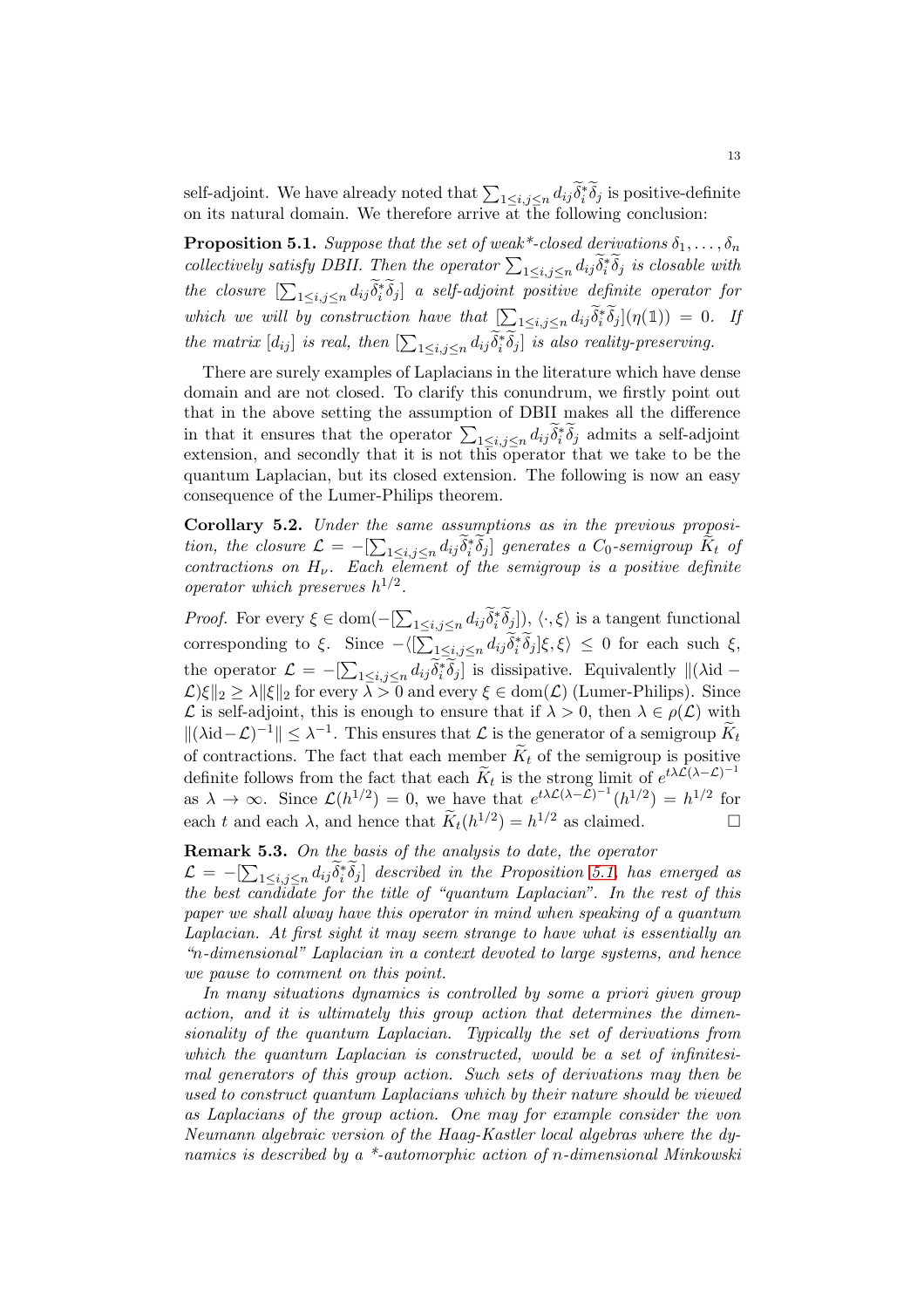self-adjoint. We have already noted that $\sum_{1\leq i,j\leq n} d_{ij}\widetilde{\delta}_i^*\widetilde{\delta}_j$ is positive-definite on its natural domain. We therefore arrive at the following conclusion:

**Proposition 5.1.** *Suppose that the set of weak*-closed derivations $\delta_1, \dots, \delta_n$ collectively satisfy DBII. Then the operator $\sum_{1\leq i,j\leq n} d_{ij}\widetilde{\delta}_i^*\widetilde{\delta}_j$ is closable with the closure $[\sum_{1\leq i,j\leq n} d_{ij}\widetilde{\delta}_i^*\widetilde{\delta}_j]$ a self-adjoint positive definite operator for which we will by construction have that $[\sum_{1\leq i,j\leq n} d_{ij}\widetilde{\delta}_i^*\widetilde{\delta}_j](\eta(\mathbb{1})) = 0$. If the matrix $[d_{ij}]$ is real, then $[\sum_{1\leq i,j\leq n} d_{ij}\widetilde{\delta}_i^*\widetilde{\delta}_j]$ is also reality-preserving.*

There are surely examples of Laplacians in the literature which have dense domain and are not closed. To clarify this conundrum, we firstly point out that in the above setting the assumption of DBII makes all the difference in that it ensures that the operator $\sum_{1\leq i,j\leq n} d_{ij}\widetilde{\delta}_i^*\widetilde{\delta}_j$ admits a self-adjoint extension, and secondly that it is not this operator that we take to be the quantum Laplacian, but its closed extension. The following is now an easy consequence of the Lumer-Philips theorem.

**Corollary 5.2.** *Under the same assumptions as in the previous proposition, the closure $\mathcal{L} = -[\sum_{1\leq i,j\leq n} d_{ij}\widetilde{\delta}_i^*\widetilde{\delta}_j]$ generates a $C_0$-semigroup $\widetilde{K}_t$ of contractions on $H_\nu$. Each element of the semigroup is a positive definite operator which preserves $h^{1/2}$.*

*Proof.* For every $\xi \in \mathrm{dom}(-[\sum_{1\leq i,j\leq n} d_{ij}\widetilde{\delta}_i^*\widetilde{\delta}_j])$, $\langle \cdot, \xi\rangle$ is a tangent functional corresponding to $\xi$. Since $-\langle[\sum_{1\leq i,j\leq n} d_{ij}\widetilde{\delta}_i^*\widetilde{\delta}_j]\xi, \xi\rangle \leq 0$ for each such $\xi$, the operator $\mathcal{L} = -[\sum_{1\leq i,j\leq n} d_{ij}\widetilde{\delta}_i^*\widetilde{\delta}_j]$ is dissipative. Equivalently $\|(\lambda\mathrm{id} - \mathcal{L})\xi\|_2 \geq \lambda\|\xi\|_2$ for every $\lambda > 0$ and every $\xi \in \mathrm{dom}(\mathcal{L})$ (Lumer-Philips). Since $\mathcal{L}$ is self-adjoint, this is enough to ensure that if $\lambda > 0$, then $\lambda \in \rho(\mathcal{L})$ with $\|(\lambda\mathrm{id} - \mathcal{L})^{-1}\| \leq \lambda^{-1}$. This ensures that $\mathcal{L}$ is the generator of a semigroup $\widetilde{K}_t$ of contractions. The fact that each member $\widetilde{K}_t$ of the semigroup is positive definite follows from the fact that each $\widetilde{K}_t$ is the strong limit of $e^{t\lambda\mathcal{L}(\lambda-\mathcal{L})^{-1}}$ as $\lambda \to \infty$. Since $\mathcal{L}(h^{1/2}) = 0$, we have that $e^{t\lambda\mathcal{L}(\lambda-\mathcal{L})^{-1}}(h^{1/2}) = h^{1/2}$ for each $t$ and each $\lambda$, and hence that $\widetilde{K}_t(h^{1/2}) = h^{1/2}$ as claimed. $\square$

**Remark 5.3.** *On the basis of the analysis to date, the operator $\mathcal{L} = -[\sum_{1\leq i,j\leq n} d_{ij}\widetilde{\delta}_i^*\widetilde{\delta}_j]$ described in the Proposition 5.1, has emerged as the best candidate for the title of "quantum Laplacian". In the rest of this paper we shall alway have this operator in mind when speaking of a quantum Laplacian. At first sight it may seem strange to have what is essentially an "n-dimensional" Laplacian in a context devoted to large systems, and hence we pause to comment on this point.*

*In many situations dynamics is controlled by some a priori given group action, and it is ultimately this group action that determines the dimensionality of the quantum Laplacian. Typically the set of derivations from which the quantum Laplacian is constructed, would be a set of infinitesimal generators of this group action. Such sets of derivations may then be used to construct quantum Laplacians which by their nature should be viewed as Laplacians of the group action. One may for example consider the von Neumann algebraic version of the Haag-Kastler local algebras where the dynamics is described by a *-automorphic action of n-dimensional Minkowski*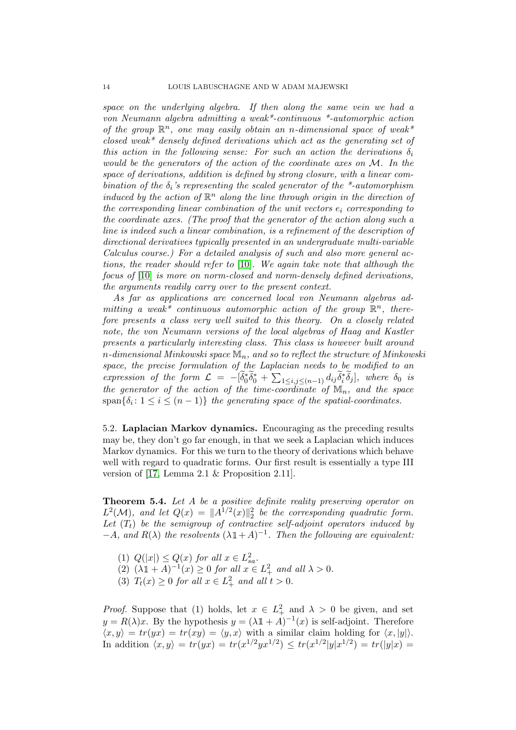*space on the underlying algebra. If then along the same vein we had a von Neumann algebra admitting a weak\*-continuous \*-automorphic action of the group $\mathbb{R}^n$, one may easily obtain an n-dimensional space of weak\* closed weak\* densely defined derivations which act as the generating set of this action in the following sense: For such an action the derivations $\delta_i$ would be the generators of the action of the coordinate axes on $\mathcal{M}$. In the space of derivations, addition is defined by strong closure, with a linear combination of the $\delta_i$'s representing the scaled generator of the \*-automorphism induced by the action of $\mathbb{R}^n$ along the line through origin in the direction of the corresponding linear combination of the unit vectors $e_i$ corresponding to the coordinate axes. (The proof that the generator of the action along such a line is indeed such a linear combination, is a refinement of the description of directional derivatives typically presented in an undergraduate multi-variable Calculus course.) For a detailed analysis of such and also more general actions, the reader should refer to [10]. We again take note that although the focus of [10] is more on norm-closed and norm-densely defined derivations, the arguments readily carry over to the present context.*

*As far as applications are concerned local von Neumann algebras admitting a weak\* continuous automorphic action of the group $\mathbb{R}^n$, therefore presents a class very well suited to this theory. On a closely related note, the von Neumann versions of the local algebras of Haag and Kastler presents a particularly interesting class. This class is however built around n-dimensional Minkowski space $\mathbb{M}_n$, and so to reflect the structure of Minkowski space, the precise formulation of the Laplacian needs to be modified to an expression of the form $\mathcal{L} = -[\widetilde{\delta_0^*}\widetilde{\delta_0^*} + \sum_{1\leq i,j\leq(n-1)} d_{ij}\widetilde{\delta_i^*}\widetilde{\delta_j}]$, where $\delta_0$ is the generator of the action of the time-coordinate of $\mathbb{M}_n$, and the space $\mathrm{span}\{\delta_i\colon 1\leq i\leq (n-1)\}$ the generating space of the spatial-coordinates.*

### 5.2. Laplacian Markov dynamics.

Encouraging as the preceding results may be, they don't go far enough, in that we seek a Laplacian which induces Markov dynamics. For this we turn to the theory of derivations which behave well with regard to quadratic forms. Our first result is essentially a type III version of [17, Lemma 2.1 & Proposition 2.11].

**Theorem 5.4.** *Let $A$ be a positive definite reality preserving operator on $L^2(\mathcal{M})$, and let $Q(x) = \|A^{1/2}(x)\|_2^2$ be the corresponding quadratic form. Let $(T_t)$ be the semigroup of contractive self-adjoint operators induced by $-A$, and $R(\lambda)$ the resolvents $(\lambda\mathbb{1}+A)^{-1}$. Then the following are equivalent:*

1. *$Q(|x|)\leq Q(x)$ for all $x\in L^2_{sa}$.*
2. *$(\lambda\mathbb{1}+A)^{-1}(x)\geq 0$ for all $x\in L^2_+$ and all $\lambda>0$.*
3. *$T_t(x)\geq 0$ for all $x\in L^2_+$ and all $t>0$.*

*Proof.* Suppose that (1) holds, let $x\in L^2_+$ and $\lambda>0$ be given, and set $y=R(\lambda)x$. By the hypothesis $y=(\lambda\mathbb{1}+A)^{-1}(x)$ is self-adjoint. Therefore $\langle x,y\rangle = tr(yx) = tr(xy) = \langle y,x\rangle$ with a similar claim holding for $\langle x,|y|\rangle$. In addition $\langle x,y\rangle = tr(yx) = tr(x^{1/2}yx^{1/2}) \leq tr(x^{1/2}|y|x^{1/2}) = tr(|y|x) =$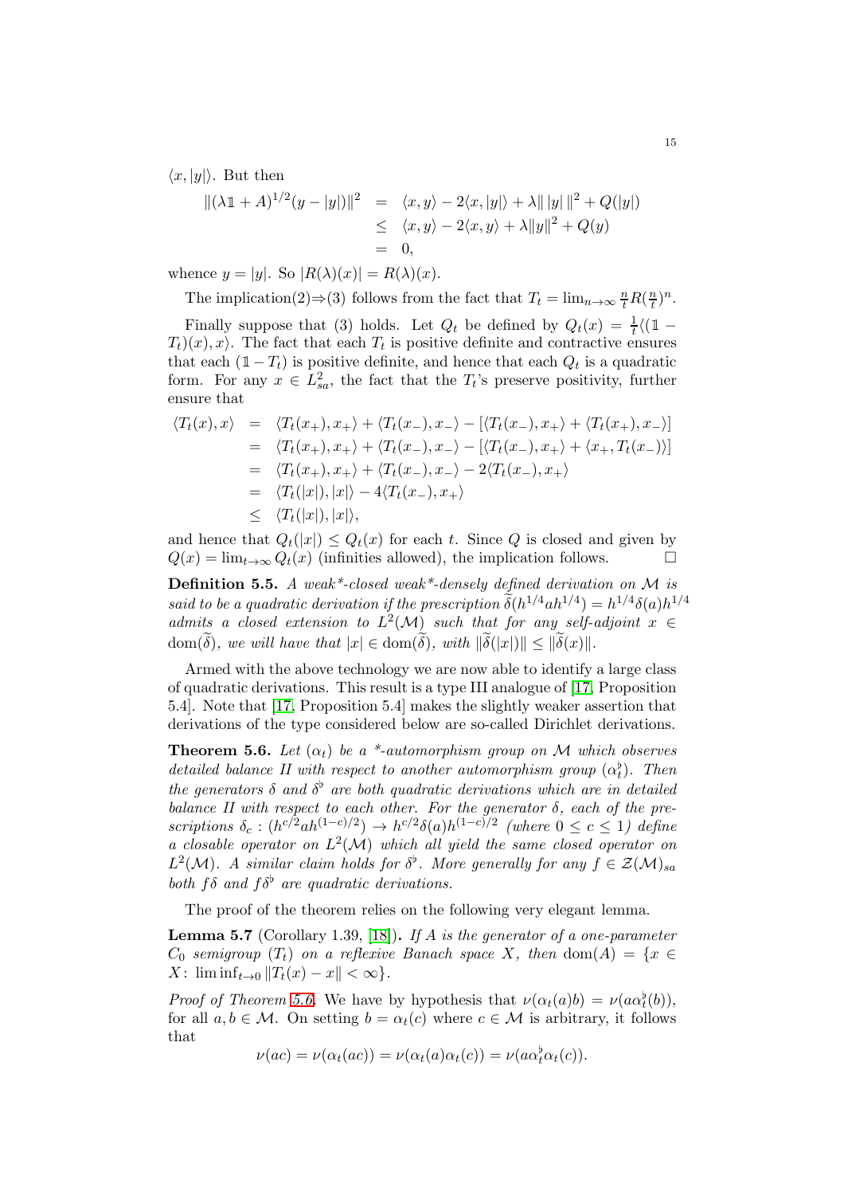$\langle x, |y|\rangle$. But then

$$\begin{aligned}
\|(\lambda\mathbb{1} + A)^{1/2}(y - |y|)\|^2 &= \langle x, y\rangle - 2\langle x, |y|\rangle + \lambda\| \, |y| \, \|^2 + Q(|y|) \\
&\leq \langle x, y\rangle - 2\langle x, y\rangle + \lambda\|y\|^2 + Q(y) \\
&= 0,
\end{aligned}$$

whence $y = |y|$. So $|R(\lambda)(x)| = R(\lambda)(x)$.

The implication(2)$\Rightarrow$(3) follows from the fact that $T_t = \lim_{n\to\infty} \frac{n}{t}R(\frac{n}{t})^n$.

Finally suppose that (3) holds. Let $Q_t$ be defined by $Q_t(x) = \frac{1}{t}\langle(\mathbb{1} - T_t)(x), x\rangle$. The fact that each $T_t$ is positive definite and contractive ensures that each $(\mathbb{1} - T_t)$ is positive definite, and hence that each $Q_t$ is a quadratic form. For any $x \in L^2_{sa}$, the fact that the $T_t$'s preserve positivity, further ensure that

$$\begin{aligned}
\langle T_t(x), x\rangle &= \langle T_t(x_+), x_+\rangle + \langle T_t(x_-), x_-\rangle - [\langle T_t(x_-), x_+\rangle + \langle T_t(x_+), x_-\rangle] \\
&= \langle T_t(x_+), x_+\rangle + \langle T_t(x_-), x_-\rangle - [\langle T_t(x_-), x_+\rangle + \langle x_+, T_t(x_-)\rangle] \\
&= \langle T_t(x_+), x_+\rangle + \langle T_t(x_-), x_-\rangle - 2\langle T_t(x_-), x_+\rangle \\
&= \langle T_t(|x|), |x|\rangle - 4\langle T_t(x_-), x_+\rangle \\
&\leq \langle T_t(|x|), |x|\rangle,
\end{aligned}$$

and hence that $Q_t(|x|) \leq Q_t(x)$ for each $t$. Since $Q$ is closed and given by $Q(x) = \lim_{t\to\infty} Q_t(x)$ (infinities allowed), the implication follows. $\square$

**Definition 5.5.** *A weak\*-closed weak\*-densely defined derivation on $\mathcal{M}$ is said to be a quadratic derivation if the prescription $\widetilde{\delta}(h^{1/4}ah^{1/4}) = h^{1/4}\delta(a)h^{1/4}$ admits a closed extension to $L^2(\mathcal{M})$ such that for any self-adjoint $x \in \mathrm{dom}(\widetilde{\delta})$, we will have that $|x| \in \mathrm{dom}(\widetilde{\delta})$, with $\|\widetilde{\delta}(|x|)\| \leq \|\widetilde{\delta}(x)\|$.*

Armed with the above technology we are now able to identify a large class of quadratic derivations. This result is a type III analogue of [17, Proposition 5.4]. Note that [17, Proposition 5.4] makes the slightly weaker assertion that derivations of the type considered below are so-called Dirichlet derivations.

**Theorem 5.6.** *Let $(\alpha_t)$ be a \*-automorphism group on $\mathcal{M}$ which observes detailed balance II with respect to another automorphism group $(\alpha^\flat_t)$. Then the generators $\delta$ and $\delta^\flat$ are both quadratic derivations which are in detailed balance II with respect to each other. For the generator $\delta$, each of the prescriptions $\delta_c : (h^{c/2}ah^{(1-c)/2}) \to h^{c/2}\delta(a)h^{(1-c)/2}$ (where $0 \leq c \leq 1$) define a closable operator on $L^2(\mathcal{M})$ which all yield the same closed operator on $L^2(\mathcal{M})$. A similar claim holds for $\delta^\flat$. More generally for any $f \in \mathcal{Z}(\mathcal{M})_{sa}$ both $f\delta$ and $f\delta^\flat$ are quadratic derivations.*

The proof of the theorem relies on the following very elegant lemma.

**Lemma 5.7** (Corollary 1.39, [18])**.** *If $A$ is the generator of a one-parameter $C_0$ semigroup $(T_t)$ on a reflexive Banach space $X$, then $\mathrm{dom}(A) = \{x \in X \colon \liminf_{t\to 0} \|T_t(x) - x\| < \infty\}$.*

*Proof of Theorem 5.6.* We have by hypothesis that $\nu(\alpha_t(a)b) = \nu(a\alpha^\flat_t(b))$, for all $a, b \in \mathcal{M}$. On setting $b = \alpha_t(c)$ where $c \in \mathcal{M}$ is arbitrary, it follows that

$$\nu(ac) = \nu(\alpha_t(ac)) = \nu(\alpha_t(a)\alpha_t(c)) = \nu(a\alpha^\flat_t\alpha_t(c)).$$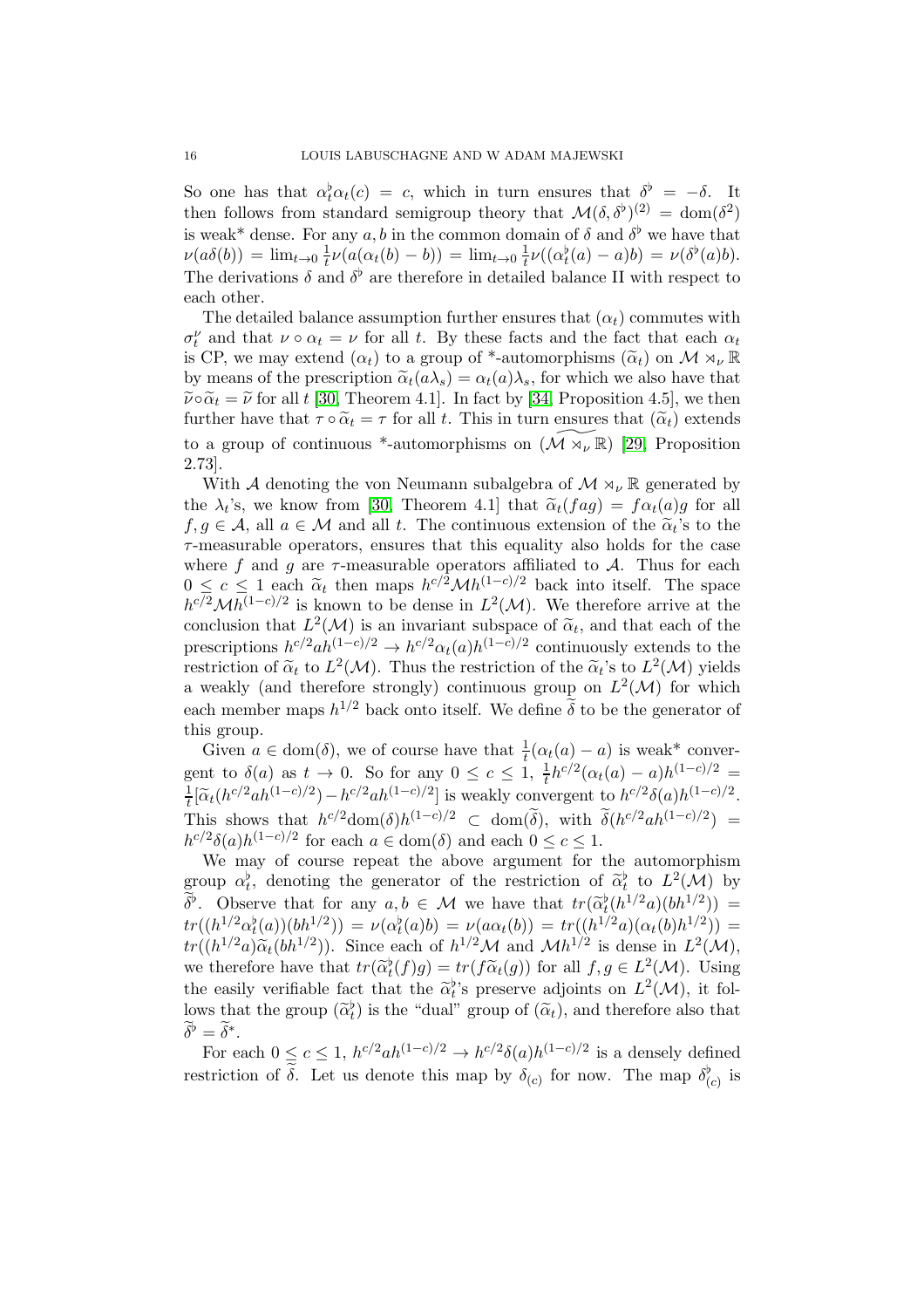So one has that $\alpha_t^\flat\alpha_t(c) = c$, which in turn ensures that $\delta^\flat = -\delta$. It then follows from standard semigroup theory that $\mathcal{M}(\delta,\delta^\flat)^{(2)} = \mathrm{dom}(\delta^2)$ is weak* dense. For any $a, b$ in the common domain of $\delta$ and $\delta^\flat$ we have that $\nu(a\delta(b)) = \lim_{t\to 0}\frac{1}{t}\nu(a(\alpha_t(b) - b)) = \lim_{t\to 0}\frac{1}{t}\nu((\alpha_t^\flat(a) - a)b) = \nu(\delta^\flat(a)b)$. The derivations $\delta$ and $\delta^\flat$ are therefore in detailed balance II with respect to each other.

The detailed balance assumption further ensures that $(\alpha_t)$ commutes with $\sigma_t^\nu$ and that $\nu\circ\alpha_t = \nu$ for all $t$. By these facts and the fact that each $\alpha_t$ is CP, we may extend $(\alpha_t)$ to a group of *-automorphisms $(\widetilde{\alpha}_t)$ on $\mathcal{M}\rtimes_\nu\mathbb{R}$ by means of the prescription $\widetilde{\alpha}_t(a\lambda_s) = \alpha_t(a)\lambda_s$, for which we also have that $\widetilde{\nu}\circ\widetilde{\alpha}_t = \widetilde{\nu}$ for all $t$ [30, Theorem 4.1]. In fact by [34, Proposition 4.5], we then further have that $\tau\circ\widetilde{\alpha}_t = \tau$ for all $t$. This in turn ensures that $(\widetilde{\alpha}_t)$ extends to a group of continuous *-automorphisms on $(\widetilde{\mathcal{M}\rtimes_\nu\mathbb{R}})$ [29, Proposition 2.73].

With $\mathcal{A}$ denoting the von Neumann subalgebra of $\mathcal{M}\rtimes_\nu\mathbb{R}$ generated by the $\lambda_t$'s, we know from [30, Theorem 4.1] that $\widetilde{\alpha}_t(fag) = f\alpha_t(a)g$ for all $f, g\in\mathcal{A}$, all $a\in\mathcal{M}$ and all $t$. The continuous extension of the $\widetilde{\alpha}_t$'s to the $\tau$-measurable operators, ensures that this equality also holds for the case where $f$ and $g$ are $\tau$-measurable operators affiliated to $\mathcal{A}$. Thus for each $0\leq c\leq 1$ each $\widetilde{\alpha}_t$ then maps $h^{c/2}\mathcal{M}h^{(1-c)/2}$ back into itself. The space $h^{c/2}\mathcal{M}h^{(1-c)/2}$ is known to be dense in $L^2(\mathcal{M})$. We therefore arrive at the conclusion that $L^2(\mathcal{M})$ is an invariant subspace of $\widetilde{\alpha}_t$, and that each of the prescriptions $h^{c/2}ah^{(1-c)/2}\to h^{c/2}\alpha_t(a)h^{(1-c)/2}$ continuously extends to the restriction of $\widetilde{\alpha}_t$ to $L^2(\mathcal{M})$. Thus the restriction of the $\widetilde{\alpha}_t$'s to $L^2(\mathcal{M})$ yields a weakly (and therefore strongly) continuous group on $L^2(\mathcal{M})$ for which each member maps $h^{1/2}$ back onto itself. We define $\widetilde{\delta}$ to be the generator of this group.

Given $a\in\mathrm{dom}(\delta)$, we of course have that $\frac{1}{t}(\alpha_t(a) - a)$ is weak* convergent to $\delta(a)$ as $t\to 0$. So for any $0\leq c\leq 1$, $\frac{1}{t}h^{c/2}(\alpha_t(a) - a)h^{(1-c)/2} = \frac{1}{t}[\widetilde{\alpha}_t(h^{c/2}ah^{(1-c)/2}) - h^{c/2}ah^{(1-c)/2}]$ is weakly convergent to $h^{c/2}\delta(a)h^{(1-c)/2}$. This shows that $h^{c/2}\mathrm{dom}(\delta)h^{(1-c)/2}\subset\mathrm{dom}(\widetilde{\delta})$, with $\widetilde{\delta}(h^{c/2}ah^{(1-c)/2}) = h^{c/2}\delta(a)h^{(1-c)/2}$ for each $a\in\mathrm{dom}(\delta)$ and each $0\leq c\leq 1$.

We may of course repeat the above argument for the automorphism group $\alpha_t^\flat$, denoting the generator of the restriction of $\widetilde{\alpha}_t^\flat$ to $L^2(\mathcal{M})$ by $\widetilde{\delta}^\flat$. Observe that for any $a, b\in\mathcal{M}$ we have that $tr(\widetilde{\alpha}_t^\flat(h^{1/2}a)(bh^{1/2})) = tr((h^{1/2}\alpha_t^\flat(a))(bh^{1/2})) = \nu(\alpha_t^\flat(a)b) = \nu(a\alpha_t(b)) = tr((h^{1/2}a)(\alpha_t(b)h^{1/2})) = tr((h^{1/2}a)\widetilde{\alpha}_t(bh^{1/2}))$. Since each of $h^{1/2}\mathcal{M}$ and $\mathcal{M}h^{1/2}$ is dense in $L^2(\mathcal{M})$, we therefore have that $tr(\widetilde{\alpha}_t^\flat(f)g) = tr(f\widetilde{\alpha}_t(g))$ for all $f, g\in L^2(\mathcal{M})$. Using the easily verifiable fact that the $\widetilde{\alpha}_t^\flat$'s preserve adjoints on $L^2(\mathcal{M})$, it follows that the group $(\widetilde{\alpha}_t^\flat)$ is the "dual" group of $(\widetilde{\alpha}_t)$, and therefore also that $\widetilde{\delta}^\flat = \widetilde{\delta}^*$.

For each $0\leq c\leq 1$, $h^{c/2}ah^{(1-c)/2}\to h^{c/2}\delta(a)h^{(1-c)/2}$ is a densely defined restriction of $\widetilde{\delta}$. Let us denote this map by $\delta_{(c)}$ for now. The map $\delta_{(c)}^\flat$ is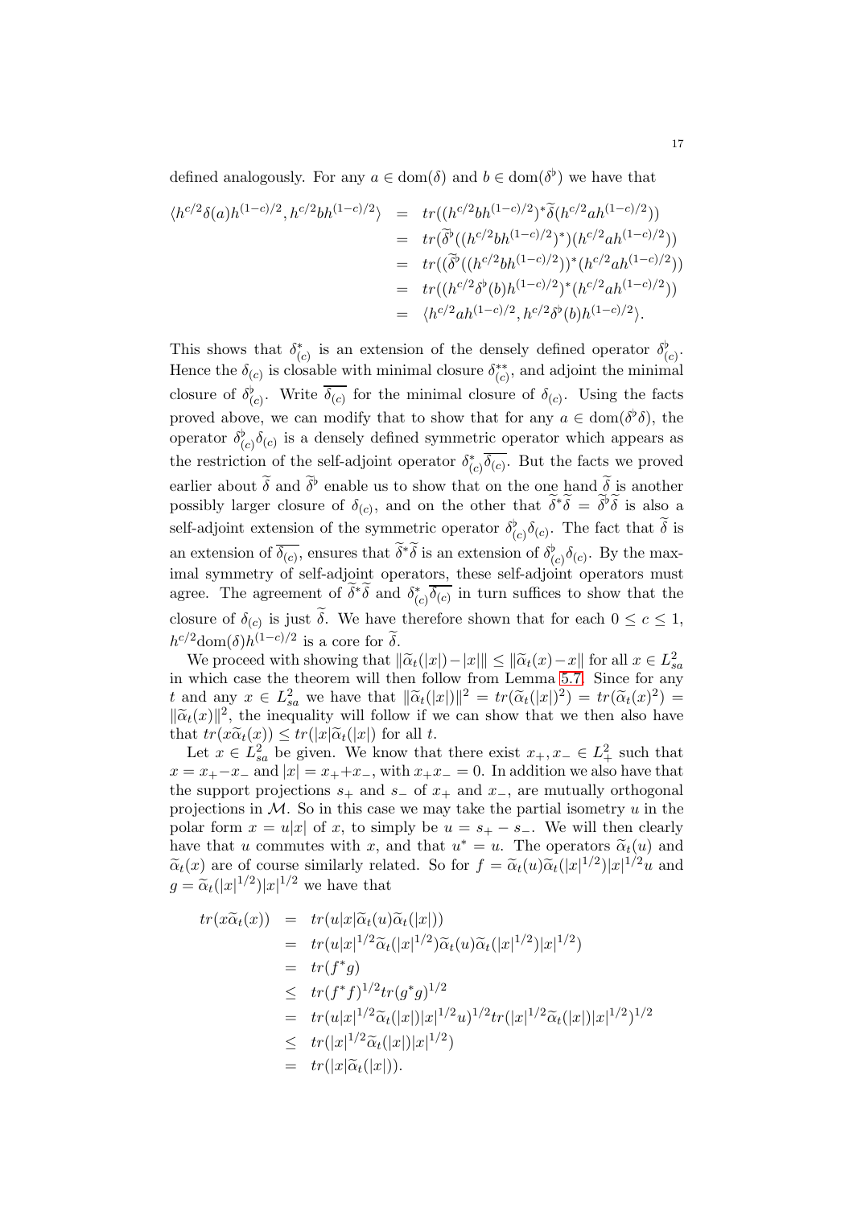defined analogously. For any $a \in \mathrm{dom}(\delta)$ and $b \in \mathrm{dom}(\delta^\flat)$ we have that

$$
\begin{aligned}
\langle h^{c/2}\delta(a)h^{(1-c)/2}, h^{c/2}bh^{(1-c)/2}\rangle &= tr((h^{c/2}bh^{(1-c)/2})^*\widetilde{\delta}(h^{c/2}ah^{(1-c)/2}))\\
&= tr(\widetilde{\delta}^\flat((h^{c/2}bh^{(1-c)/2})^*)(h^{c/2}ah^{(1-c)/2}))\\
&= tr((\widetilde{\delta}^\flat((h^{c/2}bh^{(1-c)/2}))^*(h^{c/2}ah^{(1-c)/2}))\\
&= tr((h^{c/2}\delta^\flat(b)h^{(1-c)/2})^*(h^{c/2}ah^{(1-c)/2}))\\
&= \langle h^{c/2}ah^{(1-c)/2}, h^{c/2}\delta^\flat(b)h^{(1-c)/2}\rangle.
\end{aligned}
$$

This shows that $\delta^*_{(c)}$ is an extension of the densely defined operator $\delta^\flat_{(c)}$. Hence the $\delta_{(c)}$ is closable with minimal closure $\delta^{**}_{(c)}$, and adjoint the minimal closure of $\delta^\flat_{(c)}$. Write $\overline{\delta_{(c)}}$ for the minimal closure of $\delta_{(c)}$. Using the facts proved above, we can modify that to show that for any $a \in \mathrm{dom}(\delta^\flat\delta)$, the operator $\delta^\flat_{(c)}\delta_{(c)}$ is a densely defined symmetric operator which appears as the restriction of the self-adjoint operator $\delta^*_{(c)}\overline{\delta_{(c)}}$. But the facts we proved earlier about $\widetilde{\delta}$ and $\widetilde{\delta}^\flat$ enable us to show that on the one hand $\widetilde{\delta}$ is another possibly larger closure of $\delta_{(c)}$, and on the other that $\widetilde{\delta}^*\widetilde{\delta} = \widetilde{\delta}^\flat\widetilde{\delta}$ is also a self-adjoint extension of the symmetric operator $\delta^\flat_{(c)}\delta_{(c)}$. The fact that $\widetilde{\delta}$ is an extension of $\overline{\delta_{(c)}}$, ensures that $\widetilde{\delta}^*\widetilde{\delta}$ is an extension of $\delta^\flat_{(c)}\delta_{(c)}$. By the maximal symmetry of self-adjoint operators, these self-adjoint operators must agree. The agreement of $\widetilde{\delta}^*\widetilde{\delta}$ and $\delta^*_{(c)}\overline{\delta_{(c)}}$ in turn suffices to show that the closure of $\delta_{(c)}$ is just $\widetilde{\delta}$. We have therefore shown that for each $0 \leq c \leq 1$, $h^{c/2}\mathrm{dom}(\delta)h^{(1-c)/2}$ is a core for $\widetilde{\delta}$.

We proceed with showing that $\|\widetilde{\alpha}_t(|x|)-|x|\| \leq \|\widetilde{\alpha}_t(x)-x\|$ for all $x \in L^2_{sa}$ in which case the theorem will then follow from Lemma 5.7. Since for any $t$ and any $x \in L^2_{sa}$ we have that $\|\widetilde{\alpha}_t(|x|)\|^2 = tr(\widetilde{\alpha}_t(|x|)^2) = tr(\widetilde{\alpha}_t(x)^2) = \|\widetilde{\alpha}_t(x)\|^2$, the inequality will follow if we can show that we then also have that $tr(x\widetilde{\alpha}_t(x)) \leq tr(|x|\widetilde{\alpha}_t(|x|)$ for all $t$.

Let $x \in L^2_{sa}$ be given. We know that there exist $x_+, x_- \in L^2_+$ such that $x = x_+ - x_-$ and $|x| = x_+ + x_-$, with $x_+x_- = 0$. In addition we also have that the support projections $s_+$ and $s_-$ of $x_+$ and $x_-$, are mutually orthogonal projections in $\mathcal{M}$. So in this case we may take the partial isometry $u$ in the polar form $x = u|x|$ of $x$, to simply be $u = s_+ - s_-$. We will then clearly have that $u$ commutes with $x$, and that $u^* = u$. The operators $\widetilde{\alpha}_t(u)$ and $\widetilde{\alpha}_t(x)$ are of course similarly related. So for $f = \widetilde{\alpha}_t(u)\widetilde{\alpha}_t(|x|^{1/2})|x|^{1/2}u$ and $g = \widetilde{\alpha}_t(|x|^{1/2})|x|^{1/2}$ we have that

$$
\begin{aligned}
tr(x\widetilde{\alpha}_t(x)) &= tr(u|x|\widetilde{\alpha}_t(u)\widetilde{\alpha}_t(|x|))\\
&= tr(u|x|^{1/2}\widetilde{\alpha}_t(|x|^{1/2})\widetilde{\alpha}_t(u)\widetilde{\alpha}_t(|x|^{1/2})|x|^{1/2})\\
&= tr(f^*g)\\
&\leq tr(f^*f)^{1/2}tr(g^*g)^{1/2}\\
&= tr(u|x|^{1/2}\widetilde{\alpha}_t(|x|)|x|^{1/2}u)^{1/2}tr(|x|^{1/2}\widetilde{\alpha}_t(|x|)|x|^{1/2})^{1/2}\\
&\leq tr(|x|^{1/2}\widetilde{\alpha}_t(|x|)|x|^{1/2})\\
&= tr(|x|\widetilde{\alpha}_t(|x|)).
\end{aligned}
$$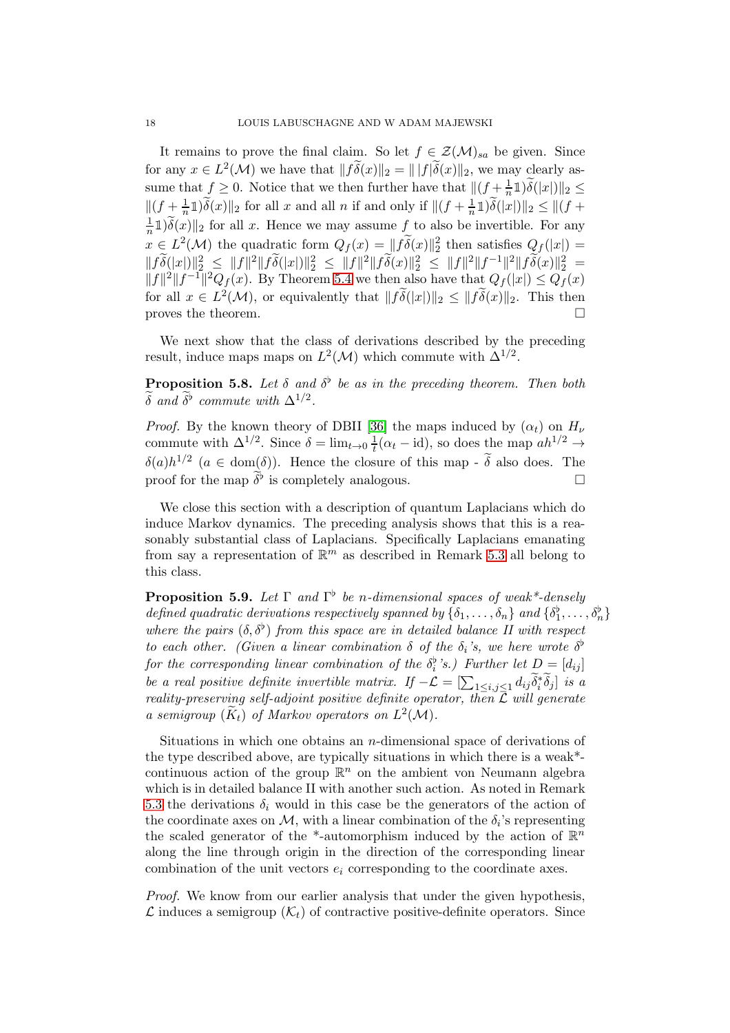It remains to prove the final claim. So let $f \in \mathcal{Z}(\mathcal{M})_{sa}$ be given. Since for any $x \in L^2(\mathcal{M})$ we have that $\|f\widetilde{\delta}(x)\|_2 = \|\,|f|\widetilde{\delta}(x)\|_2$, we may clearly assume that $f \geq 0$. Notice that we then further have that $\|(f+\frac{1}{n}\mathbb{1})\widetilde{\delta}(|x|)\|_2 \leq \|(f+\frac{1}{n}\mathbb{1})\widetilde{\delta}(x)\|_2$ for all $x$ and all $n$ if and only if $\|(f+\frac{1}{n}\mathbb{1})\widetilde{\delta}(|x|)\|_2 \leq \|(f+\frac{1}{n}\mathbb{1})\widetilde{\delta}(x)\|_2$ for all $x$. Hence we may assume $f$ to also be invertible. For any $x \in L^2(\mathcal{M})$ the quadratic form $Q_f(x) = \|f\widetilde{\delta}(x)\|_2^2$ then satisfies $Q_f(|x|) = \|f\widetilde{\delta}(|x|)\|_2^2 \leq \|f\|^2\|f\widetilde{\delta}(|x|)\|_2^2 \leq \|f\|^2\|f\widetilde{\delta}(x)\|_2^2 \leq \|f\|^2\|f^{-1}\|^2\|f\widetilde{\delta}(x)\|_2^2 = \|f\|^2\|f^{-1}\|^2 Q_f(x)$. By Theorem 5.4 we then also have that $Q_f(|x|) \leq Q_f(x)$ for all $x \in L^2(\mathcal{M})$, or equivalently that $\|f\widetilde{\delta}(|x|)\|_2 \leq \|f\widetilde{\delta}(x)\|_2$. This then proves the theorem. □

We next show that the class of derivations described by the preceding result, induce maps maps on $L^2(\mathcal{M})$ which commute with $\Delta^{1/2}$.

**Proposition 5.8.** *Let $\delta$ and $\delta^\flat$ be as in the preceding theorem. Then both $\widetilde{\delta}$ and $\widetilde{\delta^\flat}$ commute with $\Delta^{1/2}$.*

*Proof.* By the known theory of DBII [36] the maps induced by $(\alpha_t)$ on $H_\nu$ commute with $\Delta^{1/2}$. Since $\delta = \lim_{t\to 0}\frac{1}{t}(\alpha_t - \mathrm{id})$, so does the map $ah^{1/2} \to \delta(a)h^{1/2}$ $(a \in \mathrm{dom}(\delta))$. Hence the closure of this map - $\widetilde{\delta}$ also does. The proof for the map $\widetilde{\delta^\flat}$ is completely analogous. □

We close this section with a description of quantum Laplacians which do induce Markov dynamics. The preceding analysis shows that this is a reasonably substantial class of Laplacians. Specifically Laplacians emanating from say a representation of $\mathbb{R}^m$ as described in Remark 5.3 all belong to this class.

**Proposition 5.9.** *Let $\Gamma$ and $\Gamma^\flat$ be $n$-dimensional spaces of weak\*-densely defined quadratic derivations respectively spanned by $\{\delta_1, \ldots, \delta_n\}$ and $\{\delta_1^\flat, \ldots, \delta_n^\flat\}$ where the pairs $(\delta, \delta^\flat)$ from this space are in detailed balance II with respect to each other. (Given a linear combination $\delta$ of the $\delta_i$'s, we here wrote $\delta^\flat$ for the corresponding linear combination of the $\delta_i^\flat$'s.) Further let $D = [d_{ij}]$ be a real positive definite invertible matrix. If $-\mathcal{L} = [\sum_{1\leq i,j\leq 1} d_{ij}\widetilde{\delta}_i^*\widetilde{\delta}_j]$ is a reality-preserving self-adjoint positive definite operator, then $\widetilde{\mathcal{L}}$ will generate a semigroup $(\widetilde{K}_t)$ of Markov operators on $L^2(\mathcal{M})$.*

Situations in which one obtains an $n$-dimensional space of derivations of the type described above, are typically situations in which there is a weak\*-continuous action of the group $\mathbb{R}^n$ on the ambient von Neumann algebra which is in detailed balance II with another such action. As noted in Remark 5.3 the derivations $\delta_i$ would in this case be the generators of the action of the coordinate axes on $\mathcal{M}$, with a linear combination of the $\delta_i$'s representing the scaled generator of the \*-automorphism induced by the action of $\mathbb{R}^n$ along the line through origin in the direction of the corresponding linear combination of the unit vectors $e_i$ corresponding to the coordinate axes.

*Proof.* We know from our earlier analysis that under the given hypothesis, $\mathcal{L}$ induces a semigroup $(\mathcal{K}_t)$ of contractive positive-definite operators. Since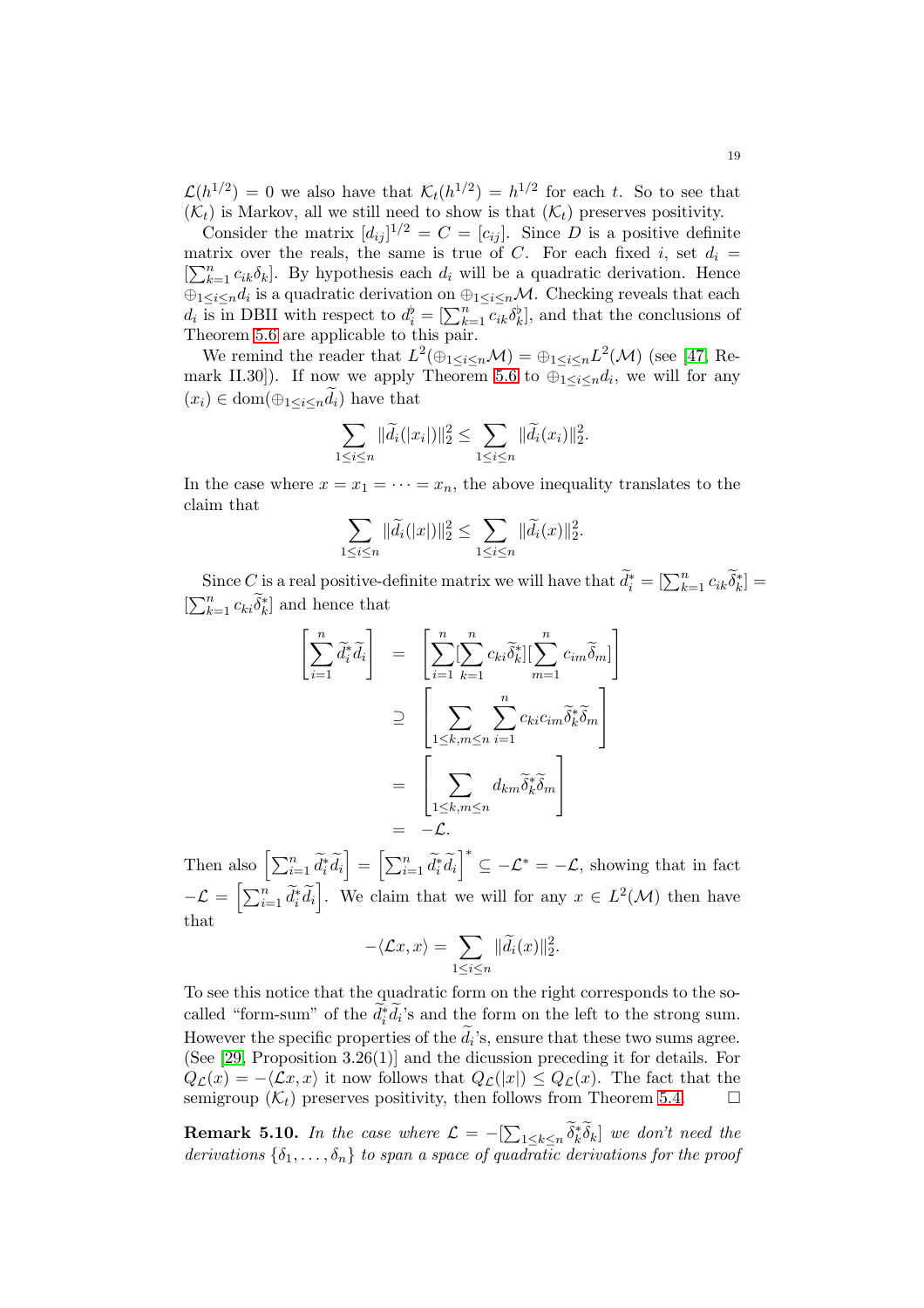$\mathcal{L}(h^{1/2}) = 0$ we also have that $\mathcal{K}_t(h^{1/2}) = h^{1/2}$ for each $t$. So to see that $(\mathcal{K}_t)$ is Markov, all we still need to show is that $(\mathcal{K}_t)$ preserves positivity.

Consider the matrix $[d_{ij}]^{1/2} = C = [c_{ij}]$. Since $D$ is a positive definite matrix over the reals, the same is true of $C$. For each fixed $i$, set $d_i = [\sum_{k=1}^n c_{ik}\delta_k]$. By hypothesis each $d_i$ will be a quadratic derivation. Hence $\oplus_{1\leq i\leq n} d_i$ is a quadratic derivation on $\oplus_{1\leq i\leq n}\mathcal{M}$. Checking reveals that each $d_i$ is in DBII with respect to $d_i^\natural = [\sum_{k=1}^n c_{ik}\delta_k^\natural]$, and that the conclusions of Theorem 5.6 are applicable to this pair.

We remind the reader that $L^2(\oplus_{1\leq i\leq n}\mathcal{M}) = \oplus_{1\leq i\leq n} L^2(\mathcal{M})$ (see [47, Remark II.30]). If now we apply Theorem 5.6 to $\oplus_{1\leq i\leq n} d_i$, we will for any $(x_i) \in \mathrm{dom}(\oplus_{1\leq i\leq n}\widetilde{d}_i)$ have that

$$\sum_{1\leq i\leq n} \|\widetilde{d}_i(|x_i|)\|_2^2 \leq \sum_{1\leq i\leq n} \|\widetilde{d}_i(x_i)\|_2^2.$$

In the case where $x = x_1 = \cdots = x_n$, the above inequality translates to the claim that

$$\sum_{1\leq i\leq n} \|\widetilde{d}_i(|x|)\|_2^2 \leq \sum_{1\leq i\leq n} \|\widetilde{d}_i(x)\|_2^2.$$

Since $C$ is a real positive-definite matrix we will have that $\widetilde{d}_i^* = [\sum_{k=1}^n c_{ik}\widetilde{\delta}_k^*] = [\sum_{k=1}^n c_{ki}\widetilde{\delta}_k^*]$ and hence that

$$\begin{aligned}
\left[\sum_{i=1}^n \widetilde{d}_i^*\widetilde{d}_i\right] &= \left[\sum_{i=1}^n [\sum_{k=1}^n c_{ki}\widetilde{\delta}_k^*][\sum_{m=1}^n c_{im}\widetilde{\delta}_m]\right] \\
&\supseteq \left[\sum_{1\leq k,m\leq n}\sum_{i=1}^n c_{ki}c_{im}\widetilde{\delta}_k^*\widetilde{\delta}_m\right] \\
&= \left[\sum_{1\leq k,m\leq n} d_{km}\widetilde{\delta}_k^*\widetilde{\delta}_m\right] \\
&= -\mathcal{L}.
\end{aligned}$$

Then also $\left[\sum_{i=1}^n \widetilde{d}_i^*\widetilde{d}_i\right] = \left[\sum_{i=1}^n \widetilde{d}_i^*\widetilde{d}_i\right]^* \subseteq -\mathcal{L}^* = -\mathcal{L}$, showing that in fact $-\mathcal{L} = \left[\sum_{i=1}^n \widetilde{d}_i^*\widetilde{d}_i\right]$. We claim that we will for any $x \in L^2(\mathcal{M})$ then have that

$$-\langle \mathcal{L}x, x\rangle = \sum_{1\leq i\leq n} \|\widetilde{d}_i(x)\|_2^2.$$

To see this notice that the quadratic form on the right corresponds to the so-called "form-sum" of the $\widetilde{d}_i^*\widetilde{d}_i$'s and the form on the left to the strong sum. However the specific properties of the $\widetilde{d}_i$'s, ensure that these two sums agree. (See [29, Proposition 3.26(1)] and the dicussion preceding it for details. For $Q_{\mathcal{L}}(x) = -\langle \mathcal{L}x, x\rangle$ it now follows that $Q_{\mathcal{L}}(|x|) \leq Q_{\mathcal{L}}(x)$. The fact that the semigroup $(\mathcal{K}_t)$ preserves positivity, then follows from Theorem 5.4. □

**Remark 5.10.** *In the case where $\mathcal{L} = -[\sum_{1\leq k\leq n}\widetilde{\delta}_k^*\widetilde{\delta}_k]$ we don't need the derivations $\{\delta_1, \ldots, \delta_n\}$ to span a space of quadratic derivations for the proof*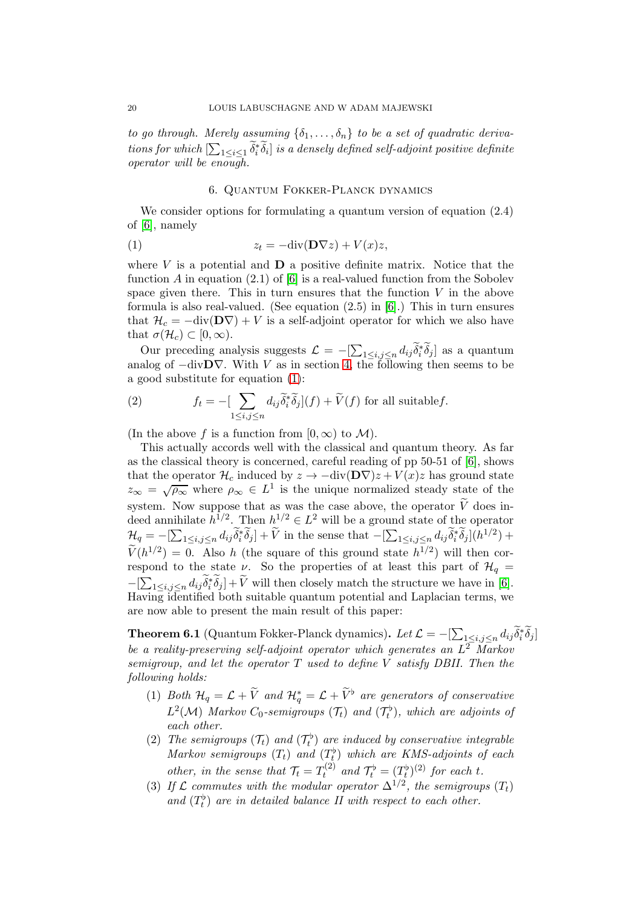*to go through. Merely assuming $\{\delta_1, \dots, \delta_n\}$ to be a set of quadratic derivations for which $[\sum_{1\leq i\leq 1} \widetilde{\delta}_i^* \widetilde{\delta}_i]$ is a densely defined self-adjoint positive definite operator will be enough.*

## 6. Quantum Fokker-Planck dynamics

We consider options for formulating a quantum version of equation (2.4) of [6], namely

$$z_t = -\mathrm{div}(\mathbf{D}\nabla z) + V(x)z, \tag{1}$$

where $V$ is a potential and $\mathbf{D}$ a positive definite matrix. Notice that the function $A$ in equation (2.1) of [6] is a real-valued function from the Sobolev space given there. This in turn ensures that the function $V$ in the above formula is also real-valued. (See equation (2.5) in [6].) This in turn ensures that $\mathcal{H}_c = -\mathrm{div}(\mathbf{D}\nabla) + V$ is a self-adjoint operator for which we also have that $\sigma(\mathcal{H}_c) \subset [0, \infty)$.

Our preceding analysis suggests $\mathcal{L} = -[\sum_{1\leq i,j\leq n} d_{ij}\widetilde{\delta}_i^* \widetilde{\delta}_j]$ as a quantum analog of $-\mathrm{div}\mathbf{D}\nabla$. With $V$ as in section 4, the following then seems to be a good substitute for equation (1):

$$f_t = -[\sum_{1\leq i,j\leq n} d_{ij}\widetilde{\delta}_i^* \widetilde{\delta}_j](f) + \widetilde{V}(f) \text{ for all suitable} f. \tag{2}$$

(In the above $f$ is a function from $[0, \infty)$ to $\mathcal{M}$).

This actually accords well with the classical and quantum theory. As far as the classical theory is concerned, careful reading of pp 50-51 of [6], shows that the operator $\mathcal{H}_c$ induced by $z \to -\mathrm{div}(\mathbf{D}\nabla)z + V(x)z$ has ground state $z_\infty = \sqrt{\rho_\infty}$ where $\rho_\infty \in L^1$ is the unique normalized steady state of the system. Now suppose that as was the case above, the operator $\widetilde{V}$ does indeed annihilate $h^{1/2}$. Then $h^{1/2} \in L^2$ will be a ground state of the operator $\mathcal{H}_q = -[\sum_{1\leq i,j\leq n} d_{ij}\widetilde{\delta}_i^* \widetilde{\delta}_j] + \widetilde{V}$ in the sense that $-[\sum_{1\leq i,j\leq n} d_{ij}\widetilde{\delta}_i^* \widetilde{\delta}_j](h^{1/2}) + \widetilde{V}(h^{1/2}) = 0$. Also $h$ (the square of this ground state $h^{1/2}$) will then correspond to the state $\nu$. So the properties of at least this part of $\mathcal{H}_q = -[\sum_{1\leq i,j\leq n} d_{ij}\widetilde{\delta}_i^* \widetilde{\delta}_j] + \widetilde{V}$ will then closely match the structure we have in [6]. Having identified both suitable quantum potential and Laplacian terms, we are now able to present the main result of this paper:

**Theorem 6.1** (Quantum Fokker-Planck dynamics)**.** *Let $\mathcal{L} = -[\sum_{1\leq i,j\leq n} d_{ij}\widetilde{\delta}_i^* \widetilde{\delta}_j]$ be a reality-preserving self-adjoint operator which generates an $L^2$ Markov semigroup, and let the operator $T$ used to define $V$ satisfy DBII. Then the following holds:*

1. *Both $\mathcal{H}_q = \mathcal{L} + \widetilde{V}$ and $\mathcal{H}_q^* = \mathcal{L} + \widetilde{V}^\flat$ are generators of conservative $L^2(\mathcal{M})$ Markov $C_0$-semigroups $(\mathcal{T}_t)$ and $(\mathcal{T}_t^\flat)$, which are adjoints of each other.*
2. *The semigroups $(\mathcal{T}_t)$ and $(\mathcal{T}_t^\flat)$ are induced by conservative integrable Markov semigroups $(T_t)$ and $(T_t^\flat)$ which are KMS-adjoints of each other, in the sense that $\mathcal{T}_t = T_t^{(2)}$ and $\mathcal{T}_t^\flat = (T_t^\flat)^{(2)}$ for each $t$.*
3. *If $\mathcal{L}$ commutes with the modular operator $\Delta^{1/2}$, the semigroups $(T_t)$ and $(T_t^\flat)$ are in detailed balance II with respect to each other.*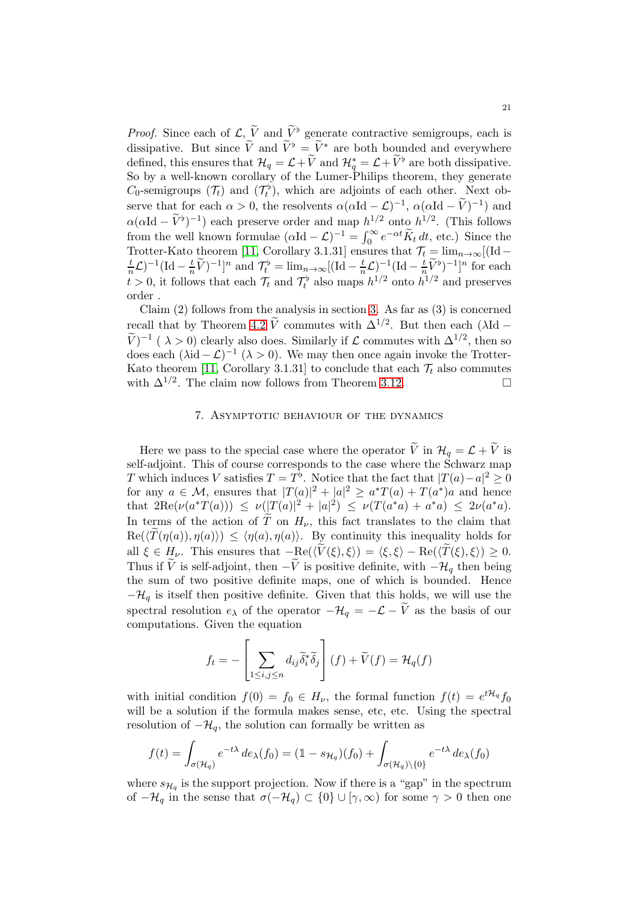*Proof.* Since each of $\mathcal{L}$, $\widetilde{V}$ and $\widetilde{V}^\flat$ generate contractive semigroups, each is dissipative. But since $\widetilde{V}$ and $\widetilde{V}^\flat = \widetilde{V}^*$ are both bounded and everywhere defined, this ensures that $\mathcal{H}_q = \mathcal{L} + \widetilde{V}$ and $\mathcal{H}_q^* = \mathcal{L} + \widetilde{V}^\flat$ are both dissipative. So by a well-known corollary of the Lumer-Philips theorem, they generate $C_0$-semigroups $(\mathcal{T}_t)$ and $(\mathcal{T}_t^\flat)$, which are adjoints of each other. Next observe that for each $\alpha > 0$, the resolvents $\alpha(\alpha\mathrm{Id} - \mathcal{L})^{-1}$, $\alpha(\alpha\mathrm{Id} - \widetilde{V})^{-1})$ and $\alpha(\alpha\mathrm{Id} - \widetilde{V}^\flat)^{-1})$ each preserve order and map $h^{1/2}$ onto $h^{1/2}$. (This follows from the well known formulae $(\alpha\mathrm{Id} - \mathcal{L})^{-1} = \int_0^\infty e^{-\alpha t}\widetilde{K}_t\,dt$, etc.) Since the Trotter-Kato theorem [11, Corollary 3.1.31] ensures that $\mathcal{T}_t = \lim_{n\to\infty}[(\mathrm{Id} - \frac{t}{n}\mathcal{L})^{-1}(\mathrm{Id} - \frac{t}{n}\widetilde{V})^{-1}]^n$ and $\mathcal{T}_t^\flat = \lim_{n\to\infty}[(\mathrm{Id} - \frac{t}{n}\mathcal{L})^{-1}(\mathrm{Id} - \frac{t}{n}\widetilde{V}^\flat)^{-1}]^n$ for each $t > 0$, it follows that each $\mathcal{T}_t$ and $\mathcal{T}_t^\flat$ also maps $h^{1/2}$ onto $h^{1/2}$ and preserves order .

Claim (2) follows from the analysis in section 3. As far as (3) is concerned recall that by Theorem 4.2 $\widetilde{V}$ commutes with $\Delta^{1/2}$. But then each $(\lambda\mathrm{Id} - \widetilde{V})^{-1}$ ( $\lambda > 0$) clearly also does. Similarly if $\mathcal{L}$ commutes with $\Delta^{1/2}$, then so does each $(\lambda\mathrm{id} - \mathcal{L})^{-1}$ ($\lambda > 0$). We may then once again invoke the Trotter-Kato theorem [11, Corollary 3.1.31] to conclude that each $\mathcal{T}_t$ also commutes with $\Delta^{1/2}$. The claim now follows from Theorem 3.12. □

## 7. Asymptotic behaviour of the dynamics

Here we pass to the special case where the operator $\widetilde{V}$ in $\mathcal{H}_q = \mathcal{L} + \widetilde{V}$ is self-adjoint. This of course corresponds to the case where the Schwarz map $T$ which induces $V$ satisfies $T = T^\flat$. Notice that the fact that $|T(a) - a|^2 \geq 0$ for any $a \in \mathcal{M}$, ensures that $|T(a)|^2 + |a|^2 \geq a^*T(a) + T(a^*)a$ and hence that $2\mathrm{Re}(\nu(a^*T(a))) \leq \nu(|T(a)|^2 + |a|^2) \leq \nu(T(a^*a) + a^*a) \leq 2\nu(a^*a)$. In terms of the action of $\widetilde{T}$ on $H_\nu$, this fact translates to the claim that $\mathrm{Re}(\langle\widetilde{T}(\eta(a)), \eta(a)\rangle) \leq \langle\eta(a), \eta(a)\rangle$. By continuity this inequality holds for all $\xi \in H_\nu$. This ensures that $-\mathrm{Re}(\langle\widetilde{V}(\xi), \xi\rangle) = \langle\xi, \xi\rangle - \mathrm{Re}(\langle\widetilde{T}(\xi), \xi\rangle) \geq 0$. Thus if $\widetilde{V}$ is self-adjoint, then $-\widetilde{V}$ is positive definite, with $-\mathcal{H}_q$ then being the sum of two positive definite maps, one of which is bounded. Hence $-\mathcal{H}_q$ is itself then positive definite. Given that this holds, we will use the spectral resolution $e_\lambda$ of the operator $-\mathcal{H}_q = -\mathcal{L} - \widetilde{V}$ as the basis of our computations. Given the equation

$$f_t = -\left[\sum_{1\leq i,j\leq n} d_{ij}\widetilde{\delta}_i^*\widetilde{\delta}_j\right](f) + \widetilde{V}(f) = \mathcal{H}_q(f)$$

with initial condition $f(0) = f_0 \in H_\nu$, the formal function $f(t) = e^{t\mathcal{H}_q}f_0$ will be a solution if the formula makes sense, etc, etc. Using the spectral resolution of $-\mathcal{H}_q$, the solution can formally be written as

$$f(t) = \int_{\sigma(\mathcal{H}_q)} e^{-t\lambda}\,de_\lambda(f_0) = (\mathbb{1} - s_{\mathcal{H}_q})(f_0) + \int_{\sigma(\mathcal{H}_q)\setminus\{0\}} e^{-t\lambda}\,de_\lambda(f_0)$$

where $s_{\mathcal{H}_q}$ is the support projection. Now if there is a "gap" in the spectrum of $-\mathcal{H}_q$ in the sense that $\sigma(-\mathcal{H}_q) \subset \{0\} \cup [\gamma, \infty)$ for some $\gamma > 0$ then one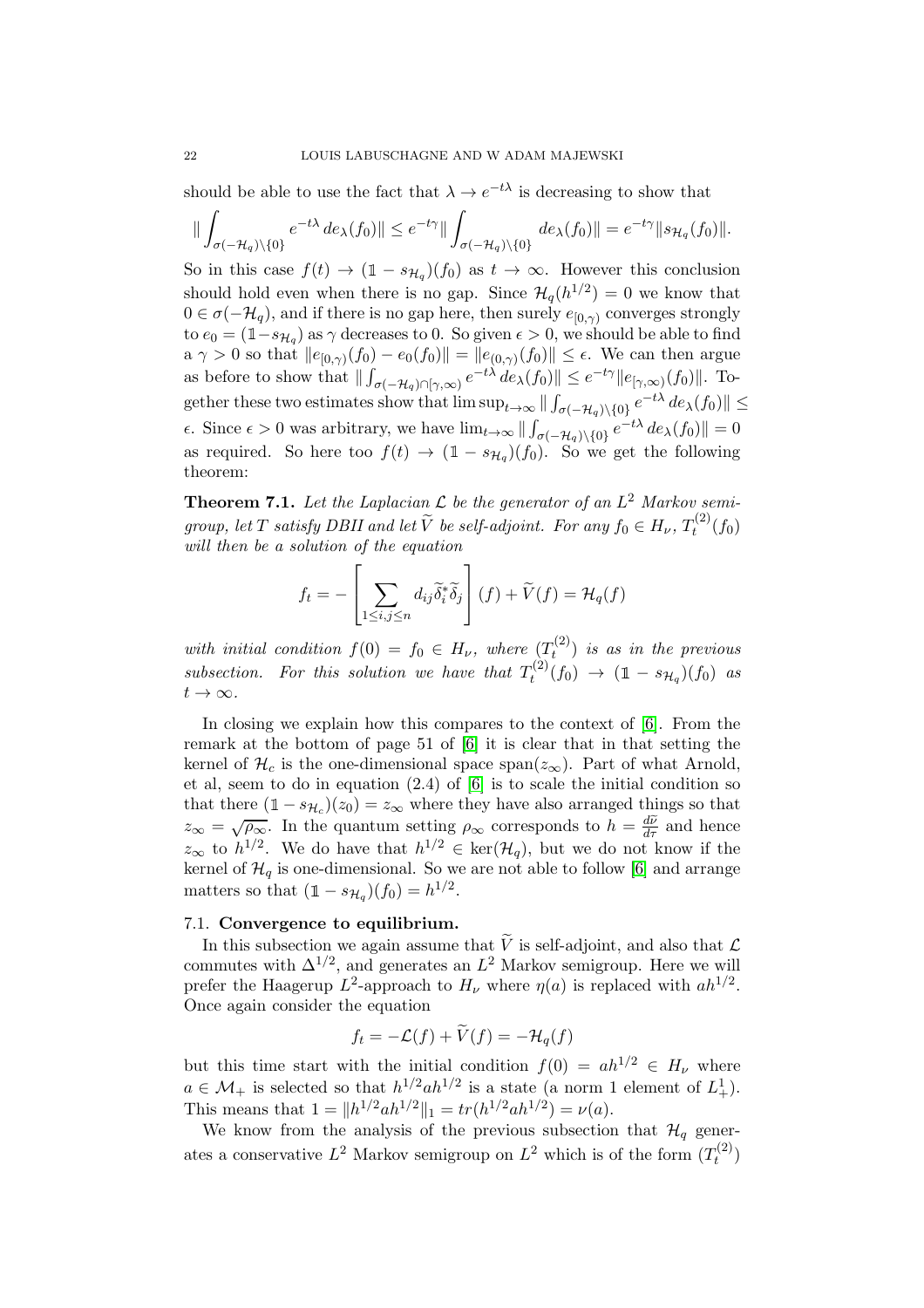should be able to use the fact that $\lambda \to e^{-t\lambda}$ is decreasing to show that

$$\| \int_{\sigma(-\mathcal{H}_q)\setminus\{0\}} e^{-t\lambda}\, de_\lambda(f_0)\| \leq e^{-t\gamma}\| \int_{\sigma(-\mathcal{H}_q)\setminus\{0\}} de_\lambda(f_0)\| = e^{-t\gamma}\|s_{\mathcal{H}_q}(f_0)\|.$$

So in this case $f(t) \to (\mathbb{1} - s_{\mathcal{H}_q})(f_0)$ as $t \to \infty$. However this conclusion should hold even when there is no gap. Since $\mathcal{H}_q(h^{1/2}) = 0$ we know that $0 \in \sigma(-\mathcal{H}_q)$, and if there is no gap here, then surely $e_{[0,\gamma)}$ converges strongly to $e_0 = (\mathbb{1} - s_{\mathcal{H}_q})$ as $\gamma$ decreases to 0. So given $\epsilon > 0$, we should be able to find a $\gamma > 0$ so that $\|e_{[0,\gamma)}(f_0) - e_0(f_0)\| = \|e_{(0,\gamma)}(f_0)\| \leq \epsilon$. We can then argue as before to show that $\| \int_{\sigma(-\mathcal{H}_q)\cap[\gamma,\infty)} e^{-t\lambda}\, de_\lambda(f_0)\| \leq e^{-t\gamma}\|e_{[\gamma,\infty)}(f_0)\|$. Together these two estimates show that $\limsup_{t\to\infty} \| \int_{\sigma(-\mathcal{H}_q)\setminus\{0\}} e^{-t\lambda}\, de_\lambda(f_0)\| \leq \epsilon$. Since $\epsilon > 0$ was arbitrary, we have $\lim_{t\to\infty} \| \int_{\sigma(-\mathcal{H}_q)\setminus\{0\}} e^{-t\lambda}\, de_\lambda(f_0)\| = 0$ as required. So here too $f(t) \to (\mathbb{1} - s_{\mathcal{H}_q})(f_0)$. So we get the following theorem:

**Theorem 7.1.** *Let the Laplacian $\mathcal{L}$ be the generator of an $L^2$ Markov semigroup, let $T$ satisfy DBII and let $\widetilde{V}$ be self-adjoint. For any $f_0 \in H_\nu$, $T^{(2)}_t(f_0)$ will then be a solution of the equation*

$$f_t = -\left[ \sum_{1\leq i,j\leq n} d_{ij}\widetilde{\delta}_i^*\widetilde{\delta}_j \right](f) + \widetilde{V}(f) = \mathcal{H}_q(f)$$

*with initial condition $f(0) = f_0 \in H_\nu$, where $(T^{(2)}_t)$ is as in the previous subsection. For this solution we have that $T^{(2)}_t(f_0) \to (\mathbb{1} - s_{\mathcal{H}_q})(f_0)$ as $t \to \infty$.*

In closing we explain how this compares to the context of [6]. From the remark at the bottom of page 51 of [6] it is clear that in that setting the kernel of $\mathcal{H}_c$ is the one-dimensional space span$(z_\infty)$. Part of what Arnold, et al, seem to do in equation (2.4) of [6] is to scale the initial condition so that there $(\mathbb{1} - s_{\mathcal{H}_c})(z_0) = z_\infty$ where they have also arranged things so that $z_\infty = \sqrt{\rho_\infty}$. In the quantum setting $\rho_\infty$ corresponds to $h = \frac{d\widetilde{\nu}}{d\tau}$ and hence $z_\infty$ to $h^{1/2}$. We do have that $h^{1/2} \in \ker(\mathcal{H}_q)$, but we do not know if the kernel of $\mathcal{H}_q$ is one-dimensional. So we are not able to follow [6] and arrange matters so that $(\mathbb{1} - s_{\mathcal{H}_q})(f_0) = h^{1/2}$.

### 7.1. Convergence to equilibrium.

In this subsection we again assume that $\widetilde{V}$ is self-adjoint, and also that $\mathcal{L}$ commutes with $\Delta^{1/2}$, and generates an $L^2$ Markov semigroup. Here we will prefer the Haagerup $L^2$-approach to $H_\nu$ where $\eta(a)$ is replaced with $ah^{1/2}$. Once again consider the equation

$$f_t = -\mathcal{L}(f) + \widetilde{V}(f) = -\mathcal{H}_q(f)$$

but this time start with the initial condition $f(0) = ah^{1/2} \in H_\nu$ where $a \in \mathcal{M}_+$ is selected so that $h^{1/2}ah^{1/2}$ is a state (a norm 1 element of $L^1_+$). This means that $1 = \|h^{1/2}ah^{1/2}\|_1 = tr(h^{1/2}ah^{1/2}) = \nu(a)$.

We know from the analysis of the previous subsection that $\mathcal{H}_q$ generates a conservative $L^2$ Markov semigroup on $L^2$ which is of the form $(T^{(2)}_t)$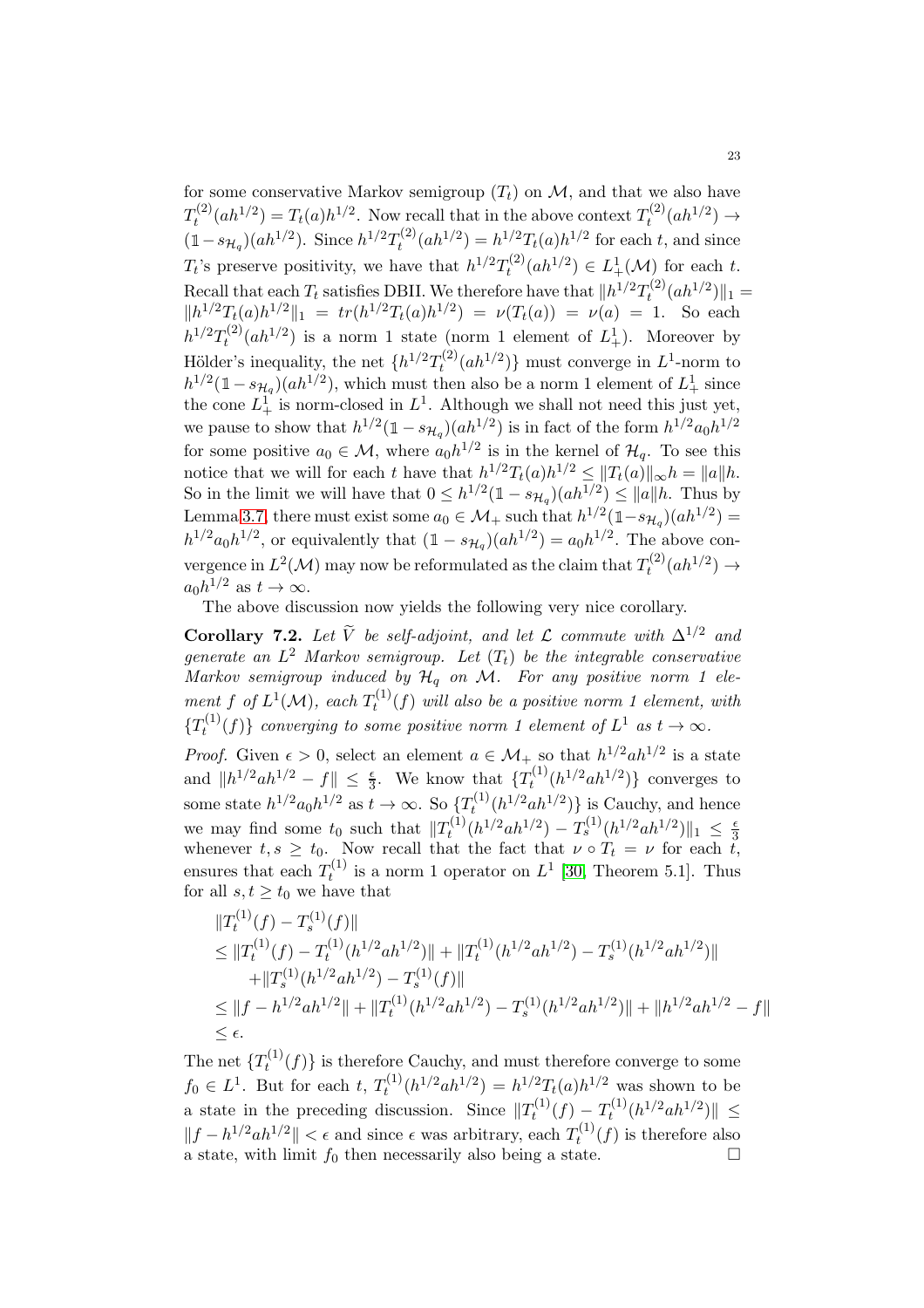for some conservative Markov semigroup $(T_t)$ on $\mathcal{M}$, and that we also have $T_t^{(2)}(ah^{1/2}) = T_t(a)h^{1/2}$. Now recall that in the above context $T_t^{(2)}(ah^{1/2}) \to (\mathbb{1} - s_{\mathcal{H}_q})(ah^{1/2})$. Since $h^{1/2}T_t^{(2)}(ah^{1/2}) = h^{1/2}T_t(a)h^{1/2}$ for each $t$, and since $T_t$'s preserve positivity, we have that $h^{1/2}T_t^{(2)}(ah^{1/2}) \in L^1_+(\mathcal{M})$ for each $t$. Recall that each $T_t$ satisfies DBII. We therefore have that $\|h^{1/2}T_t^{(2)}(ah^{1/2})\|_1 = \|h^{1/2}T_t(a)h^{1/2}\|_1 = tr(h^{1/2}T_t(a)h^{1/2}) = \nu(T_t(a)) = \nu(a) = 1$. So each $h^{1/2}T_t^{(2)}(ah^{1/2})$ is a norm 1 state (norm 1 element of $L^1_+$). Moreover by Hölder's inequality, the net $\{h^{1/2}T_t^{(2)}(ah^{1/2})\}$ must converge in $L^1$-norm to $h^{1/2}(\mathbb{1} - s_{\mathcal{H}_q})(ah^{1/2})$, which must then also be a norm 1 element of $L^1_+$ since the cone $L^1_+$ is norm-closed in $L^1$. Although we shall not need this just yet, we pause to show that $h^{1/2}(\mathbb{1} - s_{\mathcal{H}_q})(ah^{1/2})$ is in fact of the form $h^{1/2}a_0h^{1/2}$ for some positive $a_0 \in \mathcal{M}$, where $a_0h^{1/2}$ is in the kernel of $\mathcal{H}_q$. To see this notice that we will for each $t$ have that $h^{1/2}T_t(a)h^{1/2} \leq \|T_t(a)\|_\infty h = \|a\|h$. So in the limit we will have that $0 \leq h^{1/2}(\mathbb{1} - s_{\mathcal{H}_q})(ah^{1/2}) \leq \|a\|h$. Thus by Lemma 3.7, there must exist some $a_0 \in \mathcal{M}_+$ such that $h^{1/2}(\mathbb{1} - s_{\mathcal{H}_q})(ah^{1/2}) = h^{1/2}a_0h^{1/2}$, or equivalently that $(\mathbb{1} - s_{\mathcal{H}_q})(ah^{1/2}) = a_0h^{1/2}$. The above convergence in $L^2(\mathcal{M})$ may now be reformulated as the claim that $T_t^{(2)}(ah^{1/2}) \to a_0h^{1/2}$ as $t \to \infty$.

The above discussion now yields the following very nice corollary.

**Corollary 7.2.** *Let $\widetilde{V}$ be self-adjoint, and let $\mathcal{L}$ commute with $\Delta^{1/2}$ and generate an $L^2$ Markov semigroup. Let $(T_t)$ be the integrable conservative Markov semigroup induced by $\mathcal{H}_q$ on $\mathcal{M}$. For any positive norm 1 element $f$ of $L^1(\mathcal{M})$, each $T_t^{(1)}(f)$ will also be a positive norm 1 element, with $\{T_t^{(1)}(f)\}$ converging to some positive norm 1 element of $L^1$ as $t \to \infty$.*

*Proof.* Given $\epsilon > 0$, select an element $a \in \mathcal{M}_+$ so that $h^{1/2}ah^{1/2}$ is a state and $\|h^{1/2}ah^{1/2} - f\| \leq \frac{\epsilon}{3}$. We know that $\{T_t^{(1)}(h^{1/2}ah^{1/2})\}$ converges to some state $h^{1/2}a_0h^{1/2}$ as $t \to \infty$. So $\{T_t^{(1)}(h^{1/2}ah^{1/2})\}$ is Cauchy, and hence we may find some $t_0$ such that $\|T_t^{(1)}(h^{1/2}ah^{1/2}) - T_s^{(1)}(h^{1/2}ah^{1/2})\|_1 \leq \frac{\epsilon}{3}$ whenever $t, s \geq t_0$. Now recall that the fact that $\nu \circ T_t = \nu$ for each $t$, ensures that each $T_t^{(1)}$ is a norm 1 operator on $L^1$ [30, Theorem 5.1]. Thus for all $s, t \geq t_0$ we have that

$$
\begin{aligned}
&\|T_t^{(1)}(f) - T_s^{(1)}(f)\| \\
&\leq \|T_t^{(1)}(f) - T_t^{(1)}(h^{1/2}ah^{1/2})\| + \|T_t^{(1)}(h^{1/2}ah^{1/2}) - T_s^{(1)}(h^{1/2}ah^{1/2})\| \\
&\quad + \|T_s^{(1)}(h^{1/2}ah^{1/2}) - T_s^{(1)}(f)\| \\
&\leq \|f - h^{1/2}ah^{1/2}\| + \|T_t^{(1)}(h^{1/2}ah^{1/2}) - T_s^{(1)}(h^{1/2}ah^{1/2})\| + \|h^{1/2}ah^{1/2} - f\| \\
&\leq \epsilon.
\end{aligned}
$$

The net $\{T_t^{(1)}(f)\}$ is therefore Cauchy, and must therefore converge to some $f_0 \in L^1$. But for each $t$, $T_t^{(1)}(h^{1/2}ah^{1/2}) = h^{1/2}T_t(a)h^{1/2}$ was shown to be a state in the preceding discussion. Since $\|T_t^{(1)}(f) - T_t^{(1)}(h^{1/2}ah^{1/2})\| \leq \|f - h^{1/2}ah^{1/2}\| < \epsilon$ and since $\epsilon$ was arbitrary, each $T_t^{(1)}(f)$ is therefore also a state, with limit $f_0$ then necessarily also being a state. □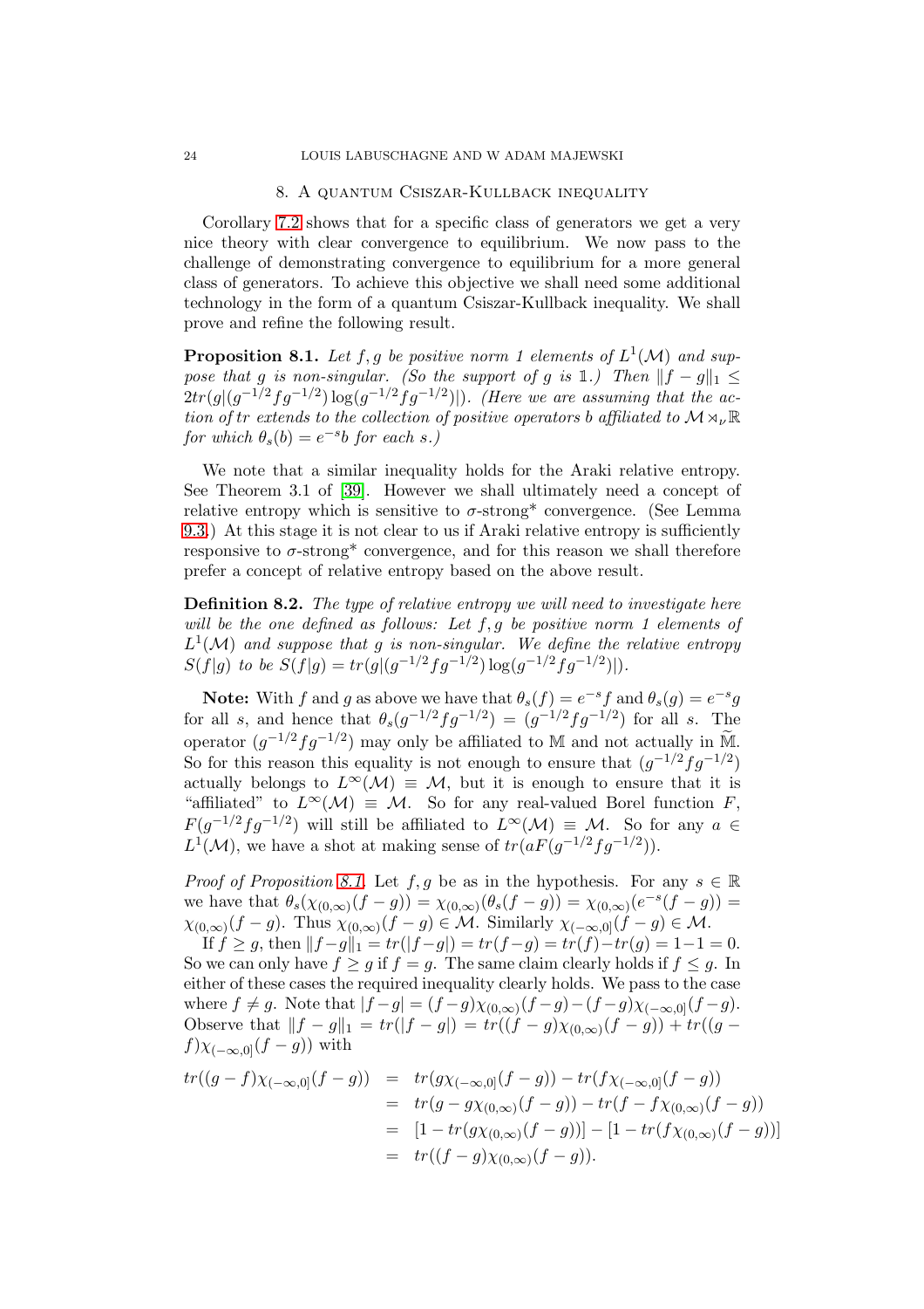## 8. A quantum Csiszar-Kullback inequality

Corollary 7.2 shows that for a specific class of generators we get a very nice theory with clear convergence to equilibrium. We now pass to the challenge of demonstrating convergence to equilibrium for a more general class of generators. To achieve this objective we shall need some additional technology in the form of a quantum Csiszar-Kullback inequality. We shall prove and refine the following result.

**Proposition 8.1.** *Let $f, g$ be positive norm 1 elements of $L^1(\mathcal{M})$ and suppose that $g$ is non-singular. (So the support of $g$ is $\mathbb{1}$.) Then $\|f - g\|_1 \leq 2tr(g|(g^{-1/2}fg^{-1/2})\log(g^{-1/2}fg^{-1/2})|)$. (Here we are assuming that the action of $tr$ extends to the collection of positive operators $b$ affiliated to $\mathcal{M} \rtimes_\nu \mathbb{R}$ for which $\theta_s(b) = e^{-s}b$ for each $s$.)*

We note that a similar inequality holds for the Araki relative entropy. See Theorem 3.1 of [39]. However we shall ultimately need a concept of relative entropy which is sensitive to $\sigma$-strong* convergence. (See Lemma 9.3.) At this stage it is not clear to us if Araki relative entropy is sufficiently responsive to $\sigma$-strong* convergence, and for this reason we shall therefore prefer a concept of relative entropy based on the above result.

**Definition 8.2.** *The type of relative entropy we will need to investigate here will be the one defined as follows: Let $f, g$ be positive norm 1 elements of $L^1(\mathcal{M})$ and suppose that $g$ is non-singular. We define the relative entropy $S(f|g)$ to be $S(f|g) = tr(g|(g^{-1/2}fg^{-1/2})\log(g^{-1/2}fg^{-1/2})|)$.*

**Note:** With $f$ and $g$ as above we have that $\theta_s(f) = e^{-s}f$ and $\theta_s(g) = e^{-s}g$ for all $s$, and hence that $\theta_s(g^{-1/2}fg^{-1/2}) = (g^{-1/2}fg^{-1/2})$ for all $s$. The operator $(g^{-1/2}fg^{-1/2})$ may only be affiliated to $\mathbb{M}$ and not actually in $\widetilde{\mathbb{M}}$. So for this reason this equality is not enough to ensure that $(g^{-1/2}fg^{-1/2})$ actually belongs to $L^\infty(\mathcal{M}) \equiv \mathcal{M}$, but it is enough to ensure that it is "affiliated" to $L^\infty(\mathcal{M}) \equiv \mathcal{M}$. So for any real-valued Borel function $F$, $F(g^{-1/2}fg^{-1/2})$ will still be affiliated to $L^\infty(\mathcal{M}) \equiv \mathcal{M}$. So for any $a \in L^1(\mathcal{M})$, we have a shot at making sense of $tr(aF(g^{-1/2}fg^{-1/2}))$.

*Proof of Proposition 8.1.* Let $f, g$ be as in the hypothesis. For any $s \in \mathbb{R}$ we have that $\theta_s(\chi_{(0,\infty)}(f-g)) = \chi_{(0,\infty)}(\theta_s(f-g)) = \chi_{(0,\infty)}(e^{-s}(f-g)) = \chi_{(0,\infty)}(f-g)$. Thus $\chi_{(0,\infty)}(f-g) \in \mathcal{M}$. Similarly $\chi_{(-\infty,0]}(f-g) \in \mathcal{M}$.

If $f \geq g$, then $\|f-g\|_1 = tr(|f-g|) = tr(f-g) = tr(f)-tr(g) = 1-1 = 0$. So we can only have $f \geq g$ if $f = g$. The same claim clearly holds if $f \leq g$. In either of these cases the required inequality clearly holds. We pass to the case where $f \neq g$. Note that $|f-g| = (f-g)\chi_{(0,\infty)}(f-g) - (f-g)\chi_{(-\infty,0]}(f-g)$. Observe that $\|f-g\|_1 = tr(|f-g|) = tr((f-g)\chi_{(0,\infty)}(f-g)) + tr((g-f)\chi_{(-\infty,0]}(f-g))$ with

$$\begin{aligned}
tr((g-f)\chi_{(-\infty,0]}(f-g)) &= tr(g\chi_{(-\infty,0]}(f-g)) - tr(f\chi_{(-\infty,0]}(f-g)) \\
&= tr(g - g\chi_{(0,\infty)}(f-g)) - tr(f - f\chi_{(0,\infty)}(f-g)) \\
&= [1 - tr(g\chi_{(0,\infty)}(f-g))] - [1 - tr(f\chi_{(0,\infty)}(f-g))] \\
&= tr((f-g)\chi_{(0,\infty)}(f-g)).
\end{aligned}$$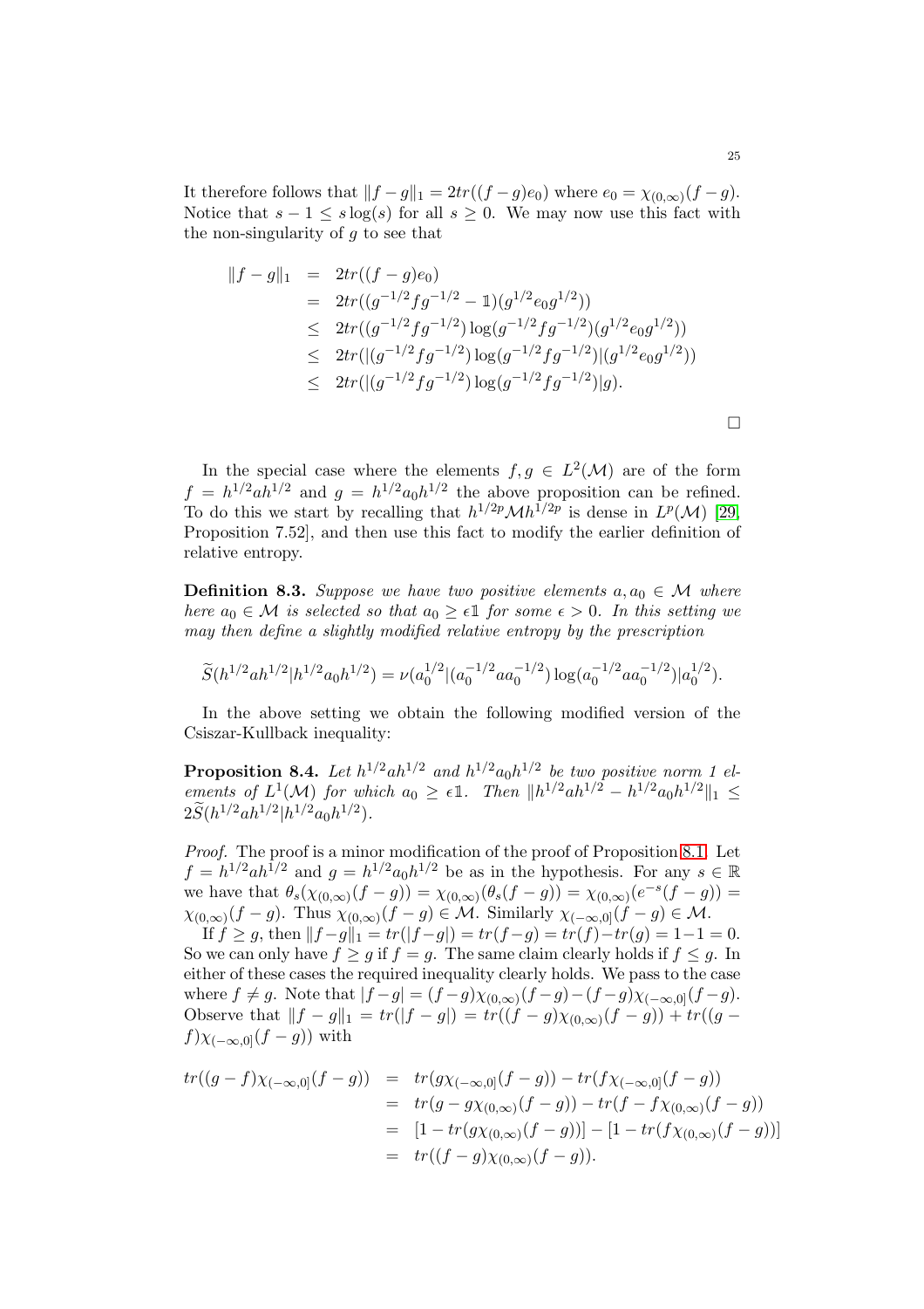It therefore follows that $\|f-g\|_1 = 2tr((f-g)e_0)$ where $e_0 = \chi_{(0,\infty)}(f-g)$. Notice that $s - 1 \leq s\log(s)$ for all $s \geq 0$. We may now use this fact with the non-singularity of $g$ to see that

$$\begin{aligned}
\|f-g\|_1 &= 2tr((f-g)e_0) \\
&= 2tr((g^{-1/2}fg^{-1/2} - \mathbb{1})(g^{1/2}e_0g^{1/2})) \\
&\leq 2tr((g^{-1/2}fg^{-1/2})\log(g^{-1/2}fg^{-1/2})(g^{1/2}e_0g^{1/2})) \\
&\leq 2tr(|(g^{-1/2}fg^{-1/2})\log(g^{-1/2}fg^{-1/2})|(g^{1/2}e_0g^{1/2})) \\
&\leq 2tr(|(g^{-1/2}fg^{-1/2})\log(g^{-1/2}fg^{-1/2})|g).
\end{aligned}$$

□

In the special case where the elements $f, g \in L^2(\mathcal{M})$ are of the form $f = h^{1/2}ah^{1/2}$ and $g = h^{1/2}a_0h^{1/2}$ the above proposition can be refined. To do this we start by recalling that $h^{1/2p}\mathcal{M}h^{1/2p}$ is dense in $L^p(\mathcal{M})$ [29, Proposition 7.52], and then use this fact to modify the earlier definition of relative entropy.

**Definition 8.3.** *Suppose we have two positive elements $a, a_0 \in \mathcal{M}$ where here $a_0 \in \mathcal{M}$ is selected so that $a_0 \geq \epsilon\mathbb{1}$ for some $\epsilon > 0$. In this setting we may then define a slightly modified relative entropy by the prescription*

$$\widetilde{S}(h^{1/2}ah^{1/2}|h^{1/2}a_0h^{1/2}) = \nu(a_0^{1/2}|(a_0^{-1/2}aa_0^{-1/2})\log(a_0^{-1/2}aa_0^{-1/2})|a_0^{1/2}).$$

In the above setting we obtain the following modified version of the Csiszar-Kullback inequality:

**Proposition 8.4.** *Let $h^{1/2}ah^{1/2}$ and $h^{1/2}a_0h^{1/2}$ be two positive norm 1 elements of $L^1(\mathcal{M})$ for which $a_0 \geq \epsilon\mathbb{1}$. Then $\|h^{1/2}ah^{1/2} - h^{1/2}a_0h^{1/2}\|_1 \leq 2\widetilde{S}(h^{1/2}ah^{1/2}|h^{1/2}a_0h^{1/2})$.*

*Proof.* The proof is a minor modification of the proof of Proposition 8.1. Let $f = h^{1/2}ah^{1/2}$ and $g = h^{1/2}a_0h^{1/2}$ be as in the hypothesis. For any $s \in \mathbb{R}$ we have that $\theta_s(\chi_{(0,\infty)}(f-g)) = \chi_{(0,\infty)}(\theta_s(f-g)) = \chi_{(0,\infty)}(e^{-s}(f-g)) = \chi_{(0,\infty)}(f-g)$. Thus $\chi_{(0,\infty)}(f-g) \in \mathcal{M}$. Similarly $\chi_{(-\infty,0]}(f-g) \in \mathcal{M}$.

If $f \geq g$, then $\|f-g\|_1 = tr(|f-g|) = tr(f-g) = tr(f) - tr(g) = 1-1 = 0$. So we can only have $f \geq g$ if $f = g$. The same claim clearly holds if $f \leq g$. In either of these cases the required inequality clearly holds. We pass to the case where $f \neq g$. Note that $|f-g| = (f-g)\chi_{(0,\infty)}(f-g) - (f-g)\chi_{(-\infty,0]}(f-g)$. Observe that $\|f-g\|_1 = tr(|f-g|) = tr((f-g)\chi_{(0,\infty)}(f-g)) + tr((g-f)\chi_{(-\infty,0]}(f-g))$ with

$$\begin{aligned}
tr((g-f)\chi_{(-\infty,0]}(f-g)) &= tr(g\chi_{(-\infty,0]}(f-g)) - tr(f\chi_{(-\infty,0]}(f-g)) \\
&= tr(g - g\chi_{(0,\infty)}(f-g)) - tr(f - f\chi_{(0,\infty)}(f-g)) \\
&= [1 - tr(g\chi_{(0,\infty)}(f-g))] - [1 - tr(f\chi_{(0,\infty)}(f-g))] \\
&= tr((f-g)\chi_{(0,\infty)}(f-g)).
\end{aligned}$$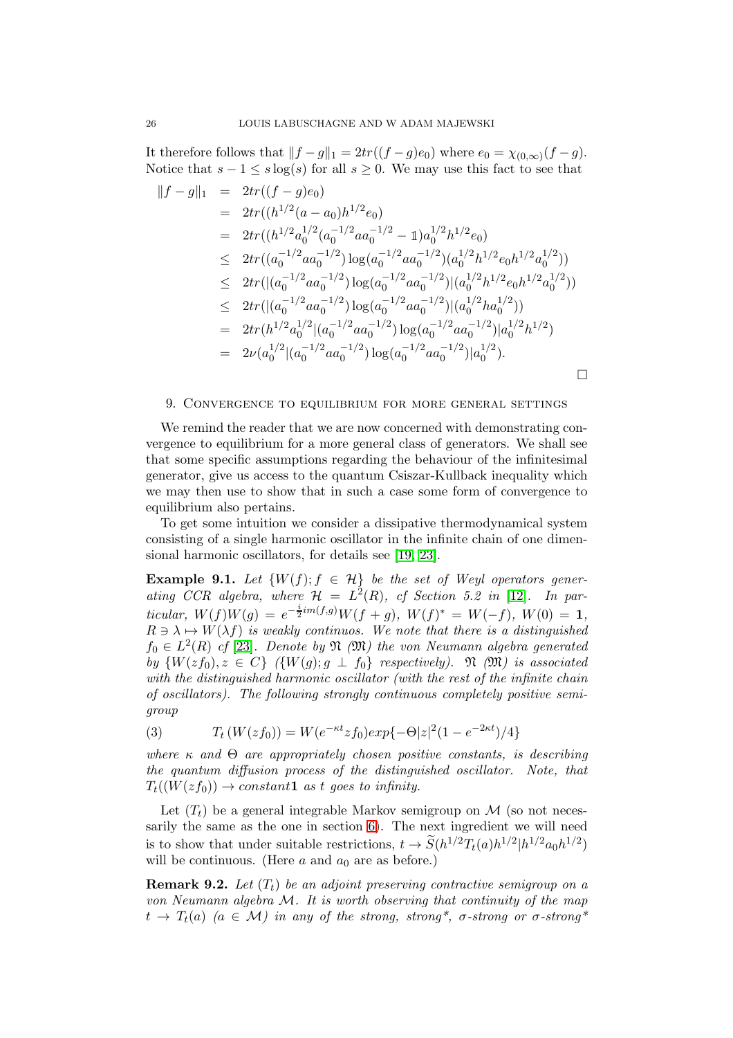It therefore follows that $\|f-g\|_1 = 2tr((f-g)e_0)$ where $e_0 = \chi_{(0,\infty)}(f-g)$. Notice that $s - 1 \leq s\log(s)$ for all $s \geq 0$. We may use this fact to see that

$$
\begin{aligned}
\|f-g\|_1 &= 2tr((f-g)e_0) \\
&= 2tr((h^{1/2}(a-a_0)h^{1/2}e_0) \\
&= 2tr((h^{1/2}a_0^{1/2}(a_0^{-1/2}aa_0^{-1/2} - \mathbb{1})a_0^{1/2}h^{1/2}e_0) \\
&\leq 2tr((a_0^{-1/2}aa_0^{-1/2})\log(a_0^{-1/2}aa_0^{-1/2})(a_0^{1/2}h^{1/2}e_0h^{1/2}a_0^{1/2})) \\
&\leq 2tr(|(a_0^{-1/2}aa_0^{-1/2})\log(a_0^{-1/2}aa_0^{-1/2})|(a_0^{1/2}h^{1/2}e_0h^{1/2}a_0^{1/2})) \\
&\leq 2tr(|(a_0^{-1/2}aa_0^{-1/2})\log(a_0^{-1/2}aa_0^{-1/2})|(a_0^{1/2}ha_0^{1/2})) \\
&= 2tr(h^{1/2}a_0^{1/2}|(a_0^{-1/2}aa_0^{-1/2})\log(a_0^{-1/2}aa_0^{-1/2})|a_0^{1/2}h^{1/2}) \\
&= 2\nu(a_0^{1/2}|(a_0^{-1/2}aa_0^{-1/2})\log(a_0^{-1/2}aa_0^{-1/2})|a_0^{1/2}).
\end{aligned}
$$

□

## 9. Convergence to equilibrium for more general settings

We remind the reader that we are now concerned with demonstrating convergence to equilibrium for a more general class of generators. We shall see that some specific assumptions regarding the behaviour of the infinitesimal generator, give us access to the quantum Csiszar-Kullback inequality which we may then use to show that in such a case some form of convergence to equilibrium also pertains.

To get some intuition we consider a dissipative thermodynamical system consisting of a single harmonic oscillator in the infinite chain of one dimensional harmonic oscillators, for details see [19, 23].

**Example 9.1.** *Let $\{W(f); f \in \mathcal{H}\}$ be the set of Weyl operators generating CCR algebra, where $\mathcal{H} = L^2(R)$, cf Section 5.2 in [12]. In particular, $W(f)W(g) = e^{-\frac{i}{2}im(f,g)}W(f+g)$, $W(f)^* = W(-f)$, $W(0) = \mathbf{1}$, $R \ni \lambda \mapsto W(\lambda f)$ is weakly continuos. We note that there is a distinguished $f_0 \in L^2(R)$ cf [23]. Denote by $\mathfrak{N}$ ($\mathfrak{M}$) the von Neumann algebra generated by $\{W(zf_0), z \in C\}$ ($\{W(g); g \perp f_0\}$ respectively). $\mathfrak{N}$ ($\mathfrak{M}$) is associated with the distinguished harmonic oscillator (with the rest of the infinite chain of oscillators). The following strongly continuous completely positive semigroup*

$$T_t\,(W(zf_0)) = W(e^{-\kappa t}zf_0)exp\{-\Theta|z|^2(1-e^{-2\kappa t})/4\} \tag{3}$$

*where $\kappa$ and $\Theta$ are appropriately chosen positive constants, is describing the quantum diffusion process of the distinguished oscillator. Note, that $T_t((W(zf_0)) \to constant\mathbf{1}$ as $t$ goes to infinity.*

Let $(T_t)$ be a general integrable Markov semigroup on $\mathcal{M}$ (so not necessarily the same as the one in section 6). The next ingredient we will need is to show that under suitable restrictions, $t \to \widetilde{S}(h^{1/2}T_t(a)h^{1/2}|h^{1/2}a_0h^{1/2})$ will be continuous. (Here $a$ and $a_0$ are as before.)

**Remark 9.2.** *Let $(T_t)$ be an adjoint preserving contractive semigroup on a von Neumann algebra $\mathcal{M}$. It is worth observing that continuity of the map $t \to T_t(a)$ ($a \in \mathcal{M}$) in any of the strong, strong\*, $\sigma$-strong or $\sigma$-strong\**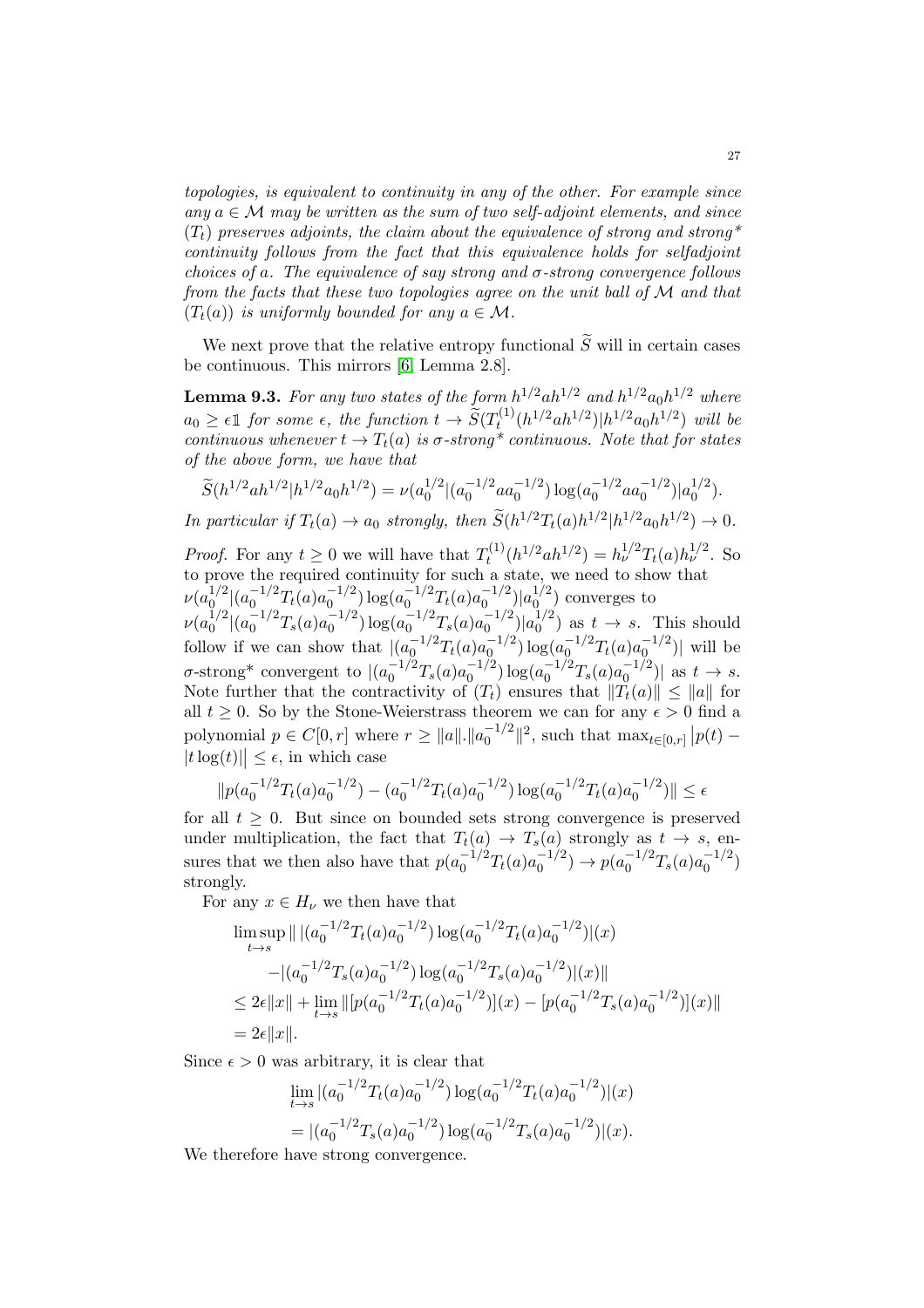*topologies, is equivalent to continuity in any of the other. For example since any $a \in \mathcal{M}$ may be written as the sum of two self-adjoint elements, and since $(T_t)$ preserves adjoints, the claim about the equivalence of strong and strong\* continuity follows from the fact that this equivalence holds for selfadjoint choices of $a$. The equivalence of say strong and $\sigma$-strong convergence follows from the facts that these two topologies agree on the unit ball of $\mathcal{M}$ and that $(T_t(a))$ is uniformly bounded for any $a \in \mathcal{M}$.*

We next prove that the relative entropy functional $\widetilde{S}$ will in certain cases be continuous. This mirrors [6, Lemma 2.8].

**Lemma 9.3.** *For any two states of the form $h^{1/2}ah^{1/2}$ and $h^{1/2}a_0h^{1/2}$ where $a_0 \geq \epsilon\mathbb{1}$ for some $\epsilon$, the function $t \to \widetilde{S}(T_t^{(1)}(h^{1/2}ah^{1/2})|h^{1/2}a_0h^{1/2})$ will be continuous whenever $t \to T_t(a)$ is $\sigma$-strong\* continuous. Note that for states of the above form, we have that*

$$\widetilde{S}(h^{1/2}ah^{1/2}|h^{1/2}a_0h^{1/2}) = \nu(a_0^{1/2}|(a_0^{-1/2}aa_0^{-1/2})\log(a_0^{-1/2}aa_0^{-1/2})|a_0^{1/2}).$$

*In particular if $T_t(a) \to a_0$ strongly, then $\widetilde{S}(h^{1/2}T_t(a)h^{1/2}|h^{1/2}a_0h^{1/2}) \to 0$.*

*Proof.* For any $t \geq 0$ we will have that $T_t^{(1)}(h^{1/2}ah^{1/2}) = h_\nu^{1/2}T_t(a)h_\nu^{1/2}$. So to prove the required continuity for such a state, we need to show that $\nu(a_0^{1/2}|(a_0^{-1/2}T_t(a)a_0^{-1/2})\log(a_0^{-1/2}T_t(a)a_0^{-1/2})|a_0^{1/2})$ converges to $\nu(a_0^{1/2}|(a_0^{-1/2}T_s(a)a_0^{-1/2})\log(a_0^{-1/2}T_s(a)a_0^{-1/2})|a_0^{1/2})$ as $t \to s$. This should follow if we can show that $|(a_0^{-1/2}T_t(a)a_0^{-1/2})\log(a_0^{-1/2}T_t(a)a_0^{-1/2})|$ will be $\sigma$-strong\* convergent to $|(a_0^{-1/2}T_s(a)a_0^{-1/2})\log(a_0^{-1/2}T_s(a)a_0^{-1/2})|$ as $t \to s$. Note further that the contractivity of $(T_t)$ ensures that $\|T_t(a)\| \leq \|a\|$ for all $t \geq 0$. So by the Stone-Weierstrass theorem we can for any $\epsilon > 0$ find a polynomial $p \in C[0,r]$ where $r \geq \|a\|.\|a_0^{-1/2}\|^2$, such that $\max_{t\in[0,r]}\big|p(t) - |t\log(t)|\big| \leq \epsilon$, in which case

$$\|p(a_0^{-1/2}T_t(a)a_0^{-1/2}) - (a_0^{-1/2}T_t(a)a_0^{-1/2})\log(a_0^{-1/2}T_t(a)a_0^{-1/2})\| \leq \epsilon$$

for all $t \geq 0$. But since on bounded sets strong convergence is preserved under multiplication, the fact that $T_t(a) \to T_s(a)$ strongly as $t \to s$, ensures that we then also have that $p(a_0^{-1/2}T_t(a)a_0^{-1/2}) \to p(a_0^{-1/2}T_s(a)a_0^{-1/2})$ strongly.

For any $x \in H_\nu$ we then have that

$$\begin{aligned}
&\limsup_{t\to s}\| \,|(a_0^{-1/2}T_t(a)a_0^{-1/2})\log(a_0^{-1/2}T_t(a)a_0^{-1/2})|(x) \\
&\qquad -|(a_0^{-1/2}T_s(a)a_0^{-1/2})\log(a_0^{-1/2}T_s(a)a_0^{-1/2})|(x)\| \\
&\leq 2\epsilon\|x\| + \lim_{t\to s}\|[p(a_0^{-1/2}T_t(a)a_0^{-1/2})](x) - [p(a_0^{-1/2}T_s(a)a_0^{-1/2})](x)\| \\
&= 2\epsilon\|x\|.
\end{aligned}$$

Since $\epsilon > 0$ was arbitrary, it is clear that

$$\begin{aligned}
&\lim_{t\to s}|(a_0^{-1/2}T_t(a)a_0^{-1/2})\log(a_0^{-1/2}T_t(a)a_0^{-1/2})|(x) \\
&= |(a_0^{-1/2}T_s(a)a_0^{-1/2})\log(a_0^{-1/2}T_s(a)a_0^{-1/2})|(x).
\end{aligned}$$

We therefore have strong convergence.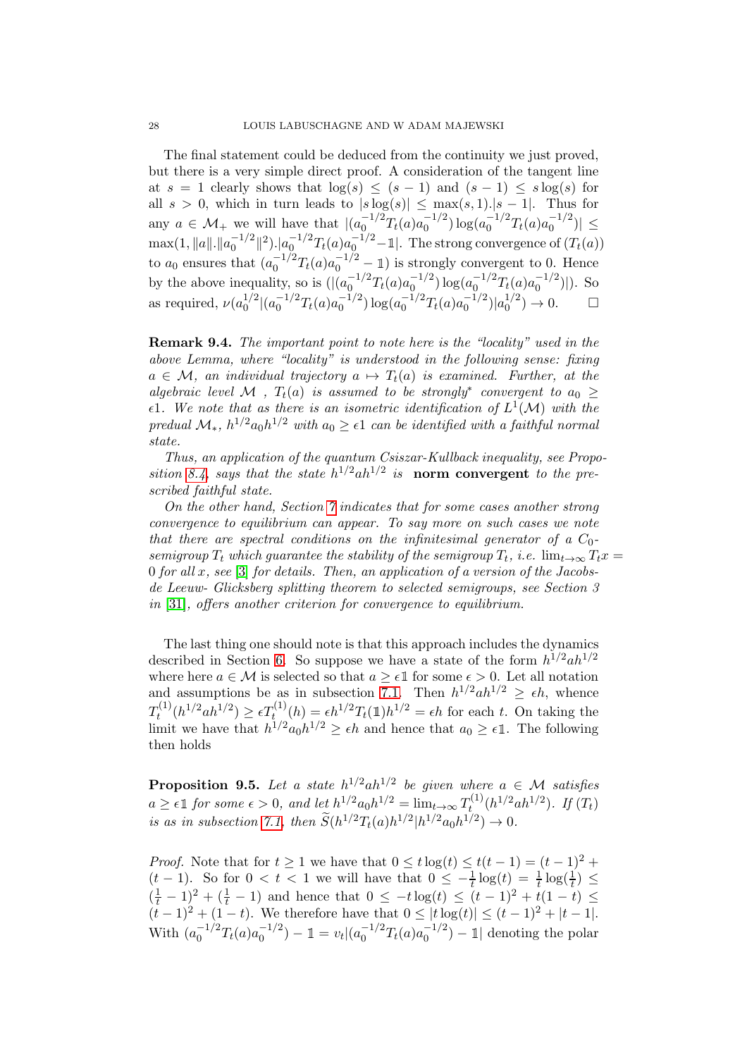The final statement could be deduced from the continuity we just proved, but there is a very simple direct proof. A consideration of the tangent line at $s = 1$ clearly shows that $\log(s) \leq (s-1)$ and $(s-1) \leq s\log(s)$ for all $s > 0$, which in turn leads to $|s\log(s)| \leq \max(s,1).|s-1|$. Thus for any $a \in \mathcal{M}_+$ we will have that $|(a_0^{-1/2}T_t(a)a_0^{-1/2})\log(a_0^{-1/2}T_t(a)a_0^{-1/2})| \leq \max(1, \|a\|.\|a_0^{-1/2}\|^2).|a_0^{-1/2}T_t(a)a_0^{-1/2} - \mathbb{1}|$. The strong convergence of $(T_t(a))$ to $a_0$ ensures that $(a_0^{-1/2}T_t(a)a_0^{-1/2} - \mathbb{1})$ is strongly convergent to 0. Hence by the above inequality, so is $(|(a_0^{-1/2}T_t(a)a_0^{-1/2})\log(a_0^{-1/2}T_t(a)a_0^{-1/2})|)$. So as required, $\nu(a_0^{1/2}|(a_0^{-1/2}T_t(a)a_0^{-1/2})\log(a_0^{-1/2}T_t(a)a_0^{-1/2})|a_0^{1/2}) \to 0$. $\square$

**Remark 9.4.** *The important point to note here is the "locality" used in the above Lemma, where "locality" is understood in the following sense: fixing $a \in \mathcal{M}$, an individual trajectory $a \mapsto T_t(a)$ is examined. Further, at the algebraic level $\mathcal{M}$ , $T_t(a)$ is assumed to be strongly$^*$ convergent to $a_0 \geq \epsilon 1$. We note that as there is an isometric identification of $L^1(\mathcal{M})$ with the predual $\mathcal{M}_*$, $h^{1/2}a_0h^{1/2}$ with $a_0 \geq \epsilon 1$ can be identified with a faithful normal state.*

*Thus, an application of the quantum Csiszar-Kullback inequality, see Proposition 8.4, says that the state $h^{1/2}ah^{1/2}$ is* **norm convergent** *to the prescribed faithful state.*

*On the other hand, Section 7 indicates that for some cases another strong convergence to equilibrium can appear. To say more on such cases we note that there are spectral conditions on the infinitesimal generator of a $C_0$-semigroup $T_t$ which guarantee the stability of the semigroup $T_t$, i.e. $\lim_{t\to\infty} T_t x = 0$ for all $x$, see [3] for details. Then, an application of a version of the Jacobs-de Leeuw- Glicksberg splitting theorem to selected semigroups, see Section 3 in [31], offers another criterion for convergence to equilibrium.*

The last thing one should note is that this approach includes the dynamics described in Section 6. So suppose we have a state of the form $h^{1/2}ah^{1/2}$ where here $a \in \mathcal{M}$ is selected so that $a \geq \epsilon\mathbb{1}$ for some $\epsilon > 0$. Let all notation and assumptions be as in subsection 7.1. Then $h^{1/2}ah^{1/2} \geq \epsilon h$, whence $T_t^{(1)}(h^{1/2}ah^{1/2}) \geq \epsilon T_t^{(1)}(h) = \epsilon h^{1/2}T_t(\mathbb{1})h^{1/2} = \epsilon h$ for each $t$. On taking the limit we have that $h^{1/2}a_0h^{1/2} \geq \epsilon h$ and hence that $a_0 \geq \epsilon\mathbb{1}$. The following then holds

**Proposition 9.5.** *Let a state $h^{1/2}ah^{1/2}$ be given where $a \in \mathcal{M}$ satisfies $a \geq \epsilon\mathbb{1}$ for some $\epsilon > 0$, and let $h^{1/2}a_0h^{1/2} = \lim_{t\to\infty} T_t^{(1)}(h^{1/2}ah^{1/2})$. If $(T_t)$ is as in subsection 7.1, then $\widetilde{S}(h^{1/2}T_t(a)h^{1/2}|h^{1/2}a_0h^{1/2}) \to 0$.*

*Proof.* Note that for $t \geq 1$ we have that $0 \leq t\log(t) \leq t(t-1) = (t-1)^2 + (t-1)$. So for $0 < t < 1$ we will have that $0 \leq -\frac{1}{t}\log(t) = \frac{1}{t}\log(\frac{1}{t}) \leq (\frac{1}{t}-1)^2 + (\frac{1}{t}-1)$ and hence that $0 \leq -t\log(t) \leq (t-1)^2 + t(1-t) \leq (t-1)^2 + (1-t)$. We therefore have that $0 \leq |t\log(t)| \leq (t-1)^2 + |t-1|$. With $(a_0^{-1/2}T_t(a)a_0^{-1/2}) - \mathbb{1} = v_t|(a_0^{-1/2}T_t(a)a_0^{-1/2}) - \mathbb{1}|$ denoting the polar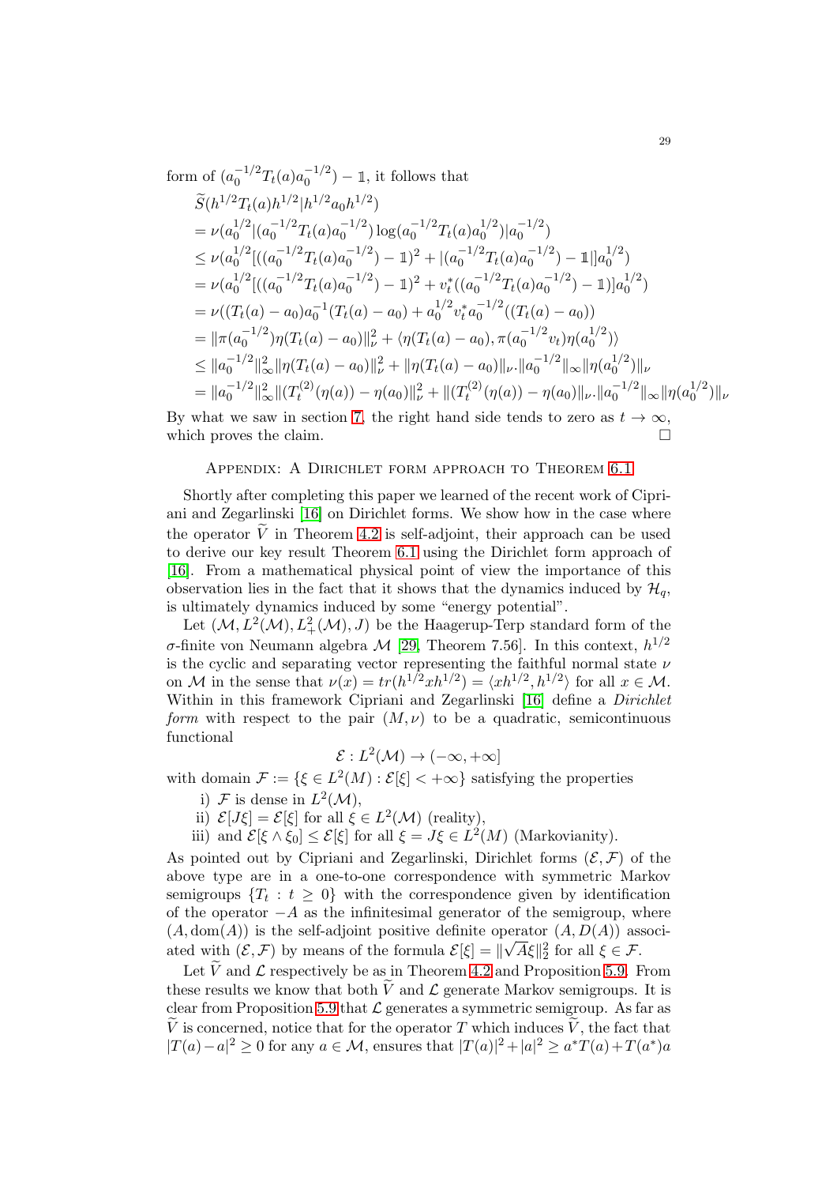form of $(a_0^{-1/2}T_t(a)a_0^{-1/2}) - \mathbb{1}$, it follows that

$$
\begin{aligned}
&\widetilde{S}(h^{1/2}T_t(a)h^{1/2}|h^{1/2}a_0h^{1/2})\\
&= \nu(a_0^{1/2}|(a_0^{-1/2}T_t(a)a_0^{-1/2})\log(a_0^{-1/2}T_t(a)a_0^{1/2})|a_0^{-1/2})\\
&\leq \nu(a_0^{1/2}[((a_0^{-1/2}T_t(a)a_0^{-1/2}) - \mathbb{1})^2 + |(a_0^{-1/2}T_t(a)a_0^{-1/2}) - \mathbb{1}|]a_0^{1/2})\\
&= \nu(a_0^{1/2}[((a_0^{-1/2}T_t(a)a_0^{-1/2}) - \mathbb{1})^2 + v_t^*((a_0^{-1/2}T_t(a)a_0^{-1/2}) - \mathbb{1})]a_0^{1/2})\\
&= \nu((T_t(a) - a_0)a_0^{-1}(T_t(a) - a_0) + a_0^{1/2}v_t^*a_0^{-1/2}((T_t(a) - a_0))\\
&= \|\pi(a_0^{-1/2})\eta(T_t(a) - a_0)\|_\nu^2 + \langle \eta(T_t(a) - a_0), \pi(a_0^{-1/2}v_t)\eta(a_0^{1/2})\rangle\\
&\leq \|a_0^{-1/2}\|_\infty^2\|\eta(T_t(a) - a_0)\|_\nu^2 + \|\eta(T_t(a) - a_0)\|_\nu.\|a_0^{-1/2}\|_\infty\|\eta(a_0^{1/2})\|_\nu\\
&= \|a_0^{-1/2}\|_\infty^2\|(T_t^{(2)}(\eta(a)) - \eta(a_0)\|_\nu^2 + \|(T_t^{(2)}(\eta(a)) - \eta(a_0)\|_\nu.\|a_0^{-1/2}\|_\infty\|\eta(a_0^{1/2})\|_\nu
\end{aligned}
$$

By what we saw in section 7, the right hand side tends to zero as $t \to \infty$, which proves the claim. $\square$

## Appendix: A Dirichlet form approach to Theorem 6.1

Shortly after completing this paper we learned of the recent work of Cipriani and Zegarlinski [16] on Dirichlet forms. We show how in the case where the operator $\widetilde{V}$ in Theorem 4.2 is self-adjoint, their approach can be used to derive our key result Theorem 6.1 using the Dirichlet form approach of [16]. From a mathematical physical point of view the importance of this observation lies in the fact that it shows that the dynamics induced by $\mathcal{H}_q$, is ultimately dynamics induced by some "energy potential".

Let $(\mathcal{M}, L^2(\mathcal{M}), L^2_+(\mathcal{M}), J)$ be the Haagerup-Terp standard form of the $\sigma$-finite von Neumann algebra $\mathcal{M}$ [29, Theorem 7.56]. In this context, $h^{1/2}$ is the cyclic and separating vector representing the faithful normal state $\nu$ on $\mathcal{M}$ in the sense that $\nu(x) = tr(h^{1/2}xh^{1/2}) = \langle xh^{1/2}, h^{1/2}\rangle$ for all $x \in \mathcal{M}$. Within in this framework Cipriani and Zegarlinski [16] define a *Dirichlet form* with respect to the pair $(M, \nu)$ to be a quadratic, semicontinuous functional

$$\mathcal{E} : L^2(\mathcal{M}) \to (-\infty, +\infty]$$

with domain $\mathcal{F} := \{\xi \in L^2(M) : \mathcal{E}[\xi] < +\infty\}$ satisfying the properties

i) $\mathcal{F}$ is dense in $L^2(\mathcal{M})$,
ii) $\mathcal{E}[J\xi] = \mathcal{E}[\xi]$ for all $\xi \in L^2(\mathcal{M})$ (reality),
iii) and $\mathcal{E}[\xi \wedge \xi_0] \leq \mathcal{E}[\xi]$ for all $\xi = J\xi \in L^2(M)$ (Markovianity).

As pointed out by Cipriani and Zegarlinski, Dirichlet forms $(\mathcal{E}, \mathcal{F})$ of the above type are in a one-to-one correspondence with symmetric Markov semigroups $\{T_t : t \geq 0\}$ with the correspondence given by identification of the operator $-A$ as the infinitesimal generator of the semigroup, where $(A, \mathrm{dom}(A))$ is the self-adjoint positive definite operator $(A, D(A))$ associated with $(\mathcal{E}, \mathcal{F})$ by means of the formula $\mathcal{E}[\xi] = \|\sqrt{A}\xi\|_2^2$ for all $\xi \in \mathcal{F}$.

Let $\widetilde{V}$ and $\mathcal{L}$ respectively be as in Theorem 4.2 and Proposition 5.9. From these results we know that both $\widetilde{V}$ and $\mathcal{L}$ generate Markov semigroups. It is clear from Proposition 5.9 that $\mathcal{L}$ generates a symmetric semigroup. As far as $\widetilde{V}$ is concerned, notice that for the operator $T$ which induces $\widetilde{V}$, the fact that $|T(a) - a|^2 \geq 0$ for any $a \in \mathcal{M}$, ensures that $|T(a)|^2 + |a|^2 \geq a^*T(a) + T(a^*)a$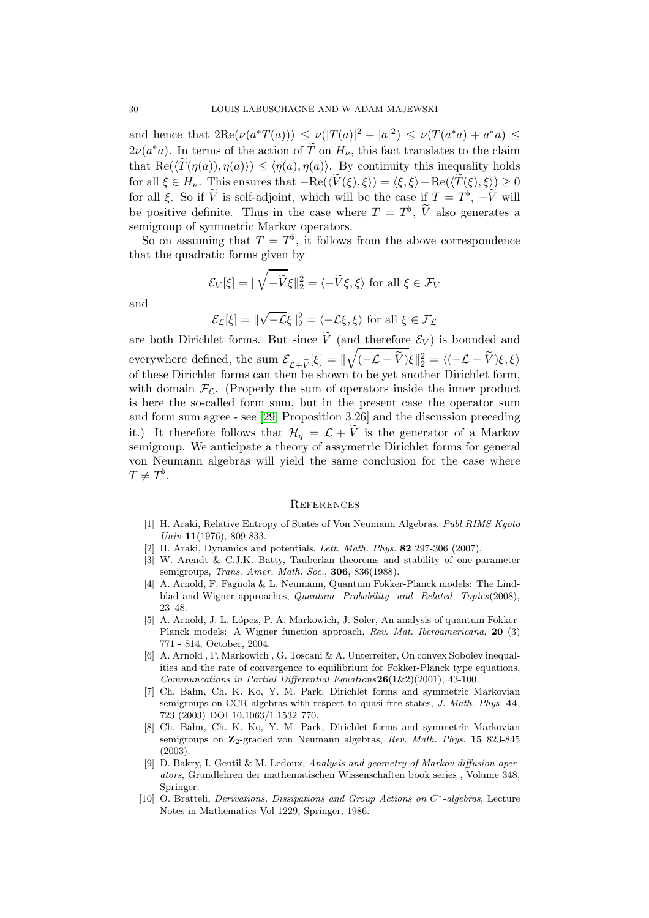and hence that $2\mathrm{Re}(\nu(a^*T(a))) \leq \nu(|T(a)|^2 + |a|^2) \leq \nu(T(a^*a) + a^*a) \leq 2\nu(a^*a)$. In terms of the action of $\widetilde{T}$ on $H_\nu$, this fact translates to the claim that $\mathrm{Re}(\langle \widetilde{T}(\eta(a)), \eta(a)\rangle) \leq \langle \eta(a), \eta(a)\rangle$. By continuity this inequality holds for all $\xi \in H_\nu$. This ensures that $-\mathrm{Re}(\langle \widetilde{V}(\xi), \xi\rangle) = \langle \xi, \xi\rangle - \mathrm{Re}(\langle \widetilde{T}(\xi), \xi\rangle) \geq 0$ for all $\xi$. So if $\widetilde{V}$ is self-adjoint, which will be the case if $T = T^\flat$, $-\widetilde{V}$ will be positive definite. Thus in the case where $T = T^\flat$, $\widetilde{V}$ also generates a semigroup of symmetric Markov operators.

So on assuming that $T = T^\flat$, it follows from the above correspondence that the quadratic forms given by

$$\mathcal{E}_V[\xi] = \|\sqrt{-\widetilde{V}}\xi\|_2^2 = \langle -\widetilde{V}\xi, \xi\rangle \text{ for all } \xi \in \mathcal{F}_V$$

and

$$\mathcal{E}_\mathcal{L}[\xi] = \|\sqrt{-\mathcal{L}}\xi\|_2^2 = \langle -\mathcal{L}\xi, \xi\rangle \text{ for all } \xi \in \mathcal{F}_\mathcal{L}$$

are both Dirichlet forms. But since $\widetilde{V}$ (and therefore $\mathcal{E}_V$) is bounded and everywhere defined, the sum $\mathcal{E}_{\mathcal{L}+\widetilde{V}}[\xi] = \|\sqrt{(-\mathcal{L} - \widetilde{V})}\xi\|_2^2 = \langle (-\mathcal{L} - \widetilde{V})\xi, \xi\rangle$ of these Dirichlet forms can then be shown to be yet another Dirichlet form, with domain $\mathcal{F}_\mathcal{L}$. (Properly the sum of operators inside the inner product is here the so-called form sum, but in the present case the operator sum and form sum agree - see [29, Proposition 3.26] and the discussion preceding it.) It therefore follows that $\mathcal{H}_q = \mathcal{L} + \widetilde{V}$ is the generator of a Markov semigroup. We anticipate a theory of assymetric Dirichlet forms for general von Neumann algebras will yield the same conclusion for the case where $T \neq T^\flat$.

## References

[1] H. Araki, Relative Entropy of States of Von Neumann Algebras. *Publ RIMS Kyoto Univ* **11**(1976), 809-833.

[2] H. Araki, Dynamics and potentials, *Lett. Math. Phys.* **82** 297-306 (2007).

[3] W. Arendt & C.J.K. Batty, Tauberian theorems and stability of one-parameter semigroups, *Trans. Amer. Math. Soc.*, **306**, 836(1988).

[4] A. Arnold, F. Fagnola & L. Neumann, Quantum Fokker-Planck models: The Lindblad and Wigner approaches, *Quantum Probability and Related Topics*(2008), 23–48.

[5] A. Arnold, J. L. López, P. A. Markowich, J. Soler, An analysis of quantum Fokker-Planck models: A Wigner function approach, *Rev. Mat. Iberoamericana*, **20** (3) 771 - 814, October, 2004.

[6] A. Arnold , P. Markowich , G. Toscani & A. Unterreiter, On convex Sobolev inequalities and the rate of convergence to equilibrium for Fokker-Planck type equations, *Communcations in Partial Differential Equations***26**(1&2)(2001), 43-100.

[7] Ch. Bahn, Ch. K. Ko, Y. M. Park, Dirichlet forms and symmetric Markovian semigroups on CCR algebras with respect to quasi-free states, *J. Math. Phys.* **44**, 723 (2003) DOI 10.1063/1.1532 770.

[8] Ch. Bahn, Ch. K. Ko, Y. M. Park, Dirichlet forms and symmetric Markovian semigroups on $\mathbf{Z}_2$-graded von Neumann algebras, *Rev. Math. Phys.* **15** 823-845 (2003).

[9] D. Bakry, I. Gentil & M. Ledoux, *Analysis and geometry of Markov diffusion operators*, Grundlehren der mathematischen Wissenschaften book series , Volume 348, Springer.

[10] O. Bratteli, *Derivations, Dissipations and Group Actions on $C^*$-algebras*, Lecture Notes in Mathematics Vol 1229, Springer, 1986.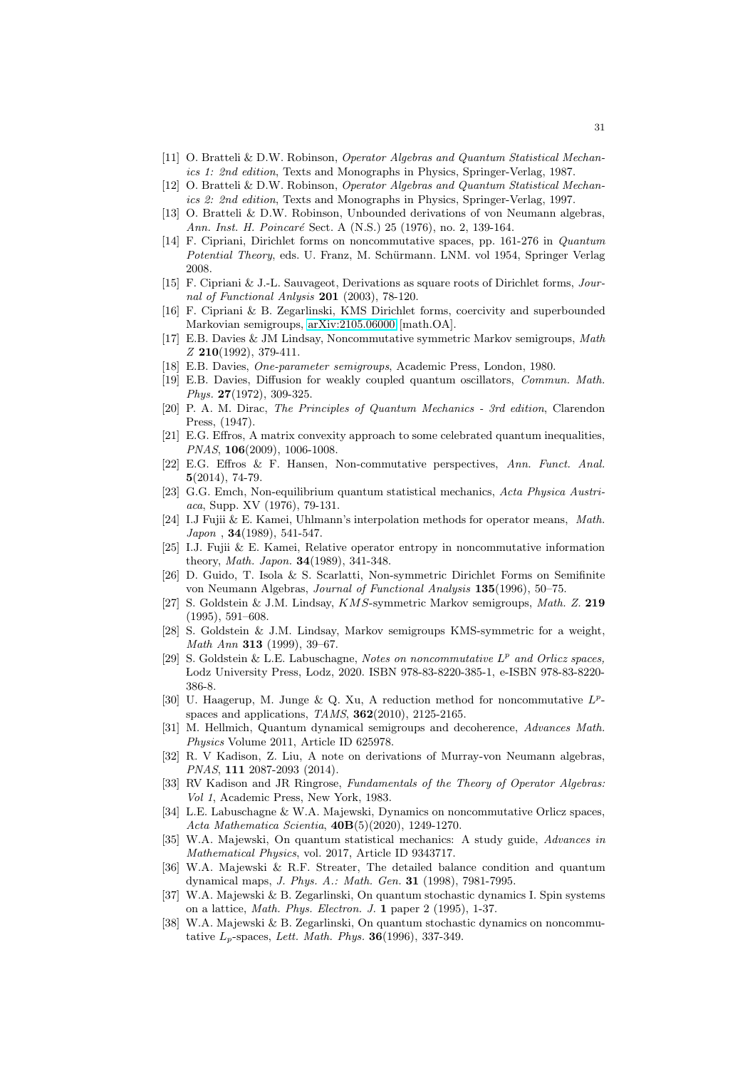[11] O. Bratteli & D.W. Robinson, *Operator Algebras and Quantum Statistical Mechanics 1: 2nd edition*, Texts and Monographs in Physics, Springer-Verlag, 1987.

[12] O. Bratteli & D.W. Robinson, *Operator Algebras and Quantum Statistical Mechanics 2: 2nd edition*, Texts and Monographs in Physics, Springer-Verlag, 1997.

[13] O. Bratteli & D.W. Robinson, Unbounded derivations of von Neumann algebras, *Ann. Inst. H. Poincaré* Sect. A (N.S.) 25 (1976), no. 2, 139-164.

[14] F. Cipriani, Dirichlet forms on noncommutative spaces, pp. 161-276 in *Quantum Potential Theory*, eds. U. Franz, M. Schürmann. LNM. vol 1954, Springer Verlag 2008.

[15] F. Cipriani & J.-L. Sauvageot, Derivations as square roots of Dirichlet forms, *Journal of Functional Anlysis* **201** (2003), 78-120.

[16] F. Cipriani & B. Zegarlinski, KMS Dirichlet forms, coercivity and superbounded Markovian semigroups, arXiv:2105.06000 [math.OA].

[17] E.B. Davies & JM Lindsay, Noncommutative symmetric Markov semigroups, *Math Z* **210**(1992), 379-411.

[18] E.B. Davies, *One-parameter semigroups*, Academic Press, London, 1980.

[19] E.B. Davies, Diffusion for weakly coupled quantum oscillators, *Commun. Math. Phys.* **27**(1972), 309-325.

[20] P. A. M. Dirac, *The Principles of Quantum Mechanics - 3rd edition*, Clarendon Press, (1947).

[21] E.G. Effros, A matrix convexity approach to some celebrated quantum inequalities, *PNAS*, **106**(2009), 1006-1008.

[22] E.G. Effros & F. Hansen, Non-commutative perspectives, *Ann. Funct. Anal.* **5**(2014), 74-79.

[23] G.G. Emch, Non-equilibrium quantum statistical mechanics, *Acta Physica Austriaca*, Supp. XV (1976), 79-131.

[24] I.J Fujii & E. Kamei, Uhlmann's interpolation methods for operator means, *Math. Japon* , **34**(1989), 541-547.

[25] I.J. Fujii & E. Kamei, Relative operator entropy in noncommutative information theory, *Math. Japon.* **34**(1989), 341-348.

[26] D. Guido, T. Isola & S. Scarlatti, Non-symmetric Dirichlet Forms on Semifinite von Neumann Algebras, *Journal of Functional Analysis* **135**(1996), 50–75.

[27] S. Goldstein & J.M. Lindsay, *KMS*-symmetric Markov semigroups, *Math. Z.* **219** (1995), 591–608.

[28] S. Goldstein & J.M. Lindsay, Markov semigroups KMS-symmetric for a weight, *Math Ann* **313** (1999), 39–67.

[29] S. Goldstein & L.E. Labuschagne, *Notes on noncommutative $L^p$ and Orlicz spaces,* Lodz University Press, Lodz, 2020. ISBN 978-83-8220-385-1, e-ISBN 978-83-8220-386-8.

[30] U. Haagerup, M. Junge & Q. Xu, A reduction method for noncommutative $L^p$-spaces and applications, *TAMS*, **362**(2010), 2125-2165.

[31] M. Hellmich, Quantum dynamical semigroups and decoherence, *Advances Math. Physics* Volume 2011, Article ID 625978.

[32] R. V Kadison, Z. Liu, A note on derivations of Murray-von Neumann algebras, *PNAS*, **111** 2087-2093 (2014).

[33] RV Kadison and JR Ringrose, *Fundamentals of the Theory of Operator Algebras: Vol 1*, Academic Press, New York, 1983.

[34] L.E. Labuschagne & W.A. Majewski, Dynamics on noncommutative Orlicz spaces, *Acta Mathematica Scientia*, **40B**(5)(2020), 1249-1270.

[35] W.A. Majewski, On quantum statistical mechanics: A study guide, *Advances in Mathematical Physics*, vol. 2017, Article ID 9343717.

[36] W.A. Majewski & R.F. Streater, The detailed balance condition and quantum dynamical maps, *J. Phys. A.: Math. Gen.* **31** (1998), 7981-7995.

[37] W.A. Majewski & B. Zegarlinski, On quantum stochastic dynamics I. Spin systems on a lattice, *Math. Phys. Electron. J.* **1** paper 2 (1995), 1-37.

[38] W.A. Majewski & B. Zegarlinski, On quantum stochastic dynamics on noncommutative $L_p$-spaces, *Lett. Math. Phys.* **36**(1996), 337-349.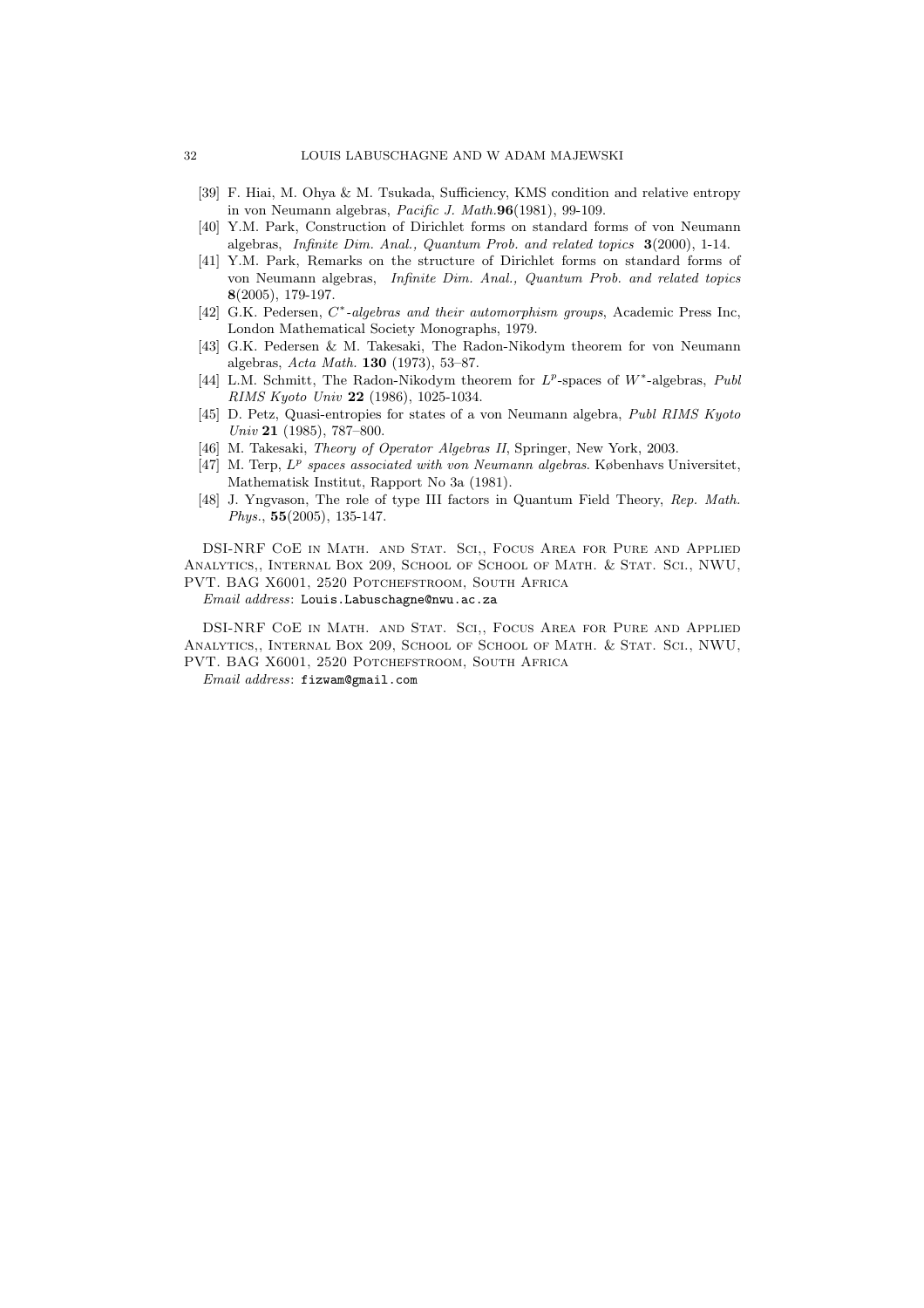[39] F. Hiai, M. Ohya & M. Tsukada, Sufficiency, KMS condition and relative entropy in von Neumann algebras, *Pacific J. Math.*__96__(1981), 99-109.

[40] Y.M. Park, Construction of Dirichlet forms on standard forms of von Neumann algebras, *Infinite Dim. Anal., Quantum Prob. and related topics* __3__(2000), 1-14.

[41] Y.M. Park, Remarks on the structure of Dirichlet forms on standard forms of von Neumann algebras, *Infinite Dim. Anal., Quantum Prob. and related topics* __8__(2005), 179-197.

[42] G.K. Pedersen, *$C^*$-algebras and their automorphism groups*, Academic Press Inc, London Mathematical Society Monographs, 1979.

[43] G.K. Pedersen & M. Takesaki, The Radon-Nikodym theorem for von Neumann algebras, *Acta Math.* __130__ (1973), 53–87.

[44] L.M. Schmitt, The Radon-Nikodym theorem for $L^p$-spaces of $W^*$-algebras, *Publ RIMS Kyoto Univ* __22__ (1986), 1025-1034.

[45] D. Petz, Quasi-entropies for states of a von Neumann algebra, *Publ RIMS Kyoto Univ* __21__ (1985), 787–800.

[46] M. Takesaki, *Theory of Operator Algebras II*, Springer, New York, 2003.

[47] M. Terp, *$L^p$ spaces associated with von Neumann algebras*. Københavs Universitet, Mathematisk Institut, Rapport No 3a (1981).

[48] J. Yngvason, The role of type III factors in Quantum Field Theory, *Rep. Math. Phys.*, __55__(2005), 135-147.

DSI-NRF CoE in Math. and Stat. Sci,, Focus Area for Pure and Applied Analytics,, Internal Box 209, School of School of Math. & Stat. Sci., NWU, PVT. BAG X6001, 2520 Potchefstroom, South Africa

*Email address*: Louis.Labuschagne@nwu.ac.za

DSI-NRF CoE in Math. and Stat. Sci,, Focus Area for Pure and Applied Analytics,, Internal Box 209, School of School of Math. & Stat. Sci., NWU, PVT. BAG X6001, 2520 Potchefstroom, South Africa

*Email address*: fizwam@gmail.com